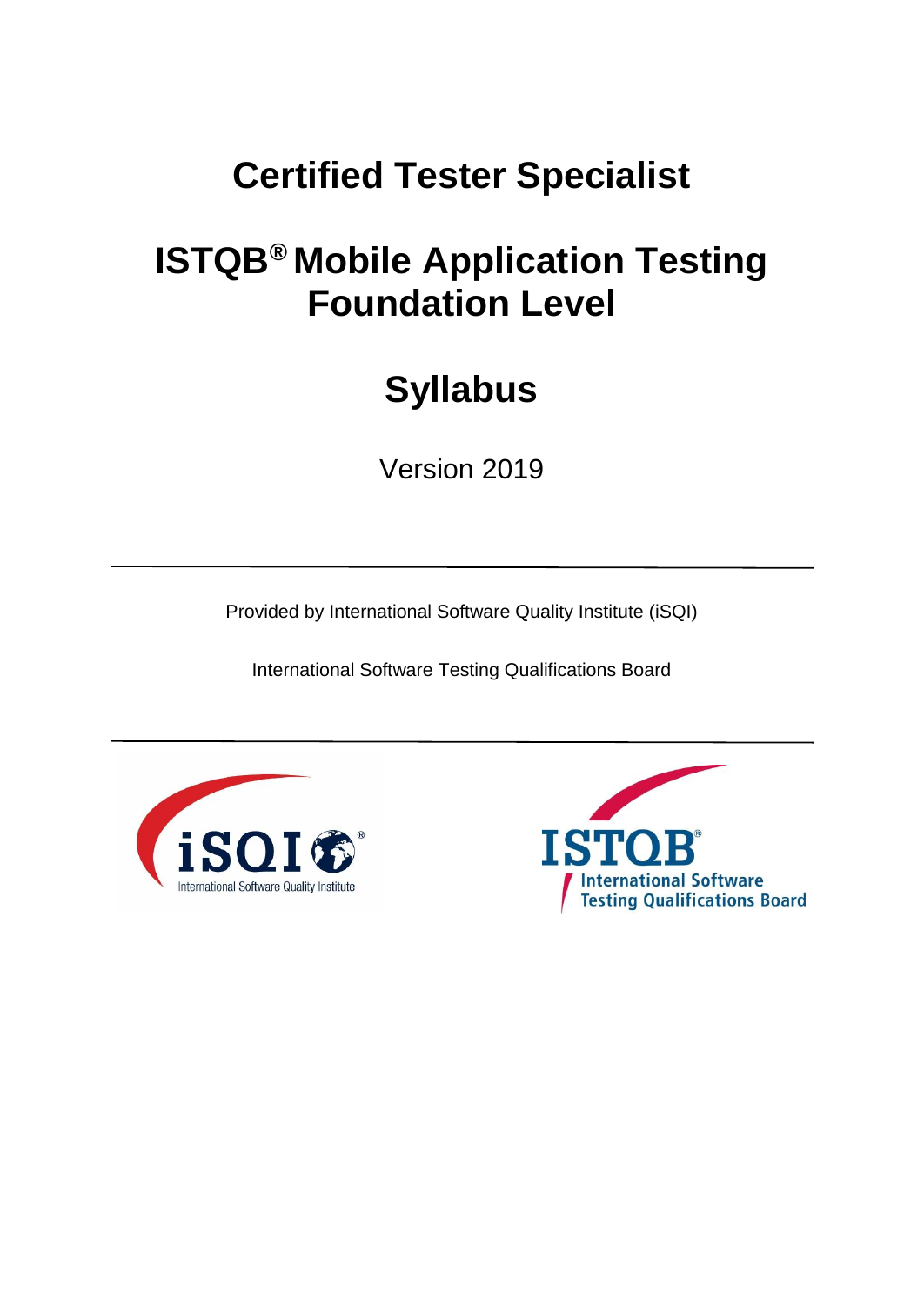# Certified Tester Specialist

# ISTQB® Mobile Application Testing Foundation Level

# Syllabus

Version 2019

---

Provided by International Software Quality Institute (iSQI)

International Software Testing Qualifications Board

---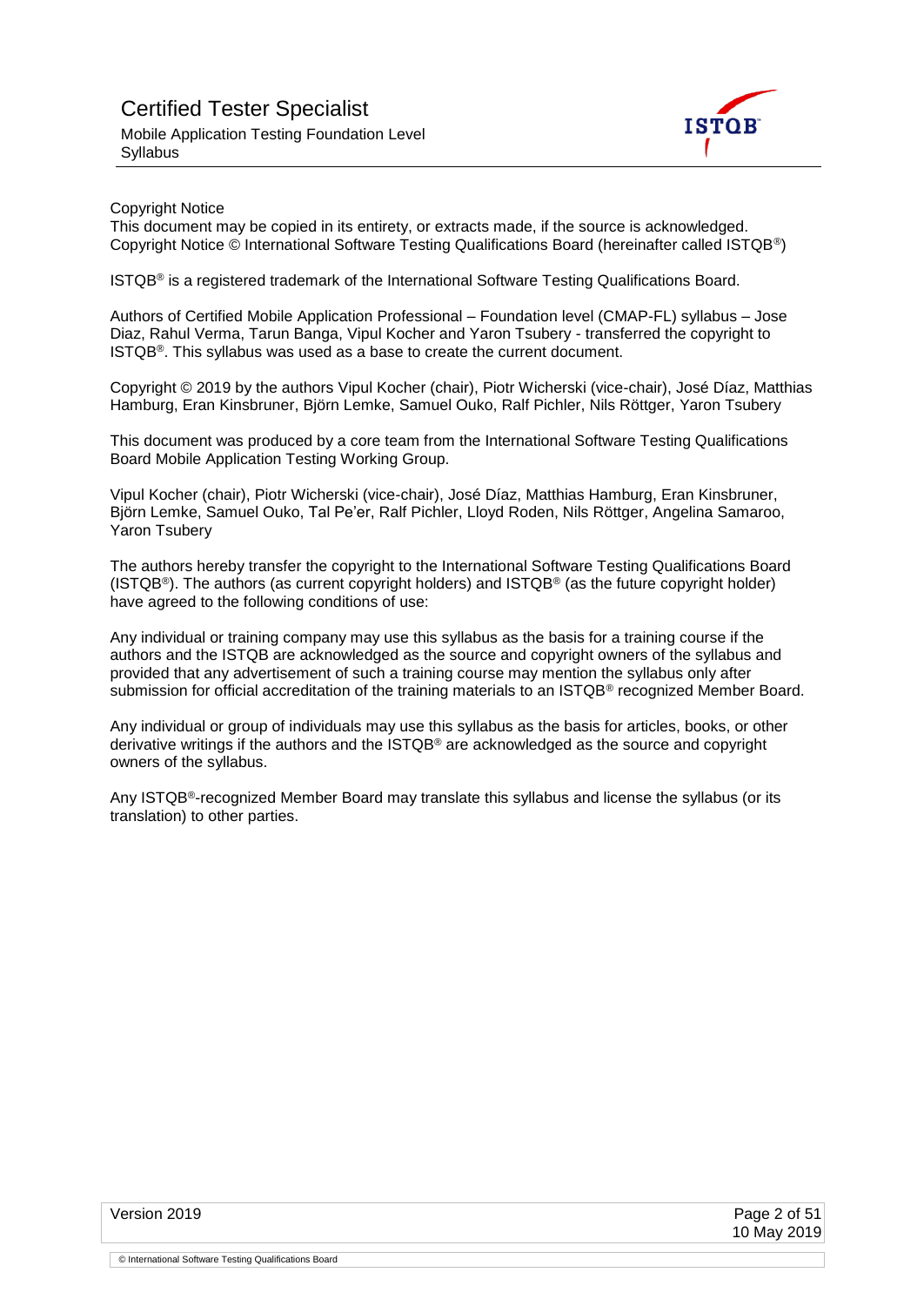Copyright Notice

This document may be copied in its entirety, or extracts made, if the source is acknowledged. Copyright Notice © International Software Testing Qualifications Board (hereinafter called ISTQB®)

ISTQB® is a registered trademark of the International Software Testing Qualifications Board.

Authors of Certified Mobile Application Professional – Foundation level (CMAP-FL) syllabus – Jose Diaz, Rahul Verma, Tarun Banga, Vipul Kocher and Yaron Tsubery - transferred the copyright to ISTQB®. This syllabus was used as a base to create the current document.

Copyright © 2019 by the authors Vipul Kocher (chair), Piotr Wicherski (vice-chair), José Díaz, Matthias Hamburg, Eran Kinsbruner, Björn Lemke, Samuel Ouko, Ralf Pichler, Nils Röttger, Yaron Tsubery

This document was produced by a core team from the International Software Testing Qualifications Board Mobile Application Testing Working Group.

Vipul Kocher (chair), Piotr Wicherski (vice-chair), José Díaz, Matthias Hamburg, Eran Kinsbruner, Björn Lemke, Samuel Ouko, Tal Pe'er, Ralf Pichler, Lloyd Roden, Nils Röttger, Angelina Samaroo, Yaron Tsubery

The authors hereby transfer the copyright to the International Software Testing Qualifications Board (ISTQB®). The authors (as current copyright holders) and ISTQB® (as the future copyright holder) have agreed to the following conditions of use:

Any individual or training company may use this syllabus as the basis for a training course if the authors and the ISTQB are acknowledged as the source and copyright owners of the syllabus and provided that any advertisement of such a training course may mention the syllabus only after submission for official accreditation of the training materials to an ISTQB® recognized Member Board.

Any individual or group of individuals may use this syllabus as the basis for articles, books, or other derivative writings if the authors and the ISTQB® are acknowledged as the source and copyright owners of the syllabus.

Any ISTQB®-recognized Member Board may translate this syllabus and license the syllabus (or its translation) to other parties.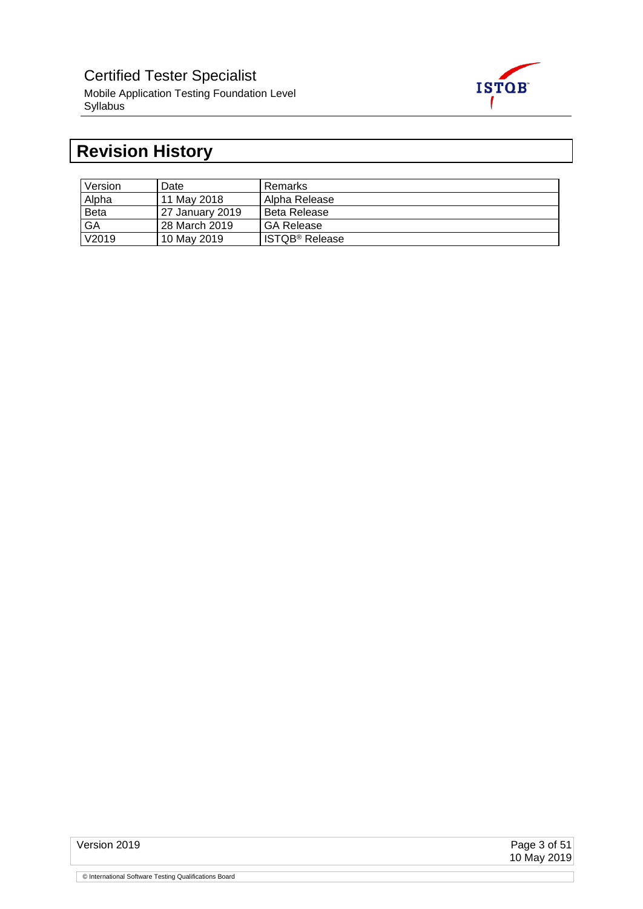# Revision History

| Version | Date | Remarks |
|---|---|---|
| Alpha | 11 May 2018 | Alpha Release |
| Beta | 27 January 2019 | Beta Release |
| GA | 28 March 2019 | GA Release |
| V2019 | 10 May 2019 | ISTQB® Release |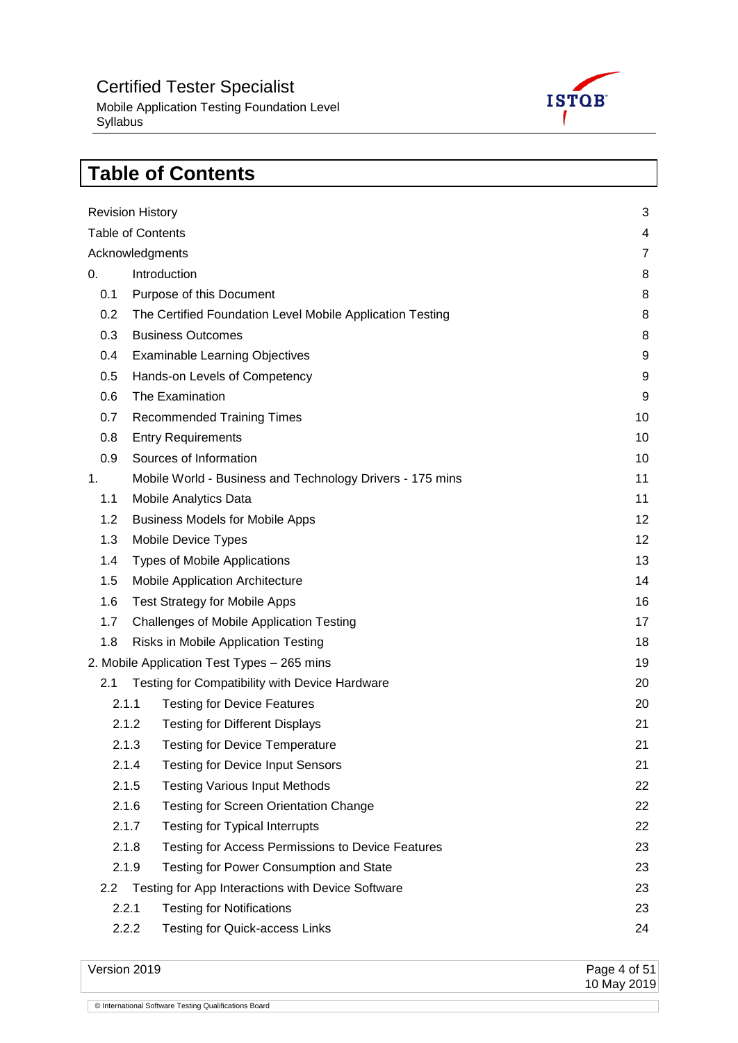# Table of Contents

| | | |
|---|---|---|
| Revision History | | 3 |
| Table of Contents | | 4 |
| Acknowledgments | | 7 |
| 0. | Introduction | 8 |
| 0.1 | Purpose of this Document | 8 |
| 0.2 | The Certified Foundation Level Mobile Application Testing | 8 |
| 0.3 | Business Outcomes | 8 |
| 0.4 | Examinable Learning Objectives | 9 |
| 0.5 | Hands-on Levels of Competency | 9 |
| 0.6 | The Examination | 9 |
| 0.7 | Recommended Training Times | 10 |
| 0.8 | Entry Requirements | 10 |
| 0.9 | Sources of Information | 10 |
| 1. | Mobile World - Business and Technology Drivers - 175 mins | 11 |
| 1.1 | Mobile Analytics Data | 11 |
| 1.2 | Business Models for Mobile Apps | 12 |
| 1.3 | Mobile Device Types | 12 |
| 1.4 | Types of Mobile Applications | 13 |
| 1.5 | Mobile Application Architecture | 14 |
| 1.6 | Test Strategy for Mobile Apps | 16 |
| 1.7 | Challenges of Mobile Application Testing | 17 |
| 1.8 | Risks in Mobile Application Testing | 18 |
| 2. Mobile Application Test Types – 265 mins | | 19 |
| 2.1 | Testing for Compatibility with Device Hardware | 20 |
| 2.1.1 | Testing for Device Features | 20 |
| 2.1.2 | Testing for Different Displays | 21 |
| 2.1.3 | Testing for Device Temperature | 21 |
| 2.1.4 | Testing for Device Input Sensors | 21 |
| 2.1.5 | Testing Various Input Methods | 22 |
| 2.1.6 | Testing for Screen Orientation Change | 22 |
| 2.1.7 | Testing for Typical Interrupts | 22 |
| 2.1.8 | Testing for Access Permissions to Device Features | 23 |
| 2.1.9 | Testing for Power Consumption and State | 23 |
| 2.2 | Testing for App Interactions with Device Software | 23 |
| 2.2.1 | Testing for Notifications | 23 |
| 2.2.2 | Testing for Quick-access Links | 24 |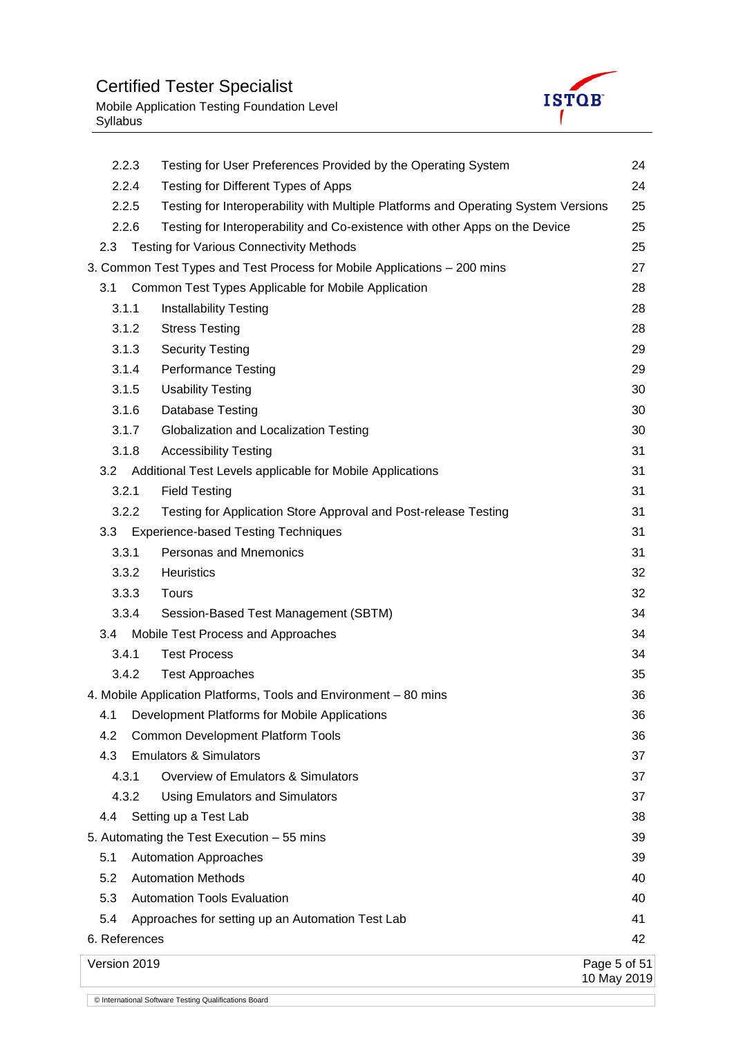| | | |
|---|---|---|
| 2.2.3 | Testing for User Preferences Provided by the Operating System | 24 |
| 2.2.4 | Testing for Different Types of Apps | 24 |
| 2.2.5 | Testing for Interoperability with Multiple Platforms and Operating System Versions | 25 |
| 2.2.6 | Testing for Interoperability and Co-existence with other Apps on the Device | 25 |
| 2.3 | Testing for Various Connectivity Methods | 25 |
| 3. | Common Test Types and Test Process for Mobile Applications – 200 mins | 27 |
| 3.1 | Common Test Types Applicable for Mobile Application | 28 |
| 3.1.1 | Installability Testing | 28 |
| 3.1.2 | Stress Testing | 28 |
| 3.1.3 | Security Testing | 29 |
| 3.1.4 | Performance Testing | 29 |
| 3.1.5 | Usability Testing | 30 |
| 3.1.6 | Database Testing | 30 |
| 3.1.7 | Globalization and Localization Testing | 30 |
| 3.1.8 | Accessibility Testing | 31 |
| 3.2 | Additional Test Levels applicable for Mobile Applications | 31 |
| 3.2.1 | Field Testing | 31 |
| 3.2.2 | Testing for Application Store Approval and Post-release Testing | 31 |
| 3.3 | Experience-based Testing Techniques | 31 |
| 3.3.1 | Personas and Mnemonics | 31 |
| 3.3.2 | Heuristics | 32 |
| 3.3.3 | Tours | 32 |
| 3.3.4 | Session-Based Test Management (SBTM) | 34 |
| 3.4 | Mobile Test Process and Approaches | 34 |
| 3.4.1 | Test Process | 34 |
| 3.4.2 | Test Approaches | 35 |
| 4. | Mobile Application Platforms, Tools and Environment – 80 mins | 36 |
| 4.1 | Development Platforms for Mobile Applications | 36 |
| 4.2 | Common Development Platform Tools | 36 |
| 4.3 | Emulators & Simulators | 37 |
| 4.3.1 | Overview of Emulators & Simulators | 37 |
| 4.3.2 | Using Emulators and Simulators | 37 |
| 4.4 | Setting up a Test Lab | 38 |
| 5. | Automating the Test Execution – 55 mins | 39 |
| 5.1 | Automation Approaches | 39 |
| 5.2 | Automation Methods | 40 |
| 5.3 | Automation Tools Evaluation | 40 |
| 5.4 | Approaches for setting up an Automation Test Lab | 41 |
| 6. | References | 42 |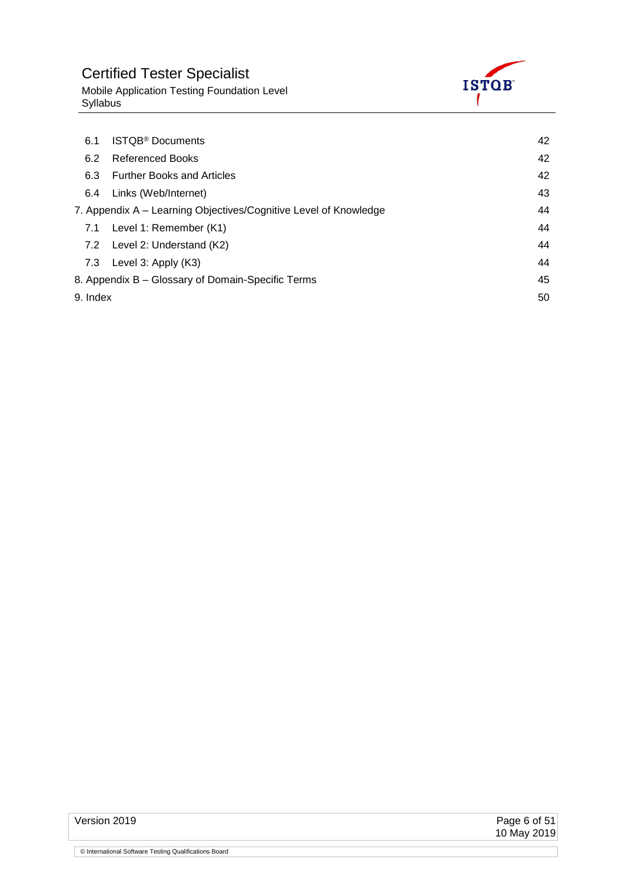| | | |
|---|---|---|
| 6.1 | ISTQB® Documents | 42 |
| 6.2 | Referenced Books | 42 |
| 6.3 | Further Books and Articles | 42 |
| 6.4 | Links (Web/Internet) | 43 |
| 7. Appendix A – Learning Objectives/Cognitive Level of Knowledge | | 44 |
| 7.1 | Level 1: Remember (K1) | 44 |
| 7.2 | Level 2: Understand (K2) | 44 |
| 7.3 | Level 3: Apply (K3) | 44 |
| 8. Appendix B – Glossary of Domain-Specific Terms | | 45 |
| 9. Index | | 50 |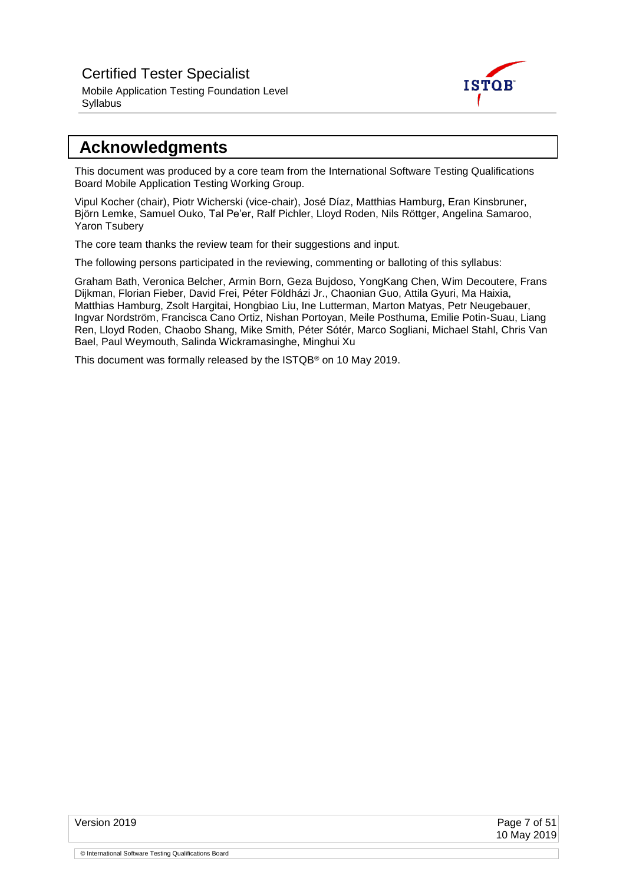# Acknowledgments

This document was produced by a core team from the International Software Testing Qualifications Board Mobile Application Testing Working Group.

Vipul Kocher (chair), Piotr Wicherski (vice-chair), José Díaz, Matthias Hamburg, Eran Kinsbruner, Björn Lemke, Samuel Ouko, Tal Pe'er, Ralf Pichler, Lloyd Roden, Nils Röttger, Angelina Samaroo, Yaron Tsubery

The core team thanks the review team for their suggestions and input.

The following persons participated in the reviewing, commenting or balloting of this syllabus:

Graham Bath, Veronica Belcher, Armin Born, Geza Bujdoso, YongKang Chen, Wim Decoutere, Frans Dijkman, Florian Fieber, David Frei, Péter Földházi Jr., Chaonian Guo, Attila Gyuri, Ma Haixia, Matthias Hamburg, Zsolt Hargitai, Hongbiao Liu, Ine Lutterman, Marton Matyas, Petr Neugebauer, Ingvar Nordström, Francisca Cano Ortiz, Nishan Portoyan, Meile Posthuma, Emilie Potin-Suau, Liang Ren, Lloyd Roden, Chaobo Shang, Mike Smith, Péter Sótér, Marco Sogliani, Michael Stahl, Chris Van Bael, Paul Weymouth, Salinda Wickramasinghe, Minghui Xu

This document was formally released by the ISTQB® on 10 May 2019.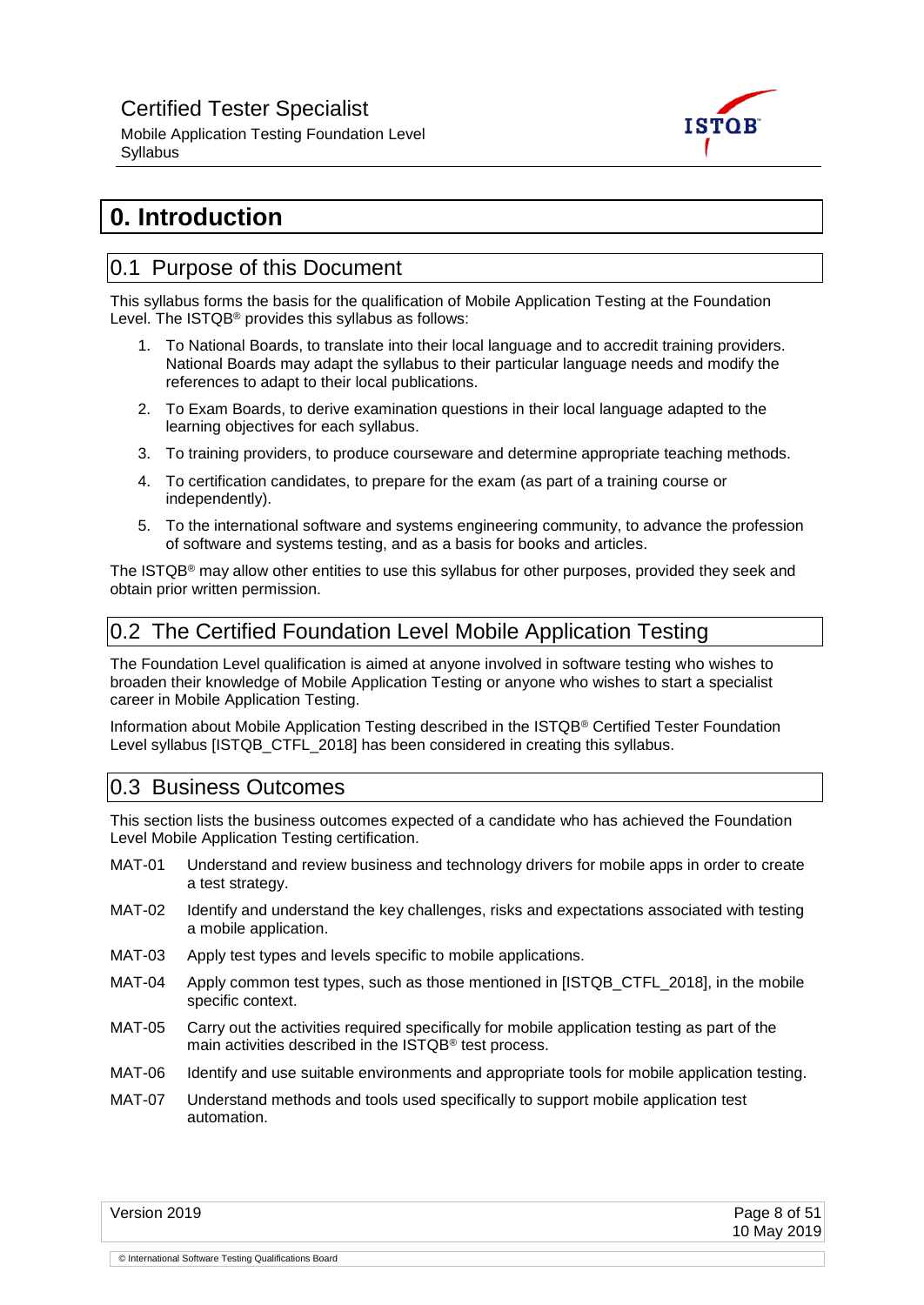# 0. Introduction

## 0.1 Purpose of this Document

This syllabus forms the basis for the qualification of Mobile Application Testing at the Foundation Level. The ISTQB® provides this syllabus as follows:

1. To National Boards, to translate into their local language and to accredit training providers. National Boards may adapt the syllabus to their particular language needs and modify the references to adapt to their local publications.
2. To Exam Boards, to derive examination questions in their local language adapted to the learning objectives for each syllabus.
3. To training providers, to produce courseware and determine appropriate teaching methods.
4. To certification candidates, to prepare for the exam (as part of a training course or independently).
5. To the international software and systems engineering community, to advance the profession of software and systems testing, and as a basis for books and articles.

The ISTQB® may allow other entities to use this syllabus for other purposes, provided they seek and obtain prior written permission.

## 0.2 The Certified Foundation Level Mobile Application Testing

The Foundation Level qualification is aimed at anyone involved in software testing who wishes to broaden their knowledge of Mobile Application Testing or anyone who wishes to start a specialist career in Mobile Application Testing.

Information about Mobile Application Testing described in the ISTQB® Certified Tester Foundation Level syllabus [ISTQB_CTFL_2018] has been considered in creating this syllabus.

## 0.3 Business Outcomes

This section lists the business outcomes expected of a candidate who has achieved the Foundation Level Mobile Application Testing certification.

- MAT-01 Understand and review business and technology drivers for mobile apps in order to create a test strategy.
- MAT-02 Identify and understand the key challenges, risks and expectations associated with testing a mobile application.
- MAT-03 Apply test types and levels specific to mobile applications.
- MAT-04 Apply common test types, such as those mentioned in [ISTQB_CTFL_2018], in the mobile specific context.
- MAT-05 Carry out the activities required specifically for mobile application testing as part of the main activities described in the ISTQB® test process.
- MAT-06 Identify and use suitable environments and appropriate tools for mobile application testing.
- MAT-07 Understand methods and tools used specifically to support mobile application test automation.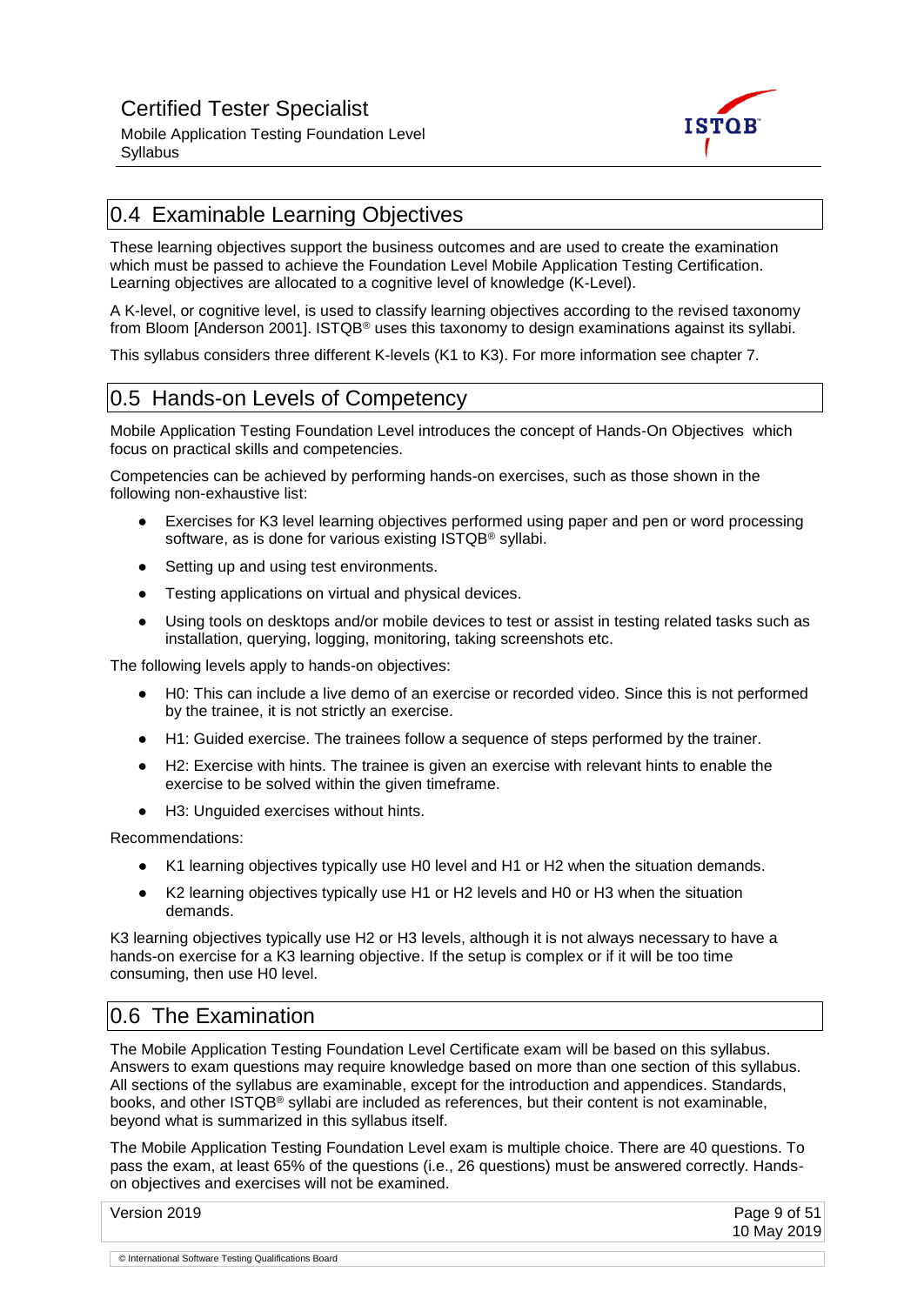## 0.4 Examinable Learning Objectives

These learning objectives support the business outcomes and are used to create the examination which must be passed to achieve the Foundation Level Mobile Application Testing Certification. Learning objectives are allocated to a cognitive level of knowledge (K-Level).

A K-level, or cognitive level, is used to classify learning objectives according to the revised taxonomy from Bloom [Anderson 2001]. ISTQB® uses this taxonomy to design examinations against its syllabi.

This syllabus considers three different K-levels (K1 to K3). For more information see chapter 7.

## 0.5 Hands-on Levels of Competency

Mobile Application Testing Foundation Level introduces the concept of Hands-On Objectives which focus on practical skills and competencies.

Competencies can be achieved by performing hands-on exercises, such as those shown in the following non-exhaustive list:

- Exercises for K3 level learning objectives performed using paper and pen or word processing software, as is done for various existing ISTQB® syllabi.
- Setting up and using test environments.
- Testing applications on virtual and physical devices.
- Using tools on desktops and/or mobile devices to test or assist in testing related tasks such as installation, querying, logging, monitoring, taking screenshots etc.

The following levels apply to hands-on objectives:

- H0: This can include a live demo of an exercise or recorded video. Since this is not performed by the trainee, it is not strictly an exercise.
- H1: Guided exercise. The trainees follow a sequence of steps performed by the trainer.
- H2: Exercise with hints. The trainee is given an exercise with relevant hints to enable the exercise to be solved within the given timeframe.
- H3: Unguided exercises without hints.

Recommendations:

- K1 learning objectives typically use H0 level and H1 or H2 when the situation demands.
- K2 learning objectives typically use H1 or H2 levels and H0 or H3 when the situation demands.

K3 learning objectives typically use H2 or H3 levels, although it is not always necessary to have a hands-on exercise for a K3 learning objective. If the setup is complex or if it will be too time consuming, then use H0 level.

## 0.6 The Examination

The Mobile Application Testing Foundation Level Certificate exam will be based on this syllabus. Answers to exam questions may require knowledge based on more than one section of this syllabus. All sections of the syllabus are examinable, except for the introduction and appendices. Standards, books, and other ISTQB® syllabi are included as references, but their content is not examinable, beyond what is summarized in this syllabus itself.

The Mobile Application Testing Foundation Level exam is multiple choice. There are 40 questions. To pass the exam, at least 65% of the questions (i.e., 26 questions) must be answered correctly. Hands-on objectives and exercises will not be examined.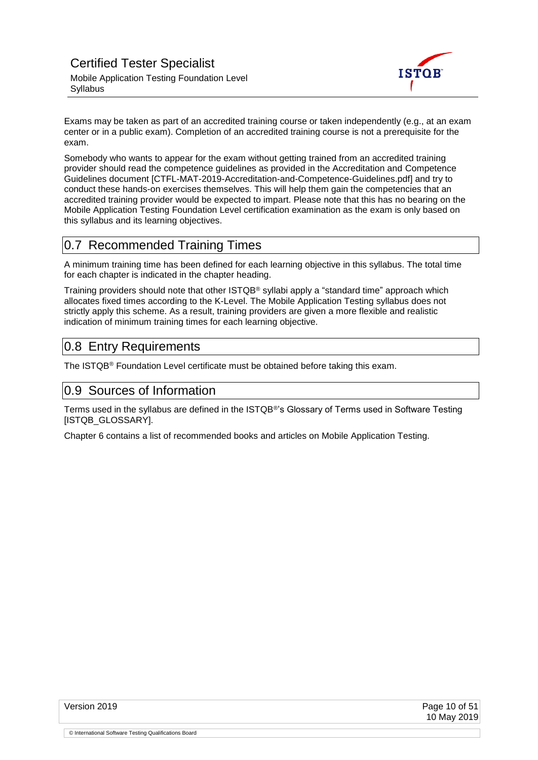Exams may be taken as part of an accredited training course or taken independently (e.g., at an exam center or in a public exam). Completion of an accredited training course is not a prerequisite for the exam.

Somebody who wants to appear for the exam without getting trained from an accredited training provider should read the competence guidelines as provided in the Accreditation and Competence Guidelines document [CTFL-MAT-2019-Accreditation-and-Competence-Guidelines.pdf] and try to conduct these hands-on exercises themselves. This will help them gain the competencies that an accredited training provider would be expected to impart. Please note that this has no bearing on the Mobile Application Testing Foundation Level certification examination as the exam is only based on this syllabus and its learning objectives.

## 0.7 Recommended Training Times

A minimum training time has been defined for each learning objective in this syllabus. The total time for each chapter is indicated in the chapter heading.

Training providers should note that other ISTQB® syllabi apply a "standard time" approach which allocates fixed times according to the K-Level. The Mobile Application Testing syllabus does not strictly apply this scheme. As a result, training providers are given a more flexible and realistic indication of minimum training times for each learning objective.

## 0.8 Entry Requirements

The ISTQB® Foundation Level certificate must be obtained before taking this exam.

## 0.9 Sources of Information

Terms used in the syllabus are defined in the ISTQB®'s Glossary of Terms used in Software Testing [ISTQB_GLOSSARY].

Chapter 6 contains a list of recommended books and articles on Mobile Application Testing.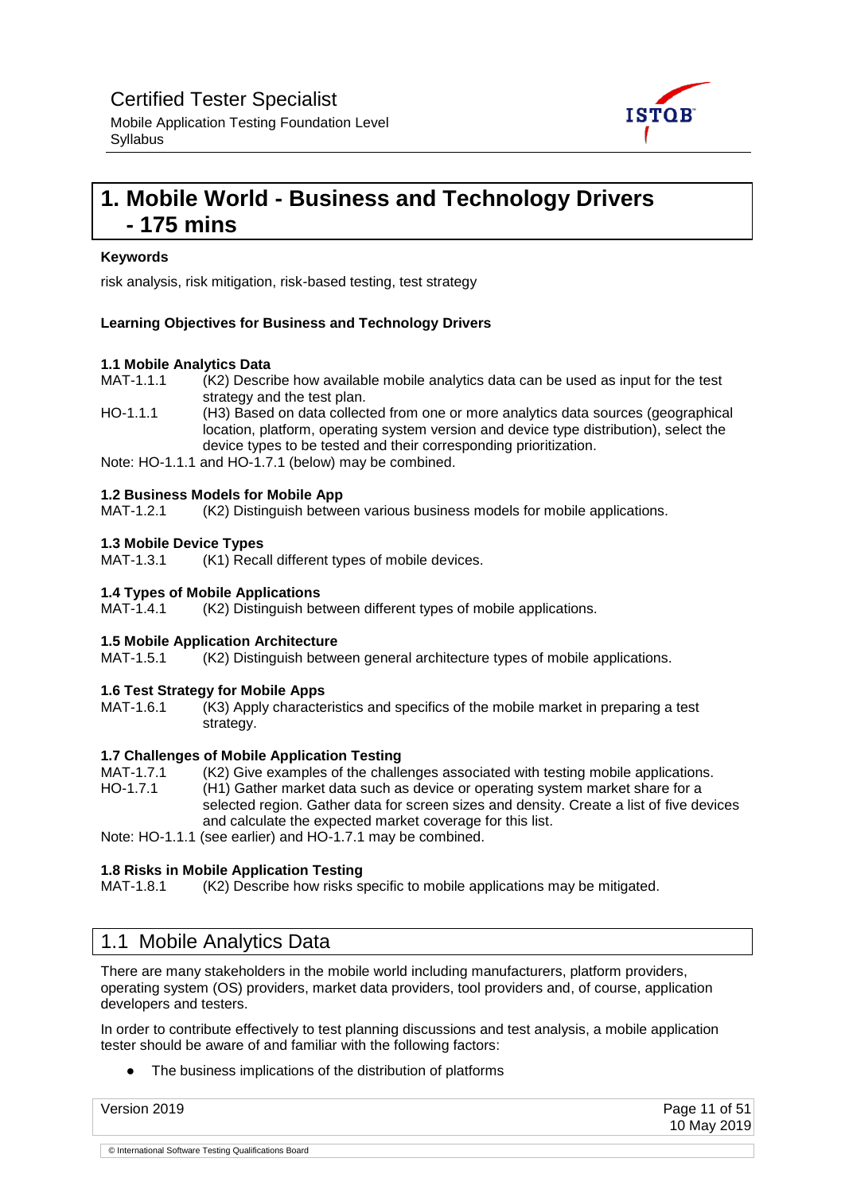# 1. Mobile World - Business and Technology Drivers - 175 mins

**Keywords**

risk analysis, risk mitigation, risk-based testing, test strategy

**Learning Objectives for Business and Technology Drivers**

**1.1 Mobile Analytics Data**

MAT-1.1.1 (K2) Describe how available mobile analytics data can be used as input for the test strategy and the test plan.

HO-1.1.1 (H3) Based on data collected from one or more analytics data sources (geographical location, platform, operating system version and device type distribution), select the device types to be tested and their corresponding prioritization.

Note: HO-1.1.1 and HO-1.7.1 (below) may be combined.

**1.2 Business Models for Mobile App**

MAT-1.2.1 (K2) Distinguish between various business models for mobile applications.

**1.3 Mobile Device Types**

MAT-1.3.1 (K1) Recall different types of mobile devices.

**1.4 Types of Mobile Applications**

MAT-1.4.1 (K2) Distinguish between different types of mobile applications.

**1.5 Mobile Application Architecture**

MAT-1.5.1 (K2) Distinguish between general architecture types of mobile applications.

**1.6 Test Strategy for Mobile Apps**

MAT-1.6.1 (K3) Apply characteristics and specifics of the mobile market in preparing a test strategy.

**1.7 Challenges of Mobile Application Testing**

MAT-1.7.1 (K2) Give examples of the challenges associated with testing mobile applications.

HO-1.7.1 (H1) Gather market data such as device or operating system market share for a selected region. Gather data for screen sizes and density. Create a list of five devices and calculate the expected market coverage for this list.

Note: HO-1.1.1 (see earlier) and HO-1.7.1 may be combined.

**1.8 Risks in Mobile Application Testing**

MAT-1.8.1 (K2) Describe how risks specific to mobile applications may be mitigated.

## 1.1 Mobile Analytics Data

There are many stakeholders in the mobile world including manufacturers, platform providers, operating system (OS) providers, market data providers, tool providers and, of course, application developers and testers.

In order to contribute effectively to test planning discussions and test analysis, a mobile application tester should be aware of and familiar with the following factors:

- The business implications of the distribution of platforms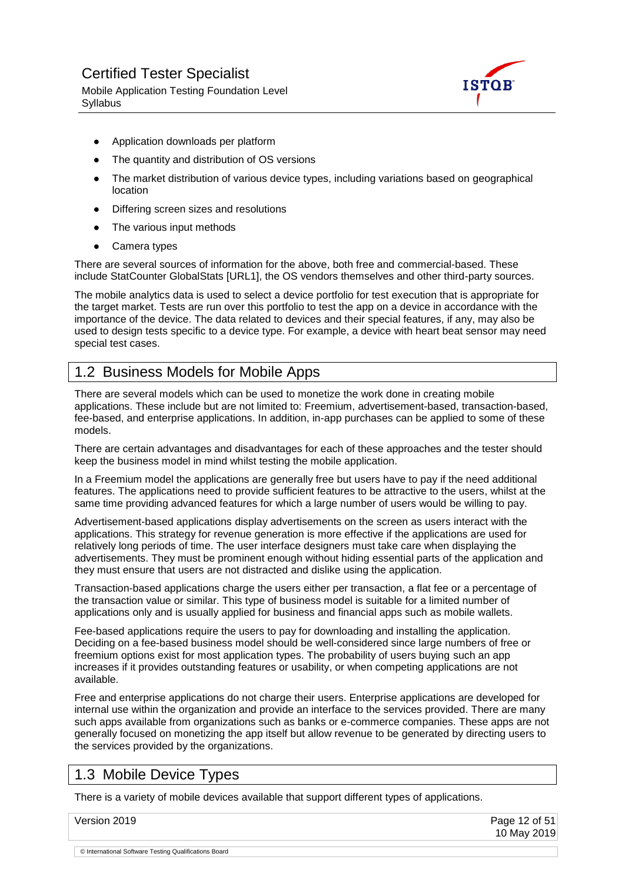- Application downloads per platform
- The quantity and distribution of OS versions
- The market distribution of various device types, including variations based on geographical location
- Differing screen sizes and resolutions
- The various input methods
- Camera types

There are several sources of information for the above, both free and commercial-based. These include StatCounter GlobalStats [URL1], the OS vendors themselves and other third-party sources.

The mobile analytics data is used to select a device portfolio for test execution that is appropriate for the target market. Tests are run over this portfolio to test the app on a device in accordance with the importance of the device. The data related to devices and their special features, if any, may also be used to design tests specific to a device type. For example, a device with heart beat sensor may need special test cases.

## 1.2 Business Models for Mobile Apps

There are several models which can be used to monetize the work done in creating mobile applications. These include but are not limited to: Freemium, advertisement-based, transaction-based, fee-based, and enterprise applications. In addition, in-app purchases can be applied to some of these models.

There are certain advantages and disadvantages for each of these approaches and the tester should keep the business model in mind whilst testing the mobile application.

In a Freemium model the applications are generally free but users have to pay if the need additional features. The applications need to provide sufficient features to be attractive to the users, whilst at the same time providing advanced features for which a large number of users would be willing to pay.

Advertisement-based applications display advertisements on the screen as users interact with the applications. This strategy for revenue generation is more effective if the applications are used for relatively long periods of time. The user interface designers must take care when displaying the advertisements. They must be prominent enough without hiding essential parts of the application and they must ensure that users are not distracted and dislike using the application.

Transaction-based applications charge the users either per transaction, a flat fee or a percentage of the transaction value or similar. This type of business model is suitable for a limited number of applications only and is usually applied for business and financial apps such as mobile wallets.

Fee-based applications require the users to pay for downloading and installing the application. Deciding on a fee-based business model should be well-considered since large numbers of free or freemium options exist for most application types. The probability of users buying such an app increases if it provides outstanding features or usability, or when competing applications are not available.

Free and enterprise applications do not charge their users. Enterprise applications are developed for internal use within the organization and provide an interface to the services provided. There are many such apps available from organizations such as banks or e-commerce companies. These apps are not generally focused on monetizing the app itself but allow revenue to be generated by directing users to the services provided by the organizations.

## 1.3 Mobile Device Types

There is a variety of mobile devices available that support different types of applications.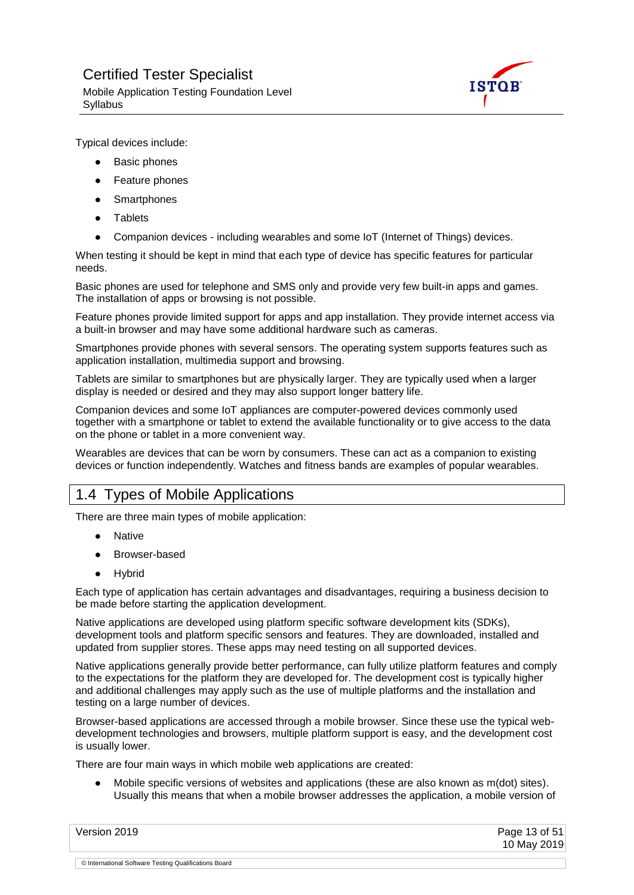Typical devices include:

- Basic phones
- Feature phones
- Smartphones
- Tablets
- Companion devices - including wearables and some IoT (Internet of Things) devices.

When testing it should be kept in mind that each type of device has specific features for particular needs.

Basic phones are used for telephone and SMS only and provide very few built-in apps and games. The installation of apps or browsing is not possible.

Feature phones provide limited support for apps and app installation. They provide internet access via a built-in browser and may have some additional hardware such as cameras.

Smartphones provide phones with several sensors. The operating system supports features such as application installation, multimedia support and browsing.

Tablets are similar to smartphones but are physically larger. They are typically used when a larger display is needed or desired and they may also support longer battery life.

Companion devices and some IoT appliances are computer-powered devices commonly used together with a smartphone or tablet to extend the available functionality or to give access to the data on the phone or tablet in a more convenient way.

Wearables are devices that can be worn by consumers. These can act as a companion to existing devices or function independently. Watches and fitness bands are examples of popular wearables.

## 1.4 Types of Mobile Applications

There are three main types of mobile application:

- Native
- Browser-based
- Hybrid

Each type of application has certain advantages and disadvantages, requiring a business decision to be made before starting the application development.

Native applications are developed using platform specific software development kits (SDKs), development tools and platform specific sensors and features. They are downloaded, installed and updated from supplier stores. These apps may need testing on all supported devices.

Native applications generally provide better performance, can fully utilize platform features and comply to the expectations for the platform they are developed for. The development cost is typically higher and additional challenges may apply such as the use of multiple platforms and the installation and testing on a large number of devices.

Browser-based applications are accessed through a mobile browser. Since these use the typical web-development technologies and browsers, multiple platform support is easy, and the development cost is usually lower.

There are four main ways in which mobile web applications are created:

- Mobile specific versions of websites and applications (these are also known as m(dot) sites). Usually this means that when a mobile browser addresses the application, a mobile version of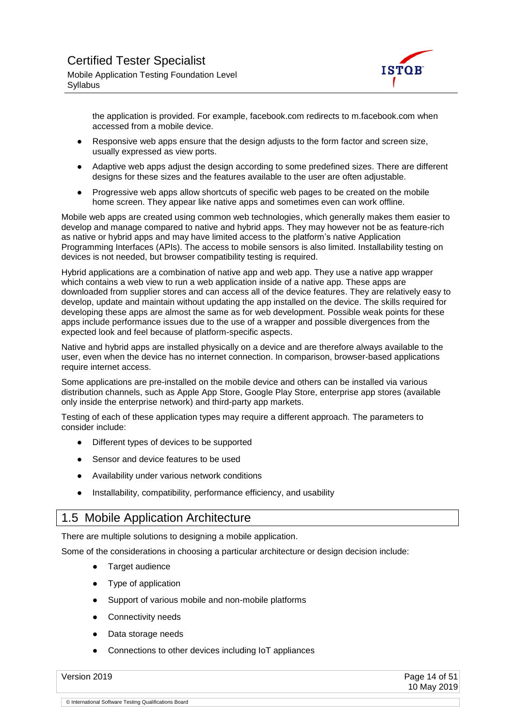the application is provided. For example, facebook.com redirects to m.facebook.com when accessed from a mobile device.

- Responsive web apps ensure that the design adjusts to the form factor and screen size, usually expressed as view ports.
- Adaptive web apps adjust the design according to some predefined sizes. There are different designs for these sizes and the features available to the user are often adjustable.
- Progressive web apps allow shortcuts of specific web pages to be created on the mobile home screen. They appear like native apps and sometimes even can work offline.

Mobile web apps are created using common web technologies, which generally makes them easier to develop and manage compared to native and hybrid apps. They may however not be as feature-rich as native or hybrid apps and may have limited access to the platform's native Application Programming Interfaces (APIs). The access to mobile sensors is also limited. Installability testing on devices is not needed, but browser compatibility testing is required.

Hybrid applications are a combination of native app and web app. They use a native app wrapper which contains a web view to run a web application inside of a native app. These apps are downloaded from supplier stores and can access all of the device features. They are relatively easy to develop, update and maintain without updating the app installed on the device. The skills required for developing these apps are almost the same as for web development. Possible weak points for these apps include performance issues due to the use of a wrapper and possible divergences from the expected look and feel because of platform-specific aspects.

Native and hybrid apps are installed physically on a device and are therefore always available to the user, even when the device has no internet connection. In comparison, browser-based applications require internet access.

Some applications are pre-installed on the mobile device and others can be installed via various distribution channels, such as Apple App Store, Google Play Store, enterprise app stores (available only inside the enterprise network) and third-party app markets.

Testing of each of these application types may require a different approach. The parameters to consider include:

- Different types of devices to be supported
- Sensor and device features to be used
- Availability under various network conditions
- Installability, compatibility, performance efficiency, and usability

## 1.5 Mobile Application Architecture

There are multiple solutions to designing a mobile application.

Some of the considerations in choosing a particular architecture or design decision include:

- Target audience
- Type of application
- Support of various mobile and non-mobile platforms
- Connectivity needs
- Data storage needs
- Connections to other devices including IoT appliances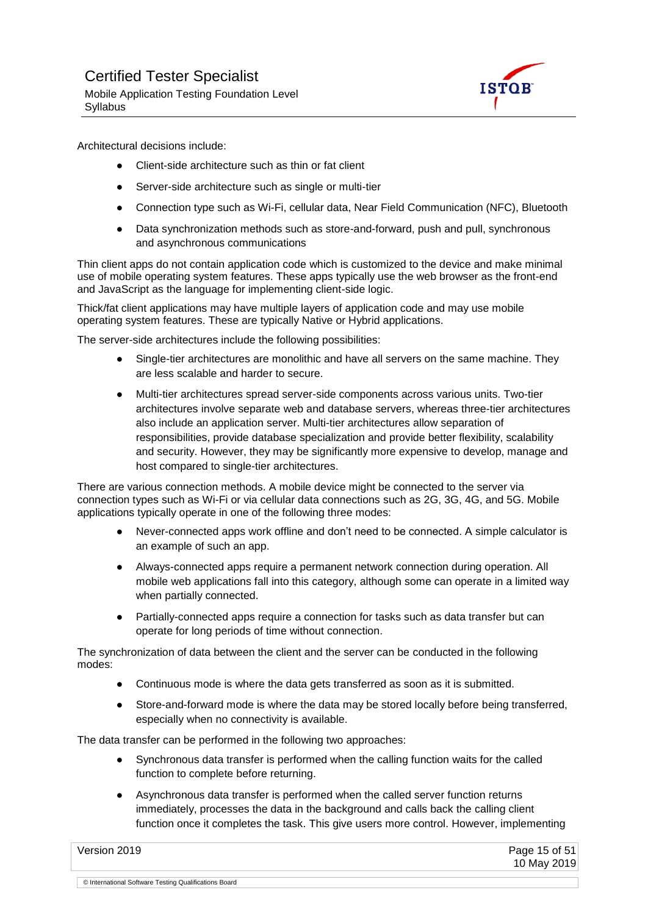Architectural decisions include:

- Client-side architecture such as thin or fat client
- Server-side architecture such as single or multi-tier
- Connection type such as Wi-Fi, cellular data, Near Field Communication (NFC), Bluetooth
- Data synchronization methods such as store-and-forward, push and pull, synchronous and asynchronous communications

Thin client apps do not contain application code which is customized to the device and make minimal use of mobile operating system features. These apps typically use the web browser as the front-end and JavaScript as the language for implementing client-side logic.

Thick/fat client applications may have multiple layers of application code and may use mobile operating system features. These are typically Native or Hybrid applications.

The server-side architectures include the following possibilities:

- Single-tier architectures are monolithic and have all servers on the same machine. They are less scalable and harder to secure.
- Multi-tier architectures spread server-side components across various units. Two-tier architectures involve separate web and database servers, whereas three-tier architectures also include an application server. Multi-tier architectures allow separation of responsibilities, provide database specialization and provide better flexibility, scalability and security. However, they may be significantly more expensive to develop, manage and host compared to single-tier architectures.

There are various connection methods. A mobile device might be connected to the server via connection types such as Wi-Fi or via cellular data connections such as 2G, 3G, 4G, and 5G. Mobile applications typically operate in one of the following three modes:

- Never-connected apps work offline and don't need to be connected. A simple calculator is an example of such an app.
- Always-connected apps require a permanent network connection during operation. All mobile web applications fall into this category, although some can operate in a limited way when partially connected.
- Partially-connected apps require a connection for tasks such as data transfer but can operate for long periods of time without connection.

The synchronization of data between the client and the server can be conducted in the following modes:

- Continuous mode is where the data gets transferred as soon as it is submitted.
- Store-and-forward mode is where the data may be stored locally before being transferred, especially when no connectivity is available.

The data transfer can be performed in the following two approaches:

- Synchronous data transfer is performed when the calling function waits for the called function to complete before returning.
- Asynchronous data transfer is performed when the called server function returns immediately, processes the data in the background and calls back the calling client function once it completes the task. This give users more control. However, implementing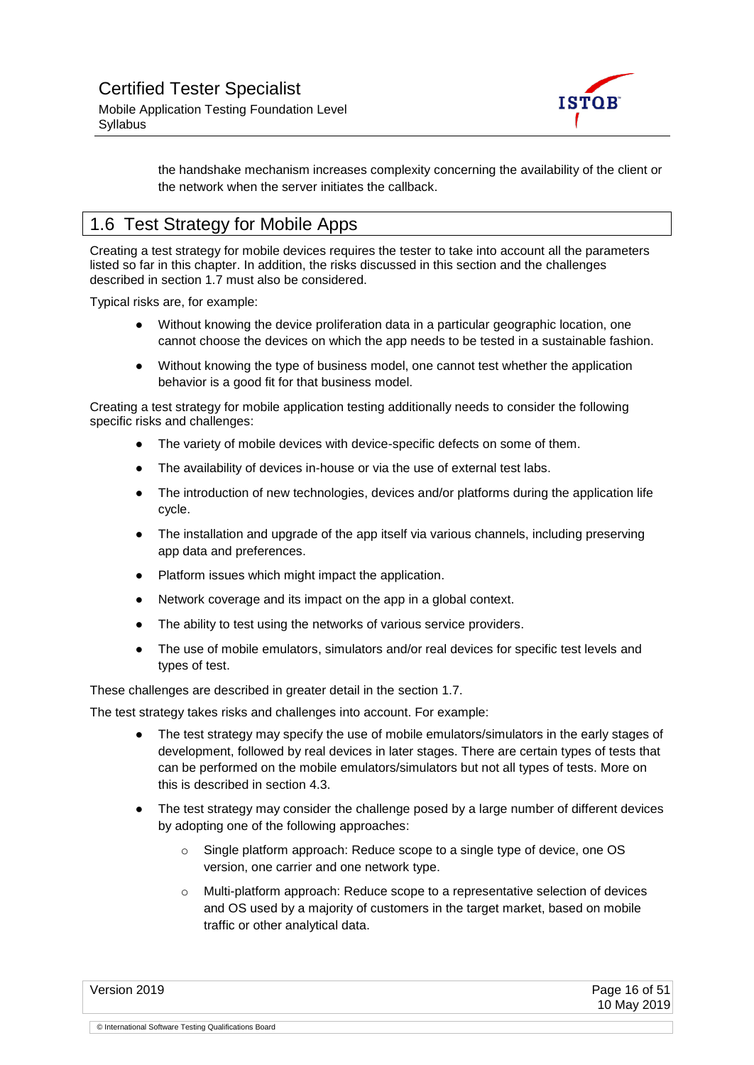the handshake mechanism increases complexity concerning the availability of the client or the network when the server initiates the callback.

## 1.6 Test Strategy for Mobile Apps

Creating a test strategy for mobile devices requires the tester to take into account all the parameters listed so far in this chapter. In addition, the risks discussed in this section and the challenges described in section 1.7 must also be considered.

Typical risks are, for example:

- Without knowing the device proliferation data in a particular geographic location, one cannot choose the devices on which the app needs to be tested in a sustainable fashion.
- Without knowing the type of business model, one cannot test whether the application behavior is a good fit for that business model.

Creating a test strategy for mobile application testing additionally needs to consider the following specific risks and challenges:

- The variety of mobile devices with device-specific defects on some of them.
- The availability of devices in-house or via the use of external test labs.
- The introduction of new technologies, devices and/or platforms during the application life cycle.
- The installation and upgrade of the app itself via various channels, including preserving app data and preferences.
- Platform issues which might impact the application.
- Network coverage and its impact on the app in a global context.
- The ability to test using the networks of various service providers.
- The use of mobile emulators, simulators and/or real devices for specific test levels and types of test.

These challenges are described in greater detail in the section 1.7.

The test strategy takes risks and challenges into account. For example:

- The test strategy may specify the use of mobile emulators/simulators in the early stages of development, followed by real devices in later stages. There are certain types of tests that can be performed on the mobile emulators/simulators but not all types of tests. More on this is described in section 4.3.
- The test strategy may consider the challenge posed by a large number of different devices by adopting one of the following approaches:
  - Single platform approach: Reduce scope to a single type of device, one OS version, one carrier and one network type.
  - Multi-platform approach: Reduce scope to a representative selection of devices and OS used by a majority of customers in the target market, based on mobile traffic or other analytical data.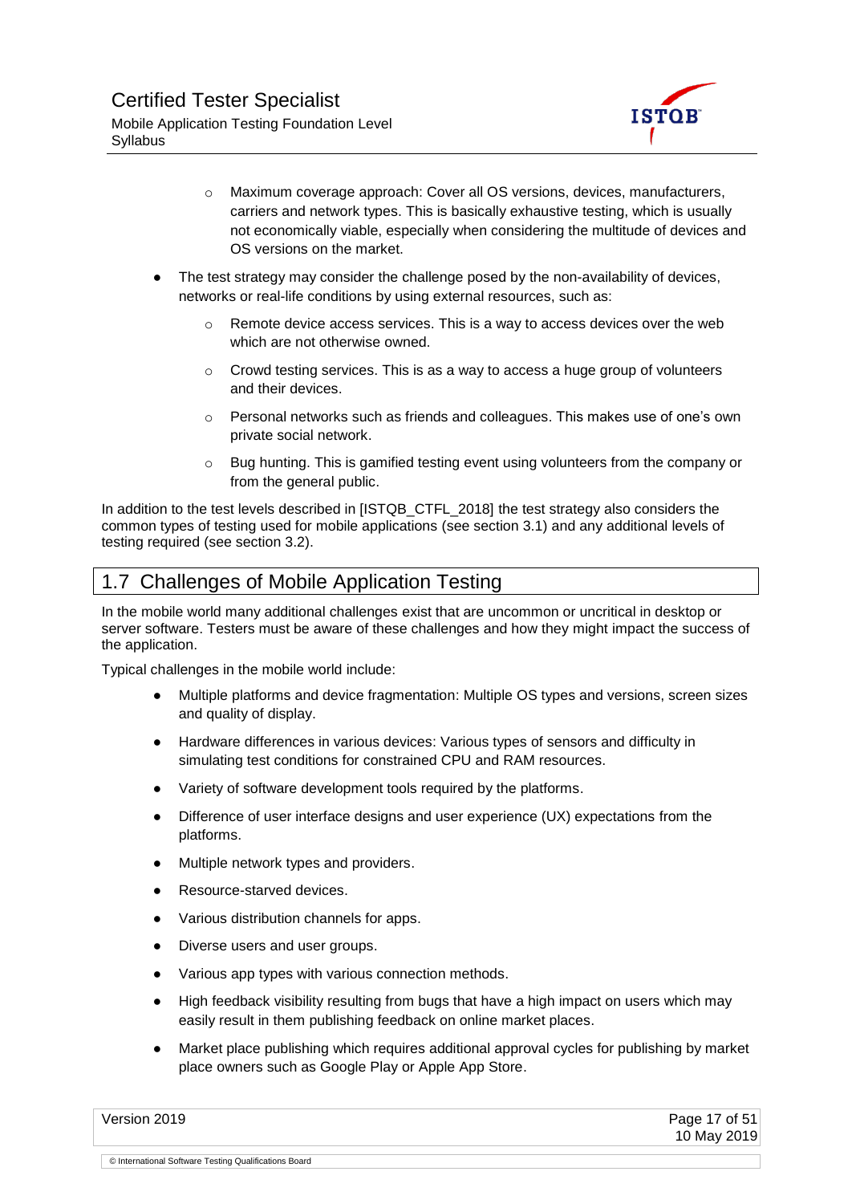- Maximum coverage approach: Cover all OS versions, devices, manufacturers, carriers and network types. This is basically exhaustive testing, which is usually not economically viable, especially when considering the multitude of devices and OS versions on the market.

- The test strategy may consider the challenge posed by the non-availability of devices, networks or real-life conditions by using external resources, such as:
    - Remote device access services. This is a way to access devices over the web which are not otherwise owned.
    - Crowd testing services. This is as a way to access a huge group of volunteers and their devices.
    - Personal networks such as friends and colleagues. This makes use of one's own private social network.
    - Bug hunting. This is gamified testing event using volunteers from the company or from the general public.

In addition to the test levels described in [ISTQB_CTFL_2018] the test strategy also considers the common types of testing used for mobile applications (see section 3.1) and any additional levels of testing required (see section 3.2).

## 1.7 Challenges of Mobile Application Testing

In the mobile world many additional challenges exist that are uncommon or uncritical in desktop or server software. Testers must be aware of these challenges and how they might impact the success of the application.

Typical challenges in the mobile world include:

- Multiple platforms and device fragmentation: Multiple OS types and versions, screen sizes and quality of display.
- Hardware differences in various devices: Various types of sensors and difficulty in simulating test conditions for constrained CPU and RAM resources.
- Variety of software development tools required by the platforms.
- Difference of user interface designs and user experience (UX) expectations from the platforms.
- Multiple network types and providers.
- Resource-starved devices.
- Various distribution channels for apps.
- Diverse users and user groups.
- Various app types with various connection methods.
- High feedback visibility resulting from bugs that have a high impact on users which may easily result in them publishing feedback on online market places.
- Market place publishing which requires additional approval cycles for publishing by market place owners such as Google Play or Apple App Store.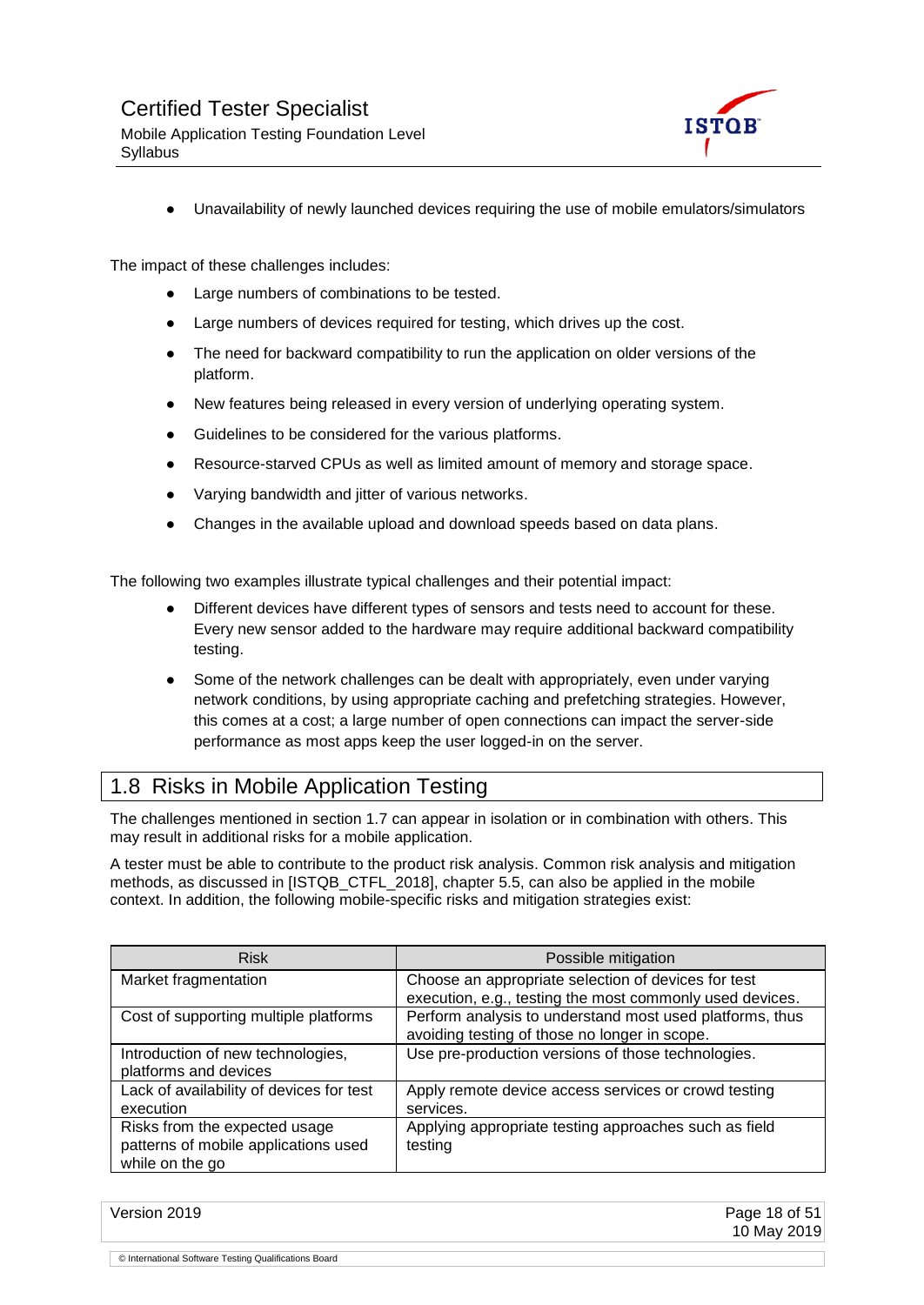- Unavailability of newly launched devices requiring the use of mobile emulators/simulators

The impact of these challenges includes:

- Large numbers of combinations to be tested.
- Large numbers of devices required for testing, which drives up the cost.
- The need for backward compatibility to run the application on older versions of the platform.
- New features being released in every version of underlying operating system.
- Guidelines to be considered for the various platforms.
- Resource-starved CPUs as well as limited amount of memory and storage space.
- Varying bandwidth and jitter of various networks.
- Changes in the available upload and download speeds based on data plans.

The following two examples illustrate typical challenges and their potential impact:

- Different devices have different types of sensors and tests need to account for these. Every new sensor added to the hardware may require additional backward compatibility testing.
- Some of the network challenges can be dealt with appropriately, even under varying network conditions, by using appropriate caching and prefetching strategies. However, this comes at a cost; a large number of open connections can impact the server-side performance as most apps keep the user logged-in on the server.

## 1.8 Risks in Mobile Application Testing

The challenges mentioned in section 1.7 can appear in isolation or in combination with others. This may result in additional risks for a mobile application.

A tester must be able to contribute to the product risk analysis. Common risk analysis and mitigation methods, as discussed in [ISTQB_CTFL_2018], chapter 5.5, can also be applied in the mobile context. In addition, the following mobile-specific risks and mitigation strategies exist:

| Risk | Possible mitigation |
|---|---|
| Market fragmentation | Choose an appropriate selection of devices for test execution, e.g., testing the most commonly used devices. |
| Cost of supporting multiple platforms | Perform analysis to understand most used platforms, thus avoiding testing of those no longer in scope. |
| Introduction of new technologies, platforms and devices | Use pre-production versions of those technologies. |
| Lack of availability of devices for test execution | Apply remote device access services or crowd testing services. |
| Risks from the expected usage patterns of mobile applications used while on the go | Applying appropriate testing approaches such as field testing |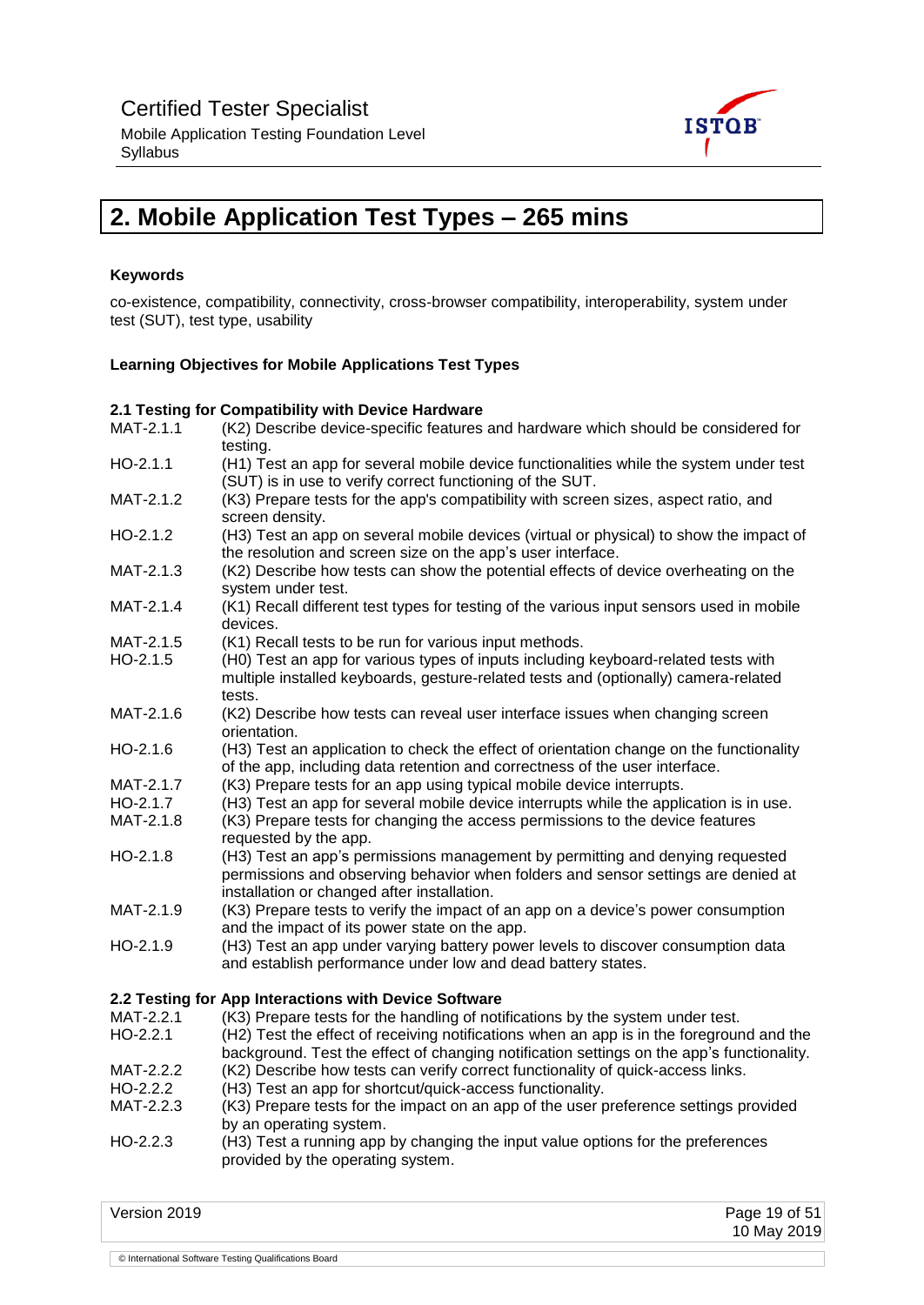# 2. Mobile Application Test Types – 265 mins

**Keywords**

co-existence, compatibility, connectivity, cross-browser compatibility, interoperability, system under test (SUT), test type, usability

**Learning Objectives for Mobile Applications Test Types**

**2.1 Testing for Compatibility with Device Hardware**

| | |
|---|---|
| MAT-2.1.1 | (K2) Describe device-specific features and hardware which should be considered for testing. |
| HO-2.1.1 | (H1) Test an app for several mobile device functionalities while the system under test (SUT) is in use to verify correct functioning of the SUT. |
| MAT-2.1.2 | (K3) Prepare tests for the app's compatibility with screen sizes, aspect ratio, and screen density. |
| HO-2.1.2 | (H3) Test an app on several mobile devices (virtual or physical) to show the impact of the resolution and screen size on the app's user interface. |
| MAT-2.1.3 | (K2) Describe how tests can show the potential effects of device overheating on the system under test. |
| MAT-2.1.4 | (K1) Recall different test types for testing of the various input sensors used in mobile devices. |
| MAT-2.1.5 | (K1) Recall tests to be run for various input methods. |
| HO-2.1.5 | (H0) Test an app for various types of inputs including keyboard-related tests with multiple installed keyboards, gesture-related tests and (optionally) camera-related tests. |
| MAT-2.1.6 | (K2) Describe how tests can reveal user interface issues when changing screen orientation. |
| HO-2.1.6 | (H3) Test an application to check the effect of orientation change on the functionality of the app, including data retention and correctness of the user interface. |
| MAT-2.1.7 | (K3) Prepare tests for an app using typical mobile device interrupts. |
| HO-2.1.7 | (H3) Test an app for several mobile device interrupts while the application is in use. |
| MAT-2.1.8 | (K3) Prepare tests for changing the access permissions to the device features requested by the app. |
| HO-2.1.8 | (H3) Test an app's permissions management by permitting and denying requested permissions and observing behavior when folders and sensor settings are denied at installation or changed after installation. |
| MAT-2.1.9 | (K3) Prepare tests to verify the impact of an app on a device's power consumption and the impact of its power state on the app. |
| HO-2.1.9 | (H3) Test an app under varying battery power levels to discover consumption data and establish performance under low and dead battery states. |

**2.2 Testing for App Interactions with Device Software**

| | |
|---|---|
| MAT-2.2.1 | (K3) Prepare tests for the handling of notifications by the system under test. |
| HO-2.2.1 | (H2) Test the effect of receiving notifications when an app is in the foreground and the background. Test the effect of changing notification settings on the app's functionality. |
| MAT-2.2.2 | (K2) Describe how tests can verify correct functionality of quick-access links. |
| HO-2.2.2 | (H3) Test an app for shortcut/quick-access functionality. |
| MAT-2.2.3 | (K3) Prepare tests for the impact on an app of the user preference settings provided by an operating system. |
| HO-2.2.3 | (H3) Test a running app by changing the input value options for the preferences provided by the operating system. |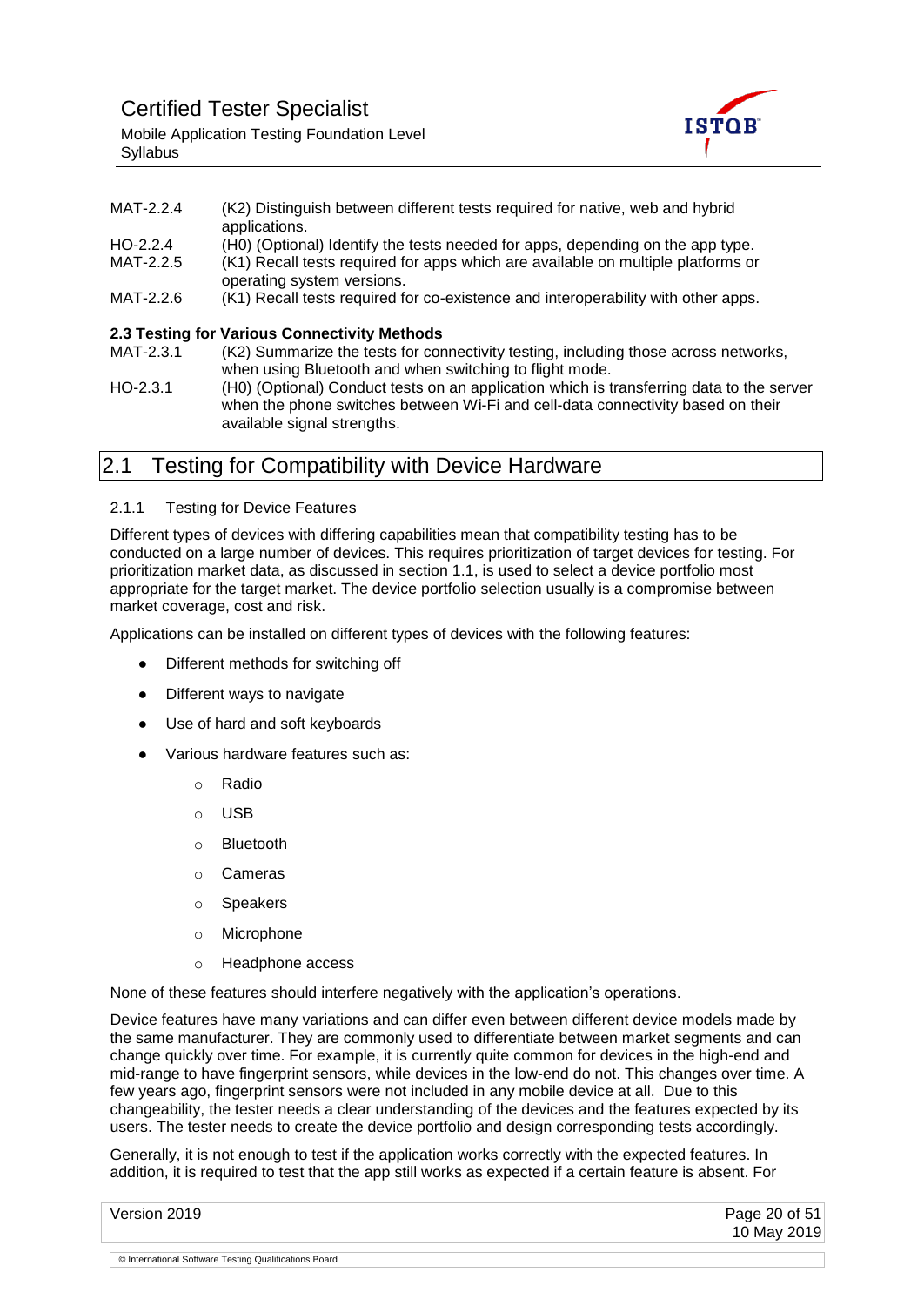| | |
|---|---|
| MAT-2.2.4 | (K2) Distinguish between different tests required for native, web and hybrid applications. |
| HO-2.2.4 | (H0) (Optional) Identify the tests needed for apps, depending on the app type. |
| MAT-2.2.5 | (K1) Recall tests required for apps which are available on multiple platforms or operating system versions. |
| MAT-2.2.6 | (K1) Recall tests required for co-existence and interoperability with other apps. |

**2.3 Testing for Various Connectivity Methods**

| | |
|---|---|
| MAT-2.3.1 | (K2) Summarize the tests for connectivity testing, including those across networks, when using Bluetooth and when switching to flight mode. |
| HO-2.3.1 | (H0) (Optional) Conduct tests on an application which is transferring data to the server when the phone switches between Wi-Fi and cell-data connectivity based on their available signal strengths. |

## 2.1 Testing for Compatibility with Device Hardware

### 2.1.1 Testing for Device Features

Different types of devices with differing capabilities mean that compatibility testing has to be conducted on a large number of devices. This requires prioritization of target devices for testing. For prioritization market data, as discussed in section 1.1, is used to select a device portfolio most appropriate for the target market. The device portfolio selection usually is a compromise between market coverage, cost and risk.

Applications can be installed on different types of devices with the following features:

- Different methods for switching off
- Different ways to navigate
- Use of hard and soft keyboards
- Various hardware features such as:
  - Radio
  - USB
  - Bluetooth
  - Cameras
  - Speakers
  - Microphone
  - Headphone access

None of these features should interfere negatively with the application's operations.

Device features have many variations and can differ even between different device models made by the same manufacturer. They are commonly used to differentiate between market segments and can change quickly over time. For example, it is currently quite common for devices in the high-end and mid-range to have fingerprint sensors, while devices in the low-end do not. This changes over time. A few years ago, fingerprint sensors were not included in any mobile device at all. Due to this changeability, the tester needs a clear understanding of the devices and the features expected by its users. The tester needs to create the device portfolio and design corresponding tests accordingly.

Generally, it is not enough to test if the application works correctly with the expected features. In addition, it is required to test that the app still works as expected if a certain feature is absent. For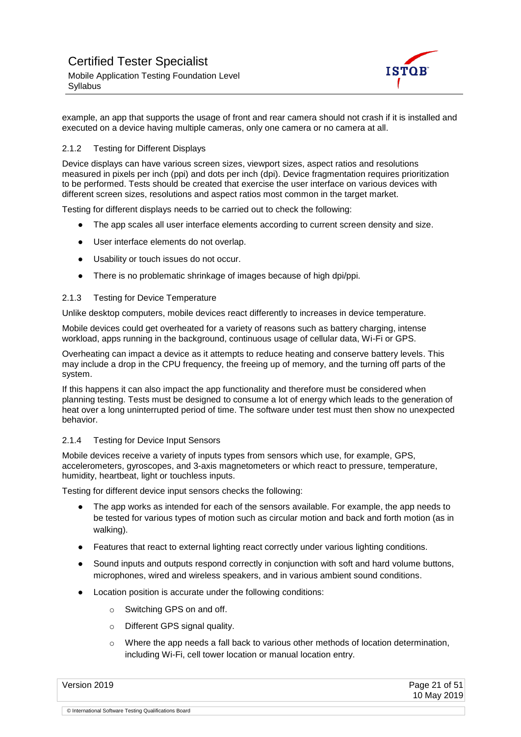example, an app that supports the usage of front and rear camera should not crash if it is installed and executed on a device having multiple cameras, only one camera or no camera at all.

### 2.1.2 Testing for Different Displays

Device displays can have various screen sizes, viewport sizes, aspect ratios and resolutions measured in pixels per inch (ppi) and dots per inch (dpi). Device fragmentation requires prioritization to be performed. Tests should be created that exercise the user interface on various devices with different screen sizes, resolutions and aspect ratios most common in the target market.

Testing for different displays needs to be carried out to check the following:

- The app scales all user interface elements according to current screen density and size.
- User interface elements do not overlap.
- Usability or touch issues do not occur.
- There is no problematic shrinkage of images because of high dpi/ppi.

### 2.1.3 Testing for Device Temperature

Unlike desktop computers, mobile devices react differently to increases in device temperature.

Mobile devices could get overheated for a variety of reasons such as battery charging, intense workload, apps running in the background, continuous usage of cellular data, Wi-Fi or GPS.

Overheating can impact a device as it attempts to reduce heating and conserve battery levels. This may include a drop in the CPU frequency, the freeing up of memory, and the turning off parts of the system.

If this happens it can also impact the app functionality and therefore must be considered when planning testing. Tests must be designed to consume a lot of energy which leads to the generation of heat over a long uninterrupted period of time. The software under test must then show no unexpected behavior.

### 2.1.4 Testing for Device Input Sensors

Mobile devices receive a variety of inputs types from sensors which use, for example, GPS, accelerometers, gyroscopes, and 3-axis magnetometers or which react to pressure, temperature, humidity, heartbeat, light or touchless inputs.

Testing for different device input sensors checks the following:

- The app works as intended for each of the sensors available. For example, the app needs to be tested for various types of motion such as circular motion and back and forth motion (as in walking).
- Features that react to external lighting react correctly under various lighting conditions.
- Sound inputs and outputs respond correctly in conjunction with soft and hard volume buttons, microphones, wired and wireless speakers, and in various ambient sound conditions.
- Location position is accurate under the following conditions:
  - Switching GPS on and off.
  - Different GPS signal quality.
  - Where the app needs a fall back to various other methods of location determination, including Wi-Fi, cell tower location or manual location entry.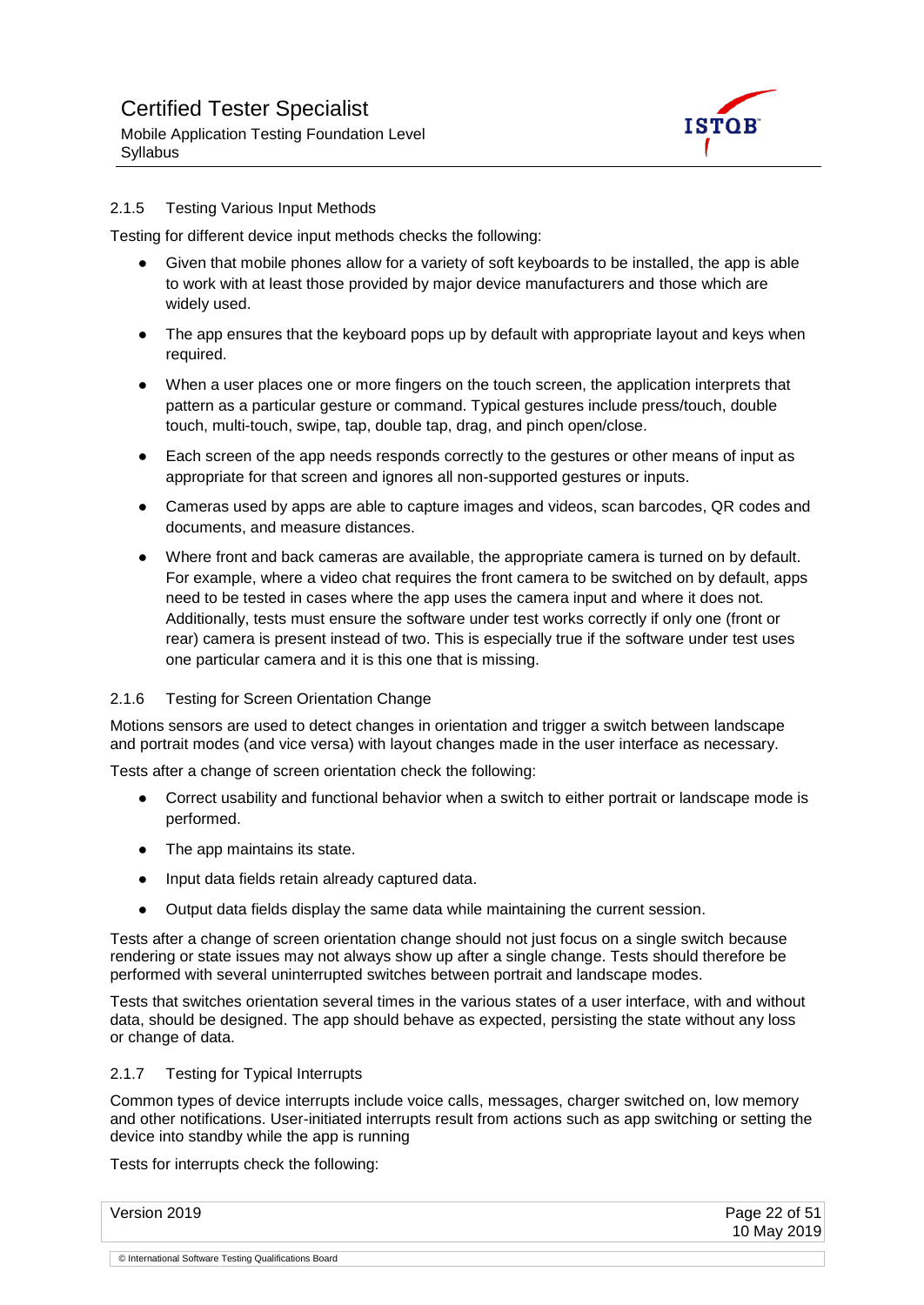### 2.1.5 Testing Various Input Methods

Testing for different device input methods checks the following:

- Given that mobile phones allow for a variety of soft keyboards to be installed, the app is able to work with at least those provided by major device manufacturers and those which are widely used.
- The app ensures that the keyboard pops up by default with appropriate layout and keys when required.
- When a user places one or more fingers on the touch screen, the application interprets that pattern as a particular gesture or command. Typical gestures include press/touch, double touch, multi-touch, swipe, tap, double tap, drag, and pinch open/close.
- Each screen of the app needs responds correctly to the gestures or other means of input as appropriate for that screen and ignores all non-supported gestures or inputs.
- Cameras used by apps are able to capture images and videos, scan barcodes, QR codes and documents, and measure distances.
- Where front and back cameras are available, the appropriate camera is turned on by default. For example, where a video chat requires the front camera to be switched on by default, apps need to be tested in cases where the app uses the camera input and where it does not. Additionally, tests must ensure the software under test works correctly if only one (front or rear) camera is present instead of two. This is especially true if the software under test uses one particular camera and it is this one that is missing.

### 2.1.6 Testing for Screen Orientation Change

Motions sensors are used to detect changes in orientation and trigger a switch between landscape and portrait modes (and vice versa) with layout changes made in the user interface as necessary.

Tests after a change of screen orientation check the following:

- Correct usability and functional behavior when a switch to either portrait or landscape mode is performed.
- The app maintains its state.
- Input data fields retain already captured data.
- Output data fields display the same data while maintaining the current session.

Tests after a change of screen orientation change should not just focus on a single switch because rendering or state issues may not always show up after a single change. Tests should therefore be performed with several uninterrupted switches between portrait and landscape modes.

Tests that switches orientation several times in the various states of a user interface, with and without data, should be designed. The app should behave as expected, persisting the state without any loss or change of data.

### 2.1.7 Testing for Typical Interrupts

Common types of device interrupts include voice calls, messages, charger switched on, low memory and other notifications. User-initiated interrupts result from actions such as app switching or setting the device into standby while the app is running

Tests for interrupts check the following: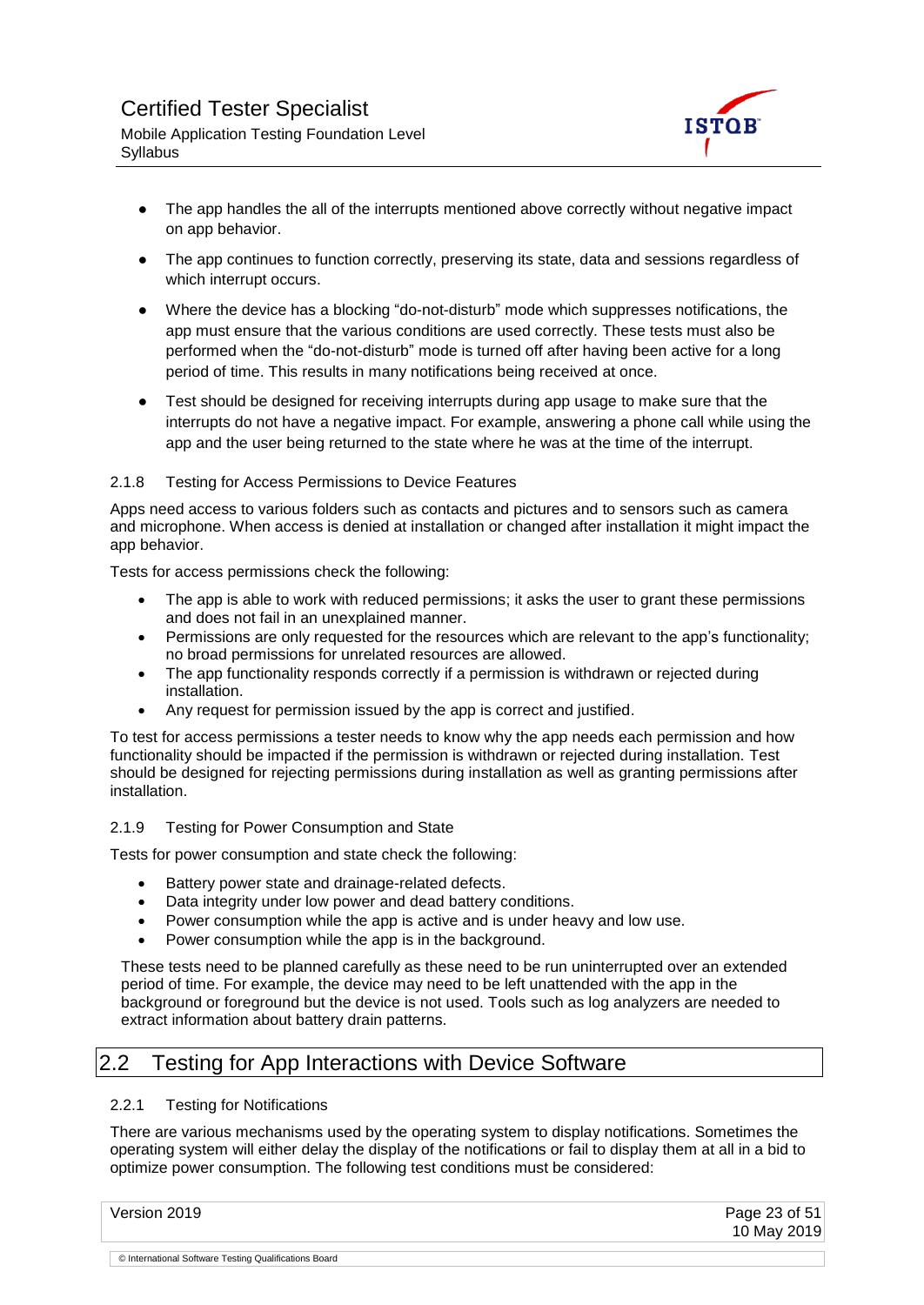- The app handles the all of the interrupts mentioned above correctly without negative impact on app behavior.
- The app continues to function correctly, preserving its state, data and sessions regardless of which interrupt occurs.
- Where the device has a blocking “do-not-disturb” mode which suppresses notifications, the app must ensure that the various conditions are used correctly. These tests must also be performed when the “do-not-disturb” mode is turned off after having been active for a long period of time. This results in many notifications being received at once.
- Test should be designed for receiving interrupts during app usage to make sure that the interrupts do not have a negative impact. For example, answering a phone call while using the app and the user being returned to the state where he was at the time of the interrupt.

### 2.1.8 Testing for Access Permissions to Device Features

Apps need access to various folders such as contacts and pictures and to sensors such as camera and microphone. When access is denied at installation or changed after installation it might impact the app behavior.

Tests for access permissions check the following:

- The app is able to work with reduced permissions; it asks the user to grant these permissions and does not fail in an unexplained manner.
- Permissions are only requested for the resources which are relevant to the app’s functionality; no broad permissions for unrelated resources are allowed.
- The app functionality responds correctly if a permission is withdrawn or rejected during installation.
- Any request for permission issued by the app is correct and justified.

To test for access permissions a tester needs to know why the app needs each permission and how functionality should be impacted if the permission is withdrawn or rejected during installation. Test should be designed for rejecting permissions during installation as well as granting permissions after installation.

### 2.1.9 Testing for Power Consumption and State

Tests for power consumption and state check the following:

- Battery power state and drainage-related defects.
- Data integrity under low power and dead battery conditions.
- Power consumption while the app is active and is under heavy and low use.
- Power consumption while the app is in the background.

These tests need to be planned carefully as these need to be run uninterrupted over an extended period of time. For example, the device may need to be left unattended with the app in the background or foreground but the device is not used. Tools such as log analyzers are needed to extract information about battery drain patterns.

## 2.2 Testing for App Interactions with Device Software

### 2.2.1 Testing for Notifications

There are various mechanisms used by the operating system to display notifications. Sometimes the operating system will either delay the display of the notifications or fail to display them at all in a bid to optimize power consumption. The following test conditions must be considered: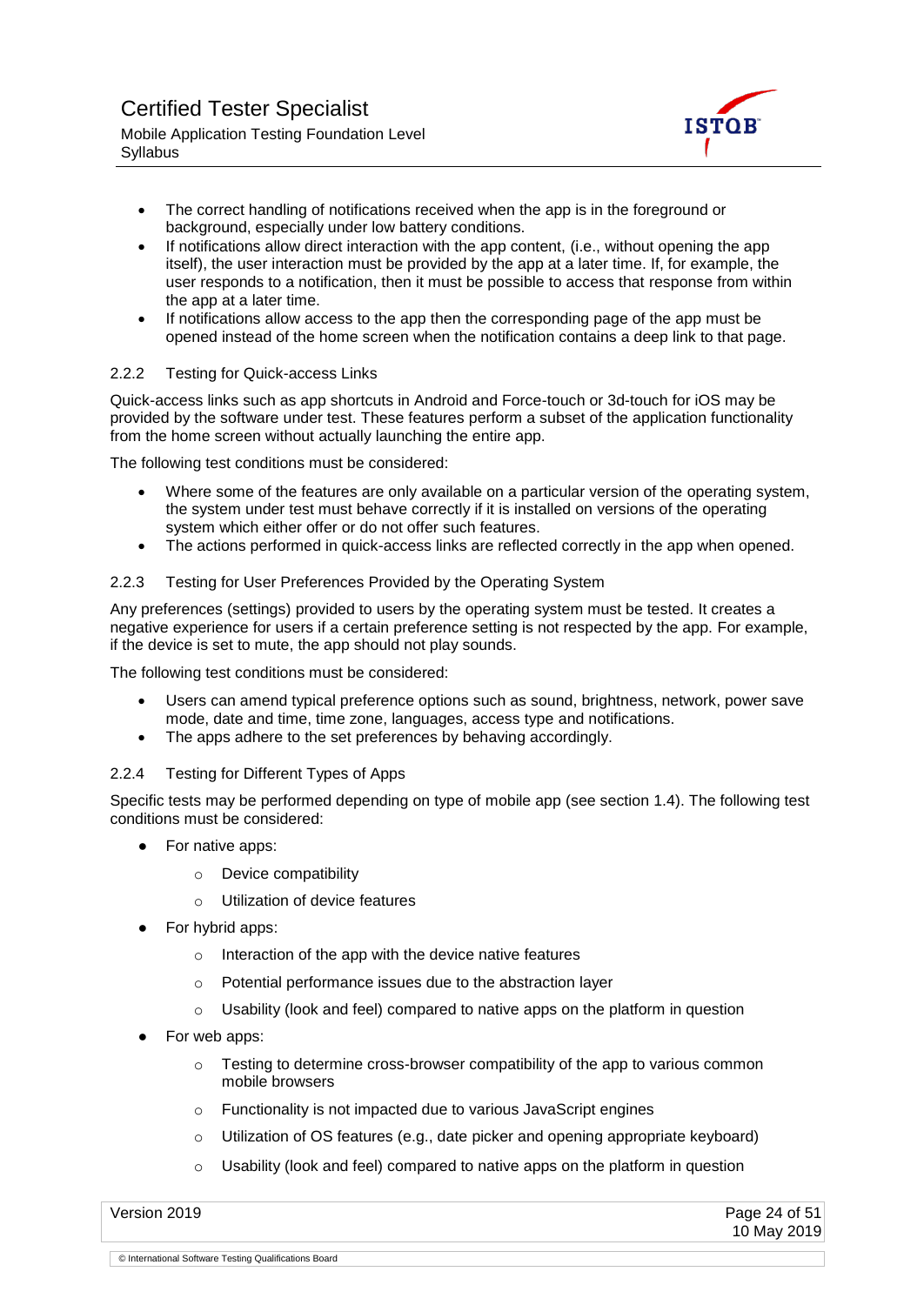- The correct handling of notifications received when the app is in the foreground or background, especially under low battery conditions.
- If notifications allow direct interaction with the app content, (i.e., without opening the app itself), the user interaction must be provided by the app at a later time. If, for example, the user responds to a notification, then it must be possible to access that response from within the app at a later time.
- If notifications allow access to the app then the corresponding page of the app must be opened instead of the home screen when the notification contains a deep link to that page.

### 2.2.2 Testing for Quick-access Links

Quick-access links such as app shortcuts in Android and Force-touch or 3d-touch for iOS may be provided by the software under test. These features perform a subset of the application functionality from the home screen without actually launching the entire app.

The following test conditions must be considered:

- Where some of the features are only available on a particular version of the operating system, the system under test must behave correctly if it is installed on versions of the operating system which either offer or do not offer such features.
- The actions performed in quick-access links are reflected correctly in the app when opened.

### 2.2.3 Testing for User Preferences Provided by the Operating System

Any preferences (settings) provided to users by the operating system must be tested. It creates a negative experience for users if a certain preference setting is not respected by the app. For example, if the device is set to mute, the app should not play sounds.

The following test conditions must be considered:

- Users can amend typical preference options such as sound, brightness, network, power save mode, date and time, time zone, languages, access type and notifications.
- The apps adhere to the set preferences by behaving accordingly.

### 2.2.4 Testing for Different Types of Apps

Specific tests may be performed depending on type of mobile app (see section 1.4). The following test conditions must be considered:

- For native apps:
  - Device compatibility
  - Utilization of device features
- For hybrid apps:
  - Interaction of the app with the device native features
  - Potential performance issues due to the abstraction layer
  - Usability (look and feel) compared to native apps on the platform in question
- For web apps:
  - Testing to determine cross-browser compatibility of the app to various common mobile browsers
  - Functionality is not impacted due to various JavaScript engines
  - Utilization of OS features (e.g., date picker and opening appropriate keyboard)
  - Usability (look and feel) compared to native apps on the platform in question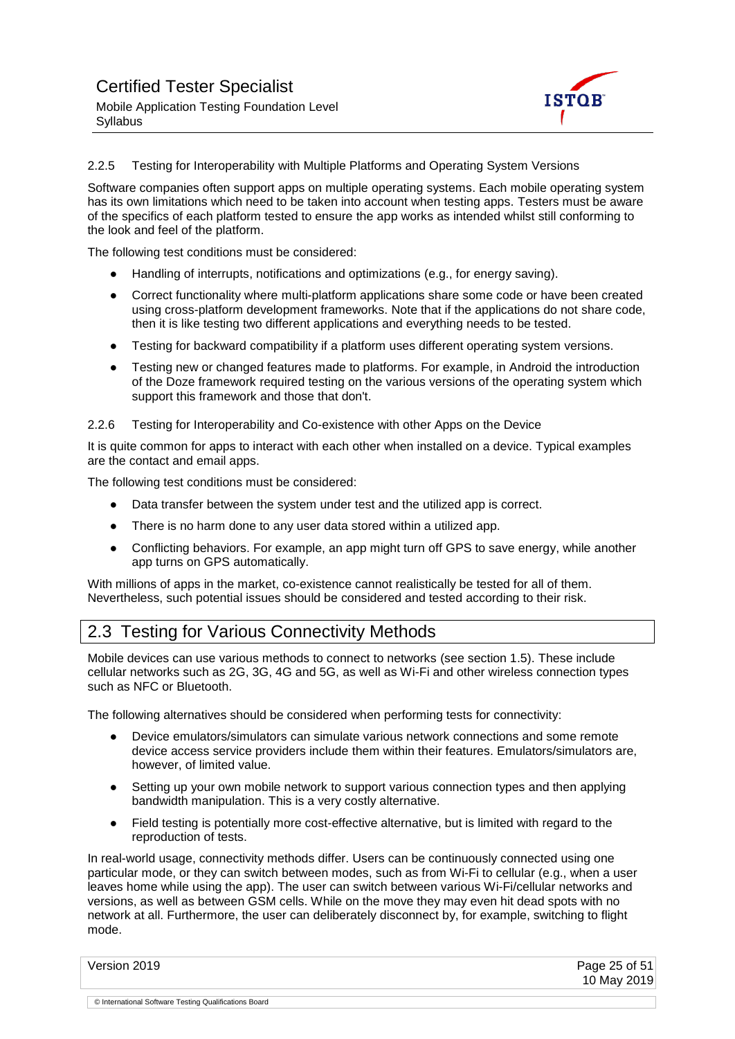#### 2.2.5 Testing for Interoperability with Multiple Platforms and Operating System Versions

Software companies often support apps on multiple operating systems. Each mobile operating system has its own limitations which need to be taken into account when testing apps. Testers must be aware of the specifics of each platform tested to ensure the app works as intended whilst still conforming to the look and feel of the platform.

The following test conditions must be considered:

- Handling of interrupts, notifications and optimizations (e.g., for energy saving).
- Correct functionality where multi-platform applications share some code or have been created using cross-platform development frameworks. Note that if the applications do not share code, then it is like testing two different applications and everything needs to be tested.
- Testing for backward compatibility if a platform uses different operating system versions.
- Testing new or changed features made to platforms. For example, in Android the introduction of the Doze framework required testing on the various versions of the operating system which support this framework and those that don't.

#### 2.2.6 Testing for Interoperability and Co-existence with other Apps on the Device

It is quite common for apps to interact with each other when installed on a device. Typical examples are the contact and email apps.

The following test conditions must be considered:

- Data transfer between the system under test and the utilized app is correct.
- There is no harm done to any user data stored within a utilized app.
- Conflicting behaviors. For example, an app might turn off GPS to save energy, while another app turns on GPS automatically.

With millions of apps in the market, co-existence cannot realistically be tested for all of them. Nevertheless, such potential issues should be considered and tested according to their risk.

## 2.3 Testing for Various Connectivity Methods

Mobile devices can use various methods to connect to networks (see section 1.5). These include cellular networks such as 2G, 3G, 4G and 5G, as well as Wi-Fi and other wireless connection types such as NFC or Bluetooth.

The following alternatives should be considered when performing tests for connectivity:

- Device emulators/simulators can simulate various network connections and some remote device access service providers include them within their features. Emulators/simulators are, however, of limited value.
- Setting up your own mobile network to support various connection types and then applying bandwidth manipulation. This is a very costly alternative.
- Field testing is potentially more cost-effective alternative, but is limited with regard to the reproduction of tests.

In real-world usage, connectivity methods differ. Users can be continuously connected using one particular mode, or they can switch between modes, such as from Wi-Fi to cellular (e.g., when a user leaves home while using the app). The user can switch between various Wi-Fi/cellular networks and versions, as well as between GSM cells. While on the move they may even hit dead spots with no network at all. Furthermore, the user can deliberately disconnect by, for example, switching to flight mode.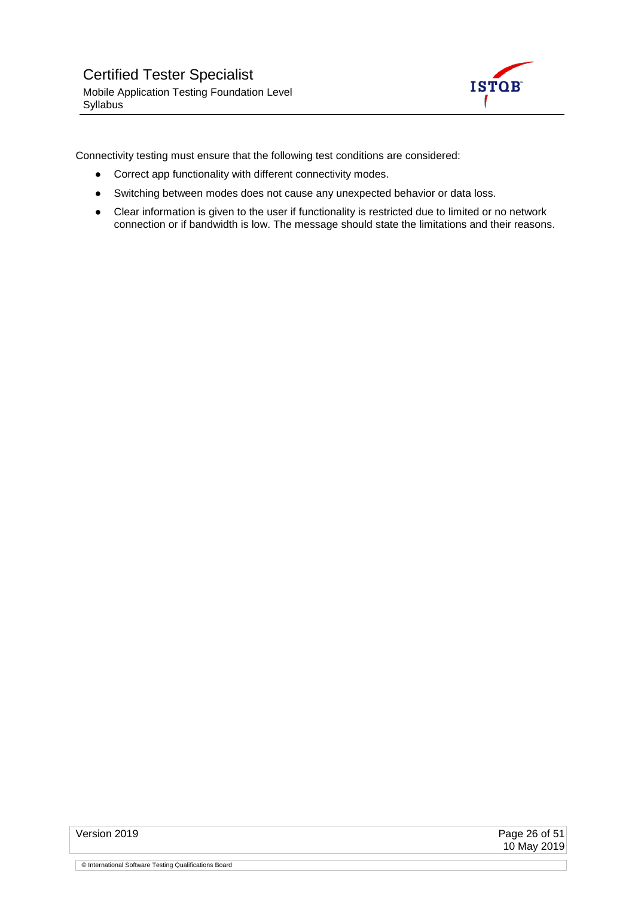Connectivity testing must ensure that the following test conditions are considered:

- Correct app functionality with different connectivity modes.
- Switching between modes does not cause any unexpected behavior or data loss.
- Clear information is given to the user if functionality is restricted due to limited or no network connection or if bandwidth is low. The message should state the limitations and their reasons.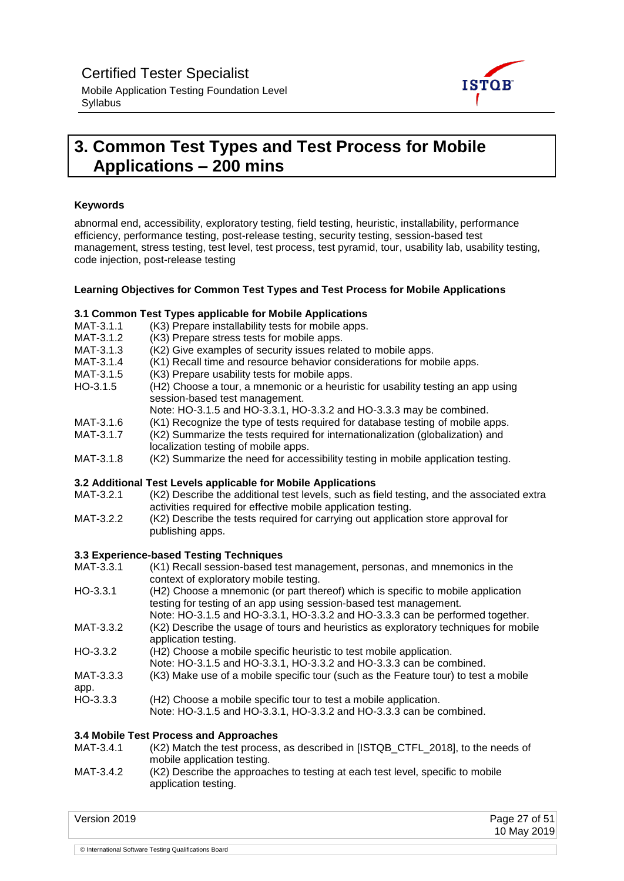# 3. Common Test Types and Test Process for Mobile Applications – 200 mins

**Keywords**

abnormal end, accessibility, exploratory testing, field testing, heuristic, installability, performance efficiency, performance testing, post-release testing, security testing, session-based test management, stress testing, test level, test process, test pyramid, tour, usability lab, usability testing, code injection, post-release testing

**Learning Objectives for Common Test Types and Test Process for Mobile Applications**

**3.1 Common Test Types applicable for Mobile Applications**

| | |
|---|---|
| MAT-3.1.1 | (K3) Prepare installability tests for mobile apps. |
| MAT-3.1.2 | (K3) Prepare stress tests for mobile apps. |
| MAT-3.1.3 | (K2) Give examples of security issues related to mobile apps. |
| MAT-3.1.4 | (K1) Recall time and resource behavior considerations for mobile apps. |
| MAT-3.1.5 | (K3) Prepare usability tests for mobile apps. |
| HO-3.1.5 | (H2) Choose a tour, a mnemonic or a heuristic for usability testing an app using session-based test management. Note: HO-3.1.5 and HO-3.3.1, HO-3.3.2 and HO-3.3.3 may be combined. |
| MAT-3.1.6 | (K1) Recognize the type of tests required for database testing of mobile apps. |
| MAT-3.1.7 | (K2) Summarize the tests required for internationalization (globalization) and localization testing of mobile apps. |
| MAT-3.1.8 | (K2) Summarize the need for accessibility testing in mobile application testing. |

**3.2 Additional Test Levels applicable for Mobile Applications**

| | |
|---|---|
| MAT-3.2.1 | (K2) Describe the additional test levels, such as field testing, and the associated extra activities required for effective mobile application testing. |
| MAT-3.2.2 | (K2) Describe the tests required for carrying out application store approval for publishing apps. |

**3.3 Experience-based Testing Techniques**

| | |
|---|---|
| MAT-3.3.1 | (K1) Recall session-based test management, personas, and mnemonics in the context of exploratory mobile testing. |
| HO-3.3.1 | (H2) Choose a mnemonic (or part thereof) which is specific to mobile application testing for testing of an app using session-based test management. Note: HO-3.1.5 and HO-3.3.1, HO-3.3.2 and HO-3.3.3 can be performed together. |
| MAT-3.3.2 | (K2) Describe the usage of tours and heuristics as exploratory techniques for mobile application testing. |
| HO-3.3.2 | (H2) Choose a mobile specific heuristic to test mobile application. Note: HO-3.1.5 and HO-3.3.1, HO-3.3.2 and HO-3.3.3 can be combined. |
| MAT-3.3.3 | (K3) Make use of a mobile specific tour (such as the Feature tour) to test a mobile app. |
| HO-3.3.3 | (H2) Choose a mobile specific tour to test a mobile application. Note: HO-3.1.5 and HO-3.3.1, HO-3.3.2 and HO-3.3.3 can be combined. |

**3.4 Mobile Test Process and Approaches**

| | |
|---|---|
| MAT-3.4.1 | (K2) Match the test process, as described in [ISTQB_CTFL_2018], to the needs of mobile application testing. |
| MAT-3.4.2 | (K2) Describe the approaches to testing at each test level, specific to mobile application testing. |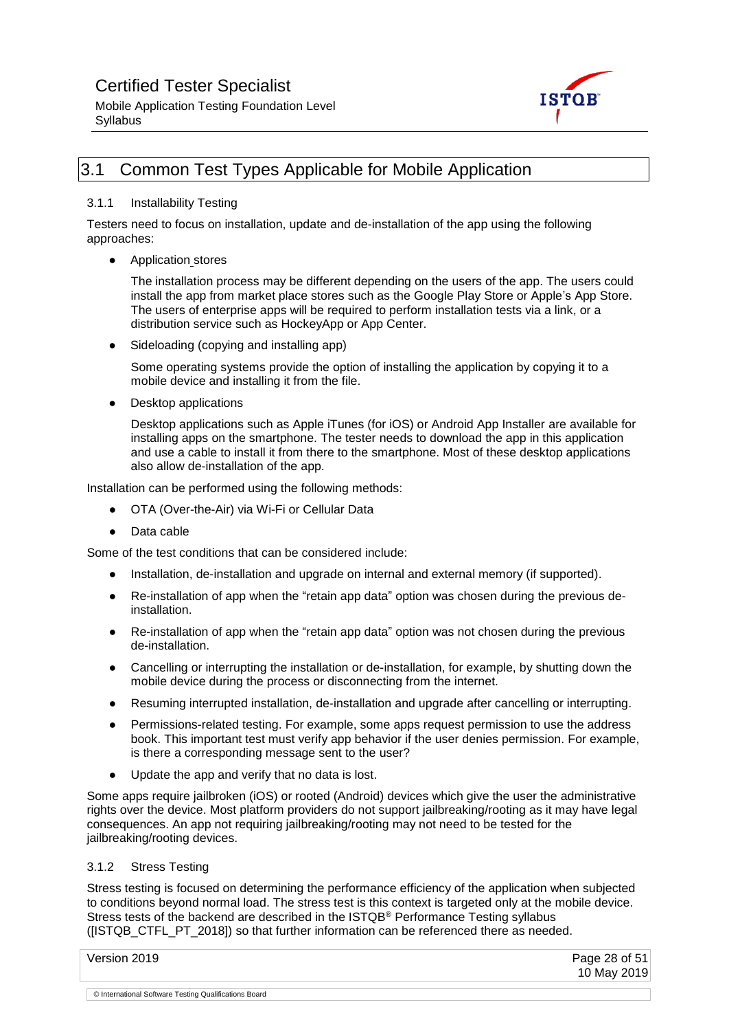## 3.1 Common Test Types Applicable for Mobile Application

### 3.1.1 Installability Testing

Testers need to focus on installation, update and de-installation of the app using the following approaches:

- Application stores

  The installation process may be different depending on the users of the app. The users could install the app from market place stores such as the Google Play Store or Apple's App Store. The users of enterprise apps will be required to perform installation tests via a link, or a distribution service such as HockeyApp or App Center.

- Sideloading (copying and installing app)

  Some operating systems provide the option of installing the application by copying it to a mobile device and installing it from the file.

- Desktop applications

  Desktop applications such as Apple iTunes (for iOS) or Android App Installer are available for installing apps on the smartphone. The tester needs to download the app in this application and use a cable to install it from there to the smartphone. Most of these desktop applications also allow de-installation of the app.

Installation can be performed using the following methods:

- OTA (Over-the-Air) via Wi-Fi or Cellular Data
- Data cable

Some of the test conditions that can be considered include:

- Installation, de-installation and upgrade on internal and external memory (if supported).
- Re-installation of app when the "retain app data" option was chosen during the previous de-installation.
- Re-installation of app when the "retain app data" option was not chosen during the previous de-installation.
- Cancelling or interrupting the installation or de-installation, for example, by shutting down the mobile device during the process or disconnecting from the internet.
- Resuming interrupted installation, de-installation and upgrade after cancelling or interrupting.
- Permissions-related testing. For example, some apps request permission to use the address book. This important test must verify app behavior if the user denies permission. For example, is there a corresponding message sent to the user?
- Update the app and verify that no data is lost.

Some apps require jailbroken (iOS) or rooted (Android) devices which give the user the administrative rights over the device. Most platform providers do not support jailbreaking/rooting as it may have legal consequences. An app not requiring jailbreaking/rooting may not need to be tested for the jailbreaking/rooting devices.

### 3.1.2 Stress Testing

Stress testing is focused on determining the performance efficiency of the application when subjected to conditions beyond normal load. The stress test is this context is targeted only at the mobile device. Stress tests of the backend are described in the ISTQB® Performance Testing syllabus ([ISTQB_CTFL_PT_2018]) so that further information can be referenced there as needed.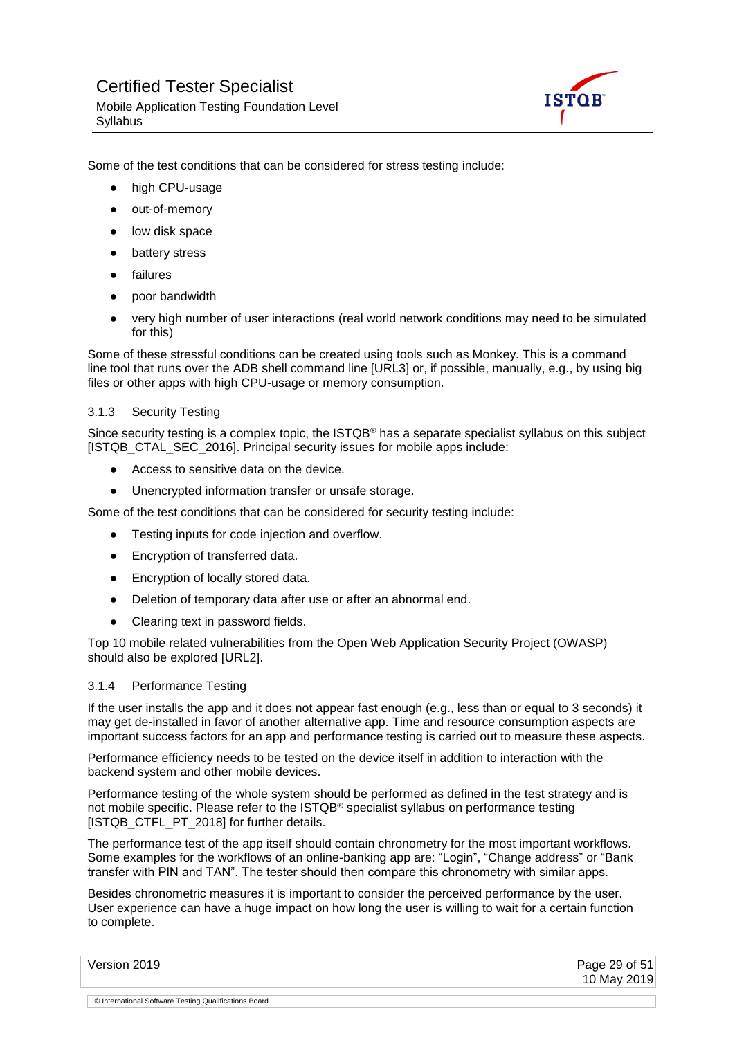Some of the test conditions that can be considered for stress testing include:

- high CPU-usage
- out-of-memory
- low disk space
- battery stress
- failures
- poor bandwidth
- very high number of user interactions (real world network conditions may need to be simulated for this)

Some of these stressful conditions can be created using tools such as Monkey. This is a command line tool that runs over the ADB shell command line [URL3] or, if possible, manually, e.g., by using big files or other apps with high CPU-usage or memory consumption.

### 3.1.3 Security Testing

Since security testing is a complex topic, the ISTQB® has a separate specialist syllabus on this subject [ISTQB_CTAL_SEC_2016]. Principal security issues for mobile apps include:

- Access to sensitive data on the device.
- Unencrypted information transfer or unsafe storage.

Some of the test conditions that can be considered for security testing include:

- Testing inputs for code injection and overflow.
- Encryption of transferred data.
- Encryption of locally stored data.
- Deletion of temporary data after use or after an abnormal end.
- Clearing text in password fields.

Top 10 mobile related vulnerabilities from the Open Web Application Security Project (OWASP) should also be explored [URL2].

### 3.1.4 Performance Testing

If the user installs the app and it does not appear fast enough (e.g., less than or equal to 3 seconds) it may get de-installed in favor of another alternative app. Time and resource consumption aspects are important success factors for an app and performance testing is carried out to measure these aspects.

Performance efficiency needs to be tested on the device itself in addition to interaction with the backend system and other mobile devices.

Performance testing of the whole system should be performed as defined in the test strategy and is not mobile specific. Please refer to the ISTQB® specialist syllabus on performance testing [ISTQB_CTFL_PT_2018] for further details.

The performance test of the app itself should contain chronometry for the most important workflows. Some examples for the workflows of an online-banking app are: “Login”, “Change address” or “Bank transfer with PIN and TAN”. The tester should then compare this chronometry with similar apps.

Besides chronometric measures it is important to consider the perceived performance by the user. User experience can have a huge impact on how long the user is willing to wait for a certain function to complete.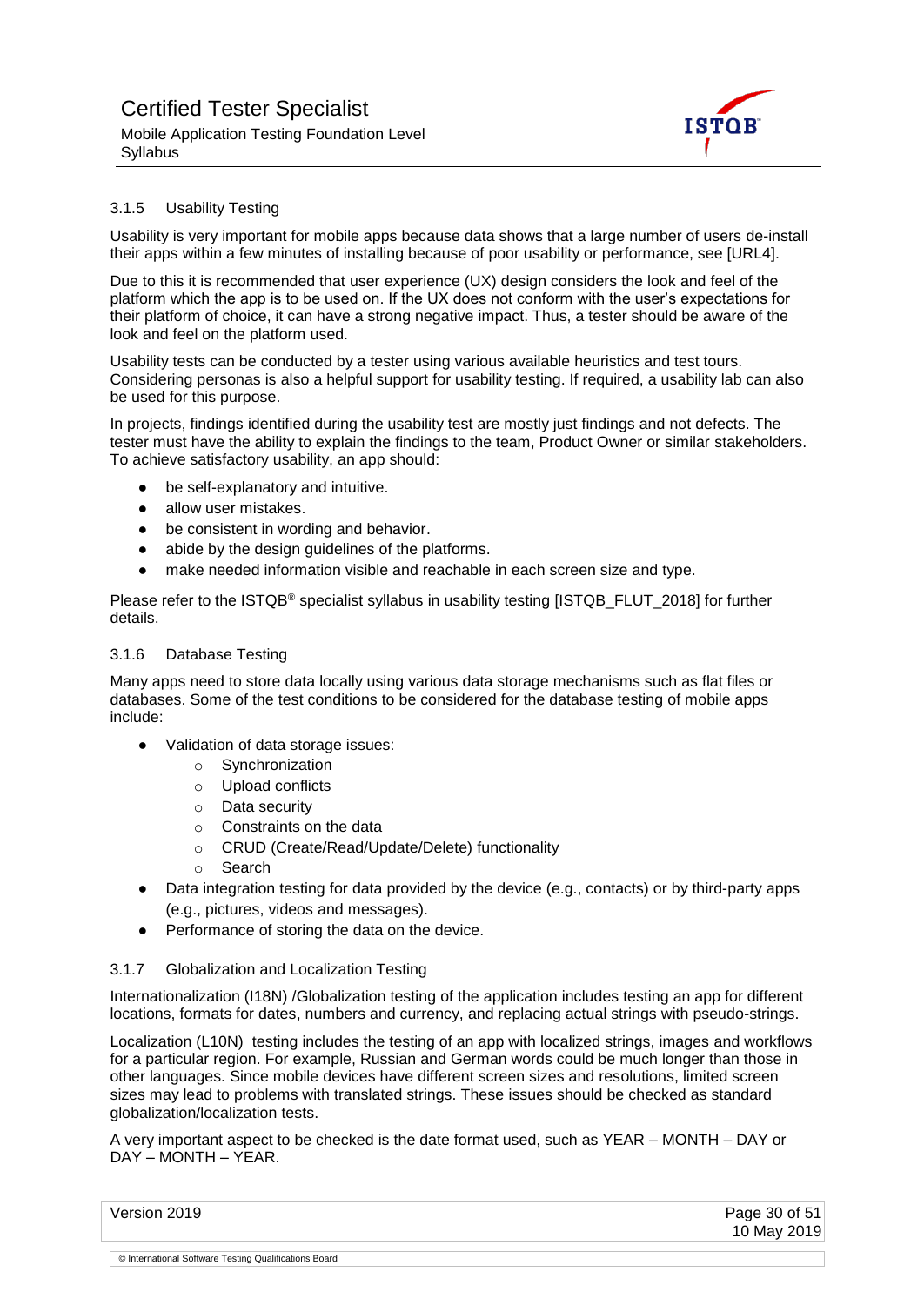### 3.1.5 Usability Testing

Usability is very important for mobile apps because data shows that a large number of users de-install their apps within a few minutes of installing because of poor usability or performance, see [URL4].

Due to this it is recommended that user experience (UX) design considers the look and feel of the platform which the app is to be used on. If the UX does not conform with the user's expectations for their platform of choice, it can have a strong negative impact. Thus, a tester should be aware of the look and feel on the platform used.

Usability tests can be conducted by a tester using various available heuristics and test tours. Considering personas is also a helpful support for usability testing. If required, a usability lab can also be used for this purpose.

In projects, findings identified during the usability test are mostly just findings and not defects. The tester must have the ability to explain the findings to the team, Product Owner or similar stakeholders. To achieve satisfactory usability, an app should:

- be self-explanatory and intuitive.
- allow user mistakes.
- be consistent in wording and behavior.
- abide by the design guidelines of the platforms.
- make needed information visible and reachable in each screen size and type.

Please refer to the ISTQB® specialist syllabus in usability testing [ISTQB_FLUT_2018] for further details.

### 3.1.6 Database Testing

Many apps need to store data locally using various data storage mechanisms such as flat files or databases. Some of the test conditions to be considered for the database testing of mobile apps include:

- Validation of data storage issues:
  - Synchronization
  - Upload conflicts
  - Data security
  - Constraints on the data
  - CRUD (Create/Read/Update/Delete) functionality
  - Search
- Data integration testing for data provided by the device (e.g., contacts) or by third-party apps (e.g., pictures, videos and messages).
- Performance of storing the data on the device.

### 3.1.7 Globalization and Localization Testing

Internationalization (I18N) /Globalization testing of the application includes testing an app for different locations, formats for dates, numbers and currency, and replacing actual strings with pseudo-strings.

Localization (L10N) testing includes the testing of an app with localized strings, images and workflows for a particular region. For example, Russian and German words could be much longer than those in other languages. Since mobile devices have different screen sizes and resolutions, limited screen sizes may lead to problems with translated strings. These issues should be checked as standard globalization/localization tests.

A very important aspect to be checked is the date format used, such as YEAR – MONTH – DAY or DAY – MONTH – YEAR.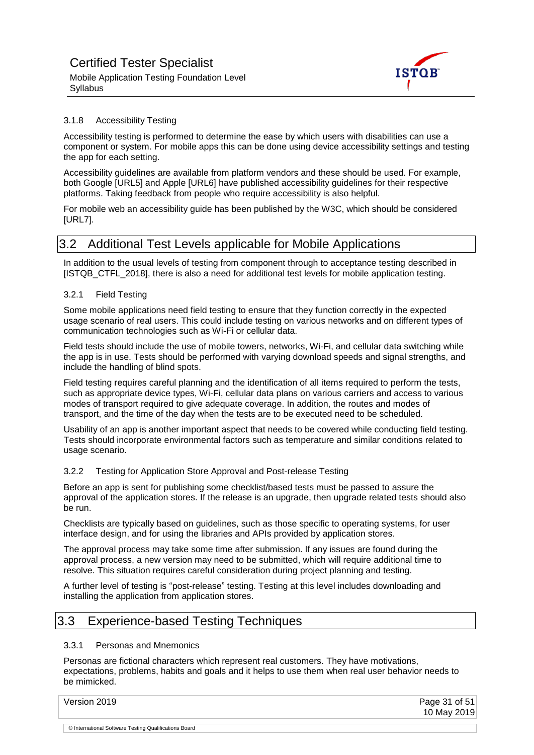### 3.1.8 Accessibility Testing

Accessibility testing is performed to determine the ease by which users with disabilities can use a component or system. For mobile apps this can be done using device accessibility settings and testing the app for each setting.

Accessibility guidelines are available from platform vendors and these should be used. For example, both Google [URL5] and Apple [URL6] have published accessibility guidelines for their respective platforms. Taking feedback from people who require accessibility is also helpful.

For mobile web an accessibility guide has been published by the W3C, which should be considered [URL7].

## 3.2 Additional Test Levels applicable for Mobile Applications

In addition to the usual levels of testing from component through to acceptance testing described in [ISTQB_CTFL_2018], there is also a need for additional test levels for mobile application testing.

### 3.2.1 Field Testing

Some mobile applications need field testing to ensure that they function correctly in the expected usage scenario of real users. This could include testing on various networks and on different types of communication technologies such as Wi-Fi or cellular data.

Field tests should include the use of mobile towers, networks, Wi-Fi, and cellular data switching while the app is in use. Tests should be performed with varying download speeds and signal strengths, and include the handling of blind spots.

Field testing requires careful planning and the identification of all items required to perform the tests, such as appropriate device types, Wi-Fi, cellular data plans on various carriers and access to various modes of transport required to give adequate coverage. In addition, the routes and modes of transport, and the time of the day when the tests are to be executed need to be scheduled.

Usability of an app is another important aspect that needs to be covered while conducting field testing. Tests should incorporate environmental factors such as temperature and similar conditions related to usage scenario.

### 3.2.2 Testing for Application Store Approval and Post-release Testing

Before an app is sent for publishing some checklist/based tests must be passed to assure the approval of the application stores. If the release is an upgrade, then upgrade related tests should also be run.

Checklists are typically based on guidelines, such as those specific to operating systems, for user interface design, and for using the libraries and APIs provided by application stores.

The approval process may take some time after submission. If any issues are found during the approval process, a new version may need to be submitted, which will require additional time to resolve. This situation requires careful consideration during project planning and testing.

A further level of testing is "post-release" testing. Testing at this level includes downloading and installing the application from application stores.

## 3.3 Experience-based Testing Techniques

### 3.3.1 Personas and Mnemonics

Personas are fictional characters which represent real customers. They have motivations, expectations, problems, habits and goals and it helps to use them when real user behavior needs to be mimicked.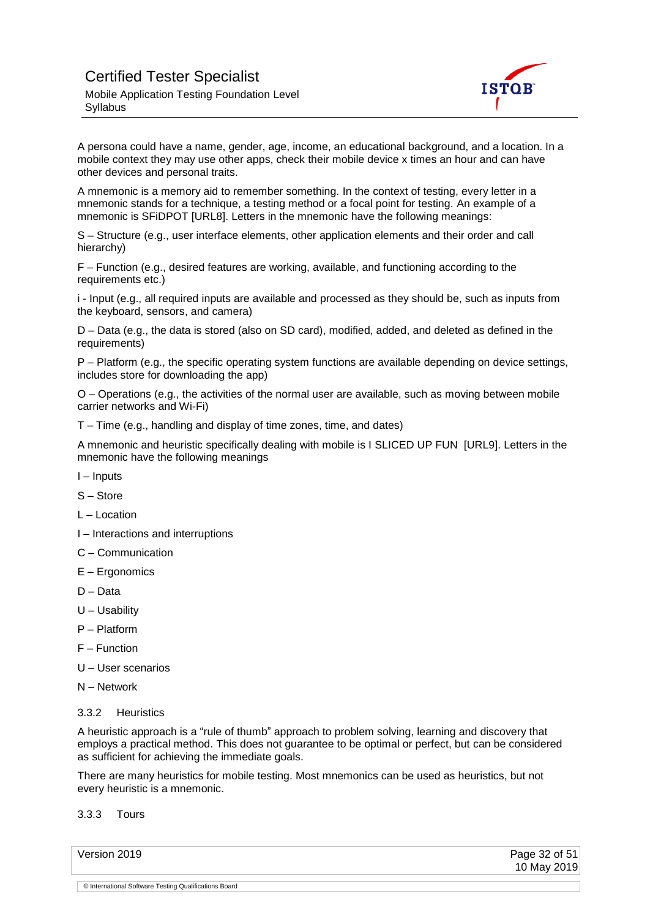A persona could have a name, gender, age, income, an educational background, and a location. In a mobile context they may use other apps, check their mobile device x times an hour and can have other devices and personal traits.

A mnemonic is a memory aid to remember something. In the context of testing, every letter in a mnemonic stands for a technique, a testing method or a focal point for testing. An example of a mnemonic is SFiDPOT [URL8]. Letters in the mnemonic have the following meanings:

S – Structure (e.g., user interface elements, other application elements and their order and call hierarchy)

F – Function (e.g., desired features are working, available, and functioning according to the requirements etc.)

i - Input (e.g., all required inputs are available and processed as they should be, such as inputs from the keyboard, sensors, and camera)

D – Data (e.g., the data is stored (also on SD card), modified, added, and deleted as defined in the requirements)

P – Platform (e.g., the specific operating system functions are available depending on device settings, includes store for downloading the app)

O – Operations (e.g., the activities of the normal user are available, such as moving between mobile carrier networks and Wi-Fi)

T – Time (e.g., handling and display of time zones, time, and dates)

A mnemonic and heuristic specifically dealing with mobile is I SLICED UP FUN [URL9]. Letters in the mnemonic have the following meanings

I – Inputs

S – Store

L – Location

I – Interactions and interruptions

C – Communication

E – Ergonomics

D – Data

U – Usability

P – Platform

F – Function

U – User scenarios

N – Network

### 3.3.2 Heuristics

A heuristic approach is a "rule of thumb" approach to problem solving, learning and discovery that employs a practical method. This does not guarantee to be optimal or perfect, but can be considered as sufficient for achieving the immediate goals.

There are many heuristics for mobile testing. Most mnemonics can be used as heuristics, but not every heuristic is a mnemonic.

### 3.3.3 Tours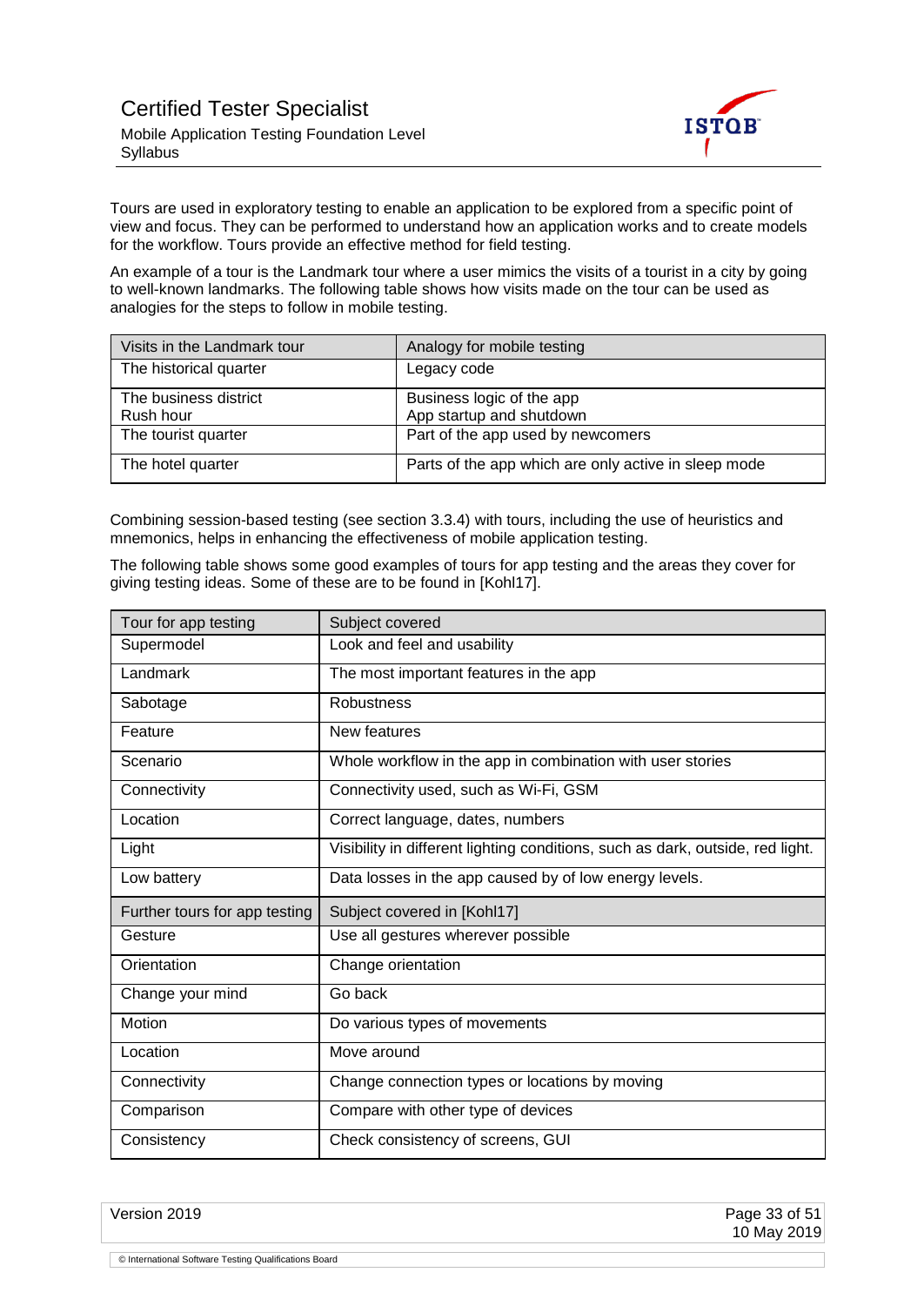Tours are used in exploratory testing to enable an application to be explored from a specific point of view and focus. They can be performed to understand how an application works and to create models for the workflow. Tours provide an effective method for field testing.

An example of a tour is the Landmark tour where a user mimics the visits of a tourist in a city by going to well-known landmarks. The following table shows how visits made on the tour can be used as analogies for the steps to follow in mobile testing.

| Visits in the Landmark tour | Analogy for mobile testing |
|---|---|
| The historical quarter | Legacy code |
| The business district<br>Rush hour | Business logic of the app<br>App startup and shutdown |
| The tourist quarter | Part of the app used by newcomers |
| The hotel quarter | Parts of the app which are only active in sleep mode |

Combining session-based testing (see section 3.3.4) with tours, including the use of heuristics and mnemonics, helps in enhancing the effectiveness of mobile application testing.

The following table shows some good examples of tours for app testing and the areas they cover for giving testing ideas. Some of these are to be found in [Kohl17].

| Tour for app testing | Subject covered |
|---|---|
| Supermodel | Look and feel and usability |
| Landmark | The most important features in the app |
| Sabotage | Robustness |
| Feature | New features |
| Scenario | Whole workflow in the app in combination with user stories |
| Connectivity | Connectivity used, such as Wi-Fi, GSM |
| Location | Correct language, dates, numbers |
| Light | Visibility in different lighting conditions, such as dark, outside, red light. |
| Low battery | Data losses in the app caused by of low energy levels. |
| **Further tours for app testing** | **Subject covered in [Kohl17]** |
| Gesture | Use all gestures wherever possible |
| Orientation | Change orientation |
| Change your mind | Go back |
| Motion | Do various types of movements |
| Location | Move around |
| Connectivity | Change connection types or locations by moving |
| Comparison | Compare with other type of devices |
| Consistency | Check consistency of screens, GUI |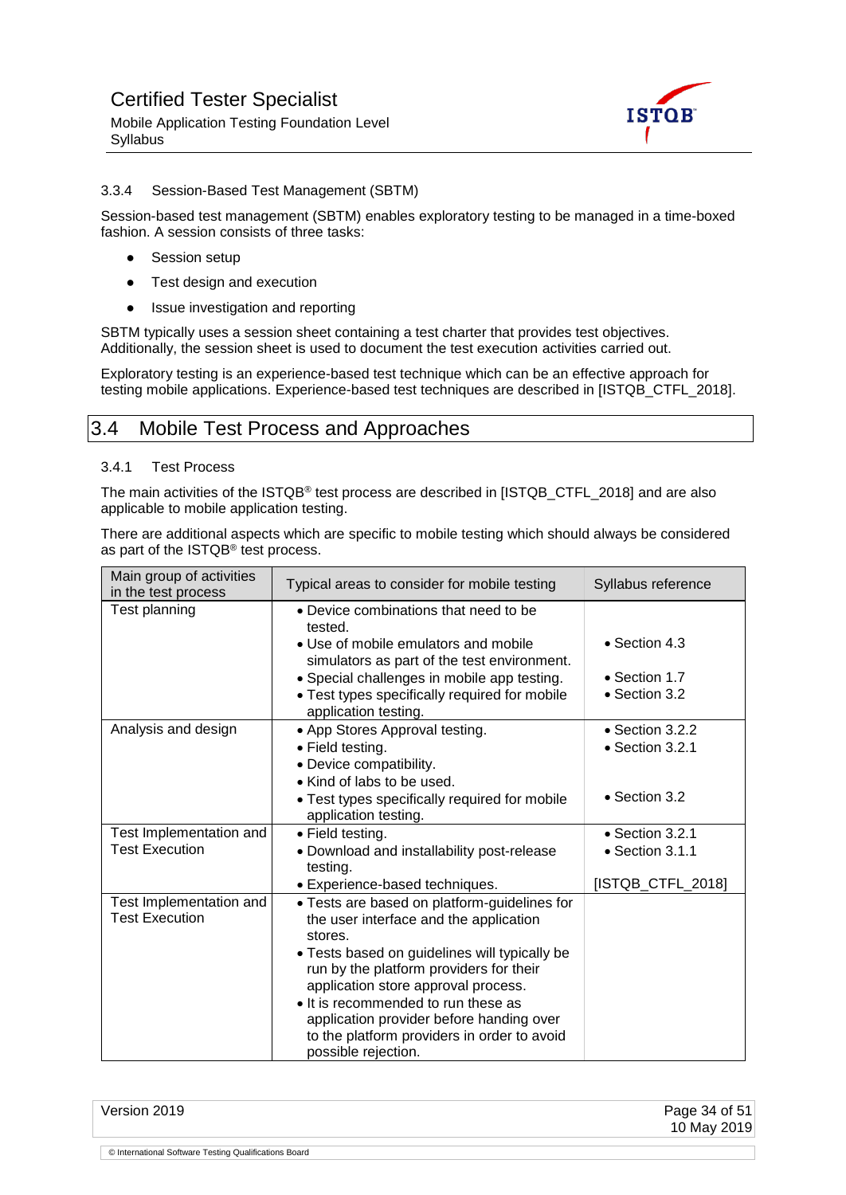#### 3.3.4 Session-Based Test Management (SBTM)

Session-based test management (SBTM) enables exploratory testing to be managed in a time-boxed fashion. A session consists of three tasks:

- Session setup
- Test design and execution
- Issue investigation and reporting

SBTM typically uses a session sheet containing a test charter that provides test objectives. Additionally, the session sheet is used to document the test execution activities carried out.

Exploratory testing is an experience-based test technique which can be an effective approach for testing mobile applications. Experience-based test techniques are described in [ISTQB_CTFL_2018].

## 3.4 Mobile Test Process and Approaches

#### 3.4.1 Test Process

The main activities of the ISTQB® test process are described in [ISTQB_CTFL_2018] and are also applicable to mobile application testing.

There are additional aspects which are specific to mobile testing which should always be considered as part of the ISTQB® test process.

| Main group of activities in the test process | Typical areas to consider for mobile testing | Syllabus reference |
|---|---|---|
| Test planning | • Device combinations that need to be tested.<br>• Use of mobile emulators and mobile simulators as part of the test environment.<br>• Special challenges in mobile app testing.<br>• Test types specifically required for mobile application testing. | <br>• Section 4.3<br>• Section 1.7<br>• Section 3.2 |
| Analysis and design | • App Stores Approval testing.<br>• Field testing.<br>• Device compatibility.<br>• Kind of labs to be used.<br>• Test types specifically required for mobile application testing. | • Section 3.2.2<br>• Section 3.2.1<br><br><br>• Section 3.2 |
| Test Implementation and Test Execution | • Field testing.<br>• Download and installability post-release testing.<br>• Experience-based techniques. | • Section 3.2.1<br>• Section 3.1.1<br>[ISTQB_CTFL_2018] |
| Test Implementation and Test Execution | • Tests are based on platform-guidelines for the user interface and the application stores.<br>• Tests based on guidelines will typically be run by the platform providers for their application store approval process.<br>• It is recommended to run these as application provider before handing over to the platform providers in order to avoid possible rejection. | |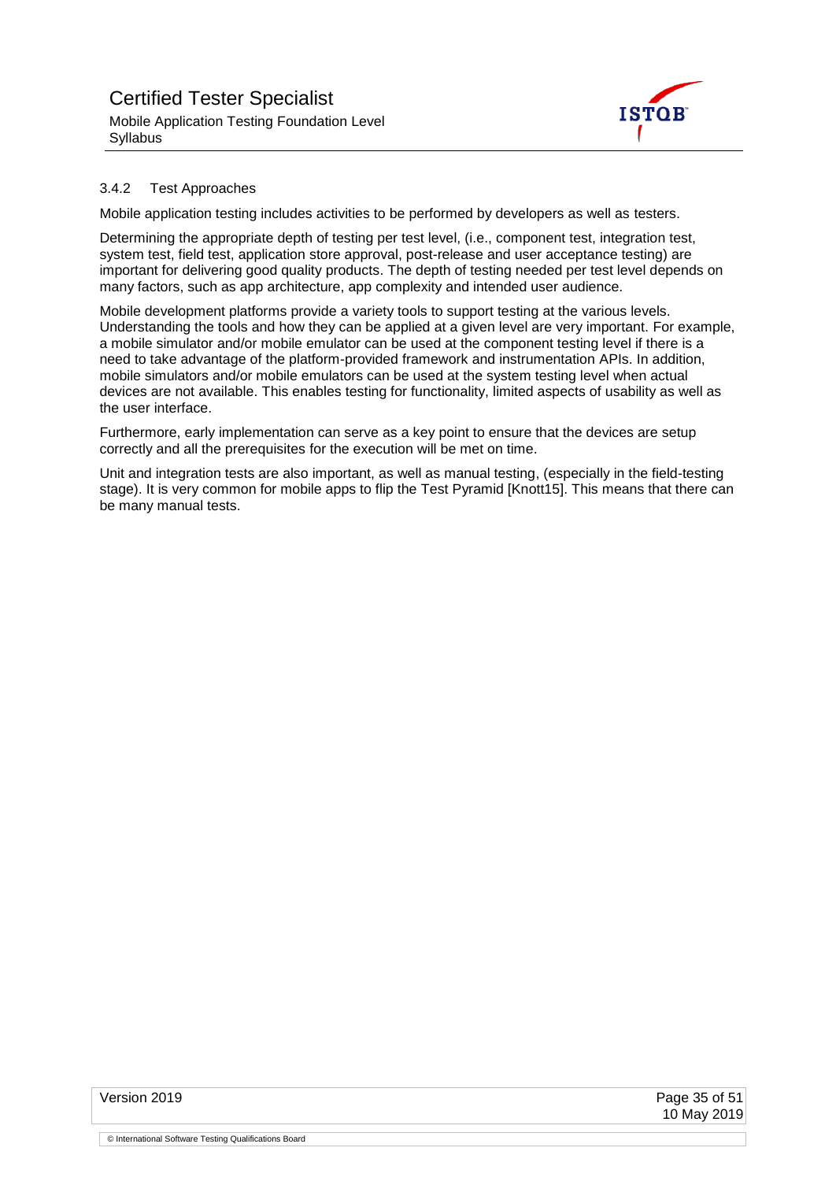### 3.4.2 Test Approaches

Mobile application testing includes activities to be performed by developers as well as testers.

Determining the appropriate depth of testing per test level, (i.e., component test, integration test, system test, field test, application store approval, post-release and user acceptance testing) are important for delivering good quality products. The depth of testing needed per test level depends on many factors, such as app architecture, app complexity and intended user audience.

Mobile development platforms provide a variety tools to support testing at the various levels. Understanding the tools and how they can be applied at a given level are very important. For example, a mobile simulator and/or mobile emulator can be used at the component testing level if there is a need to take advantage of the platform-provided framework and instrumentation APIs. In addition, mobile simulators and/or mobile emulators can be used at the system testing level when actual devices are not available. This enables testing for functionality, limited aspects of usability as well as the user interface.

Furthermore, early implementation can serve as a key point to ensure that the devices are setup correctly and all the prerequisites for the execution will be met on time.

Unit and integration tests are also important, as well as manual testing, (especially in the field-testing stage). It is very common for mobile apps to flip the Test Pyramid [Knott15]. This means that there can be many manual tests.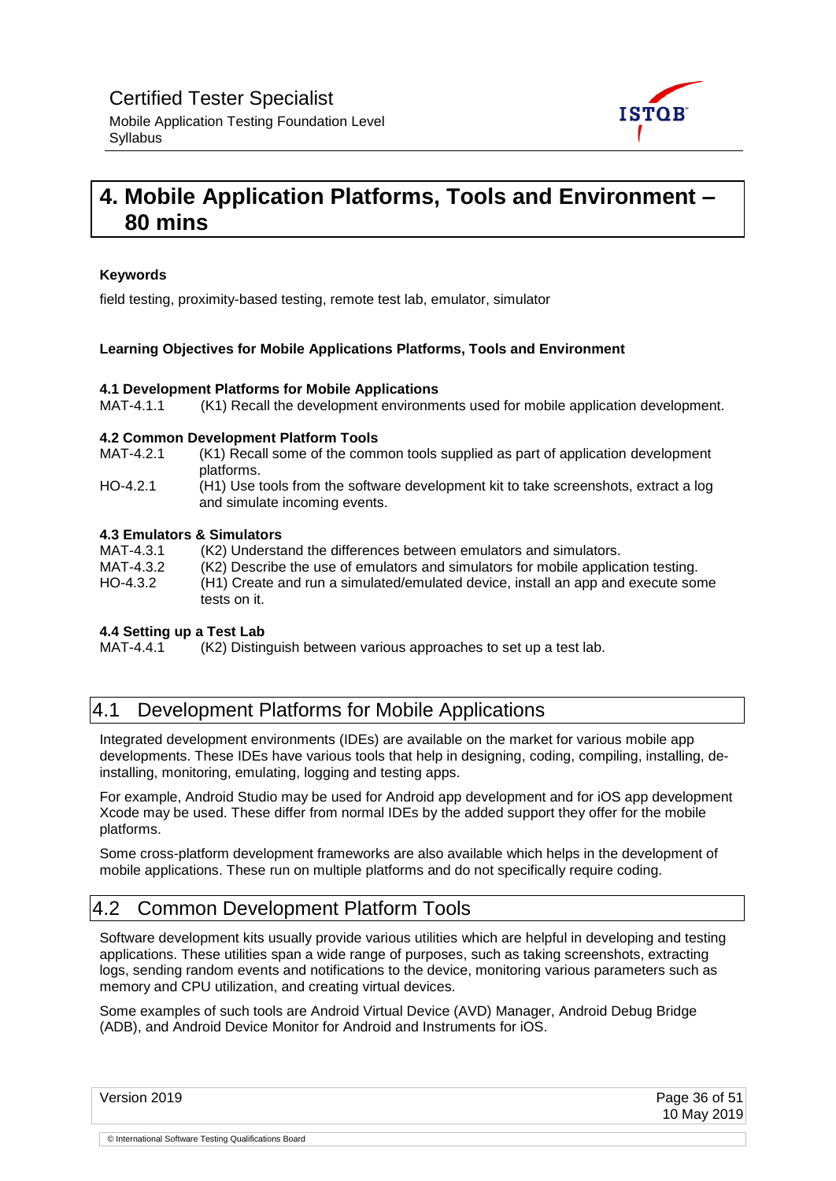# 4. Mobile Application Platforms, Tools and Environment – 80 mins

**Keywords**

field testing, proximity-based testing, remote test lab, emulator, simulator

**Learning Objectives for Mobile Applications Platforms, Tools and Environment**

**4.1 Development Platforms for Mobile Applications**

MAT-4.1.1 (K1) Recall the development environments used for mobile application development.

**4.2 Common Development Platform Tools**

MAT-4.2.1 (K1) Recall some of the common tools supplied as part of application development platforms.

HO-4.2.1 (H1) Use tools from the software development kit to take screenshots, extract a log and simulate incoming events.

**4.3 Emulators & Simulators**

MAT-4.3.1 (K2) Understand the differences between emulators and simulators.

MAT-4.3.2 (K2) Describe the use of emulators and simulators for mobile application testing.

HO-4.3.2 (H1) Create and run a simulated/emulated device, install an app and execute some tests on it.

**4.4 Setting up a Test Lab**

MAT-4.4.1 (K2) Distinguish between various approaches to set up a test lab.

## 4.1 Development Platforms for Mobile Applications

Integrated development environments (IDEs) are available on the market for various mobile app developments. These IDEs have various tools that help in designing, coding, compiling, installing, de-installing, monitoring, emulating, logging and testing apps.

For example, Android Studio may be used for Android app development and for iOS app development Xcode may be used. These differ from normal IDEs by the added support they offer for the mobile platforms.

Some cross-platform development frameworks are also available which helps in the development of mobile applications. These run on multiple platforms and do not specifically require coding.

## 4.2 Common Development Platform Tools

Software development kits usually provide various utilities which are helpful in developing and testing applications. These utilities span a wide range of purposes, such as taking screenshots, extracting logs, sending random events and notifications to the device, monitoring various parameters such as memory and CPU utilization, and creating virtual devices.

Some examples of such tools are Android Virtual Device (AVD) Manager, Android Debug Bridge (ADB), and Android Device Monitor for Android and Instruments for iOS.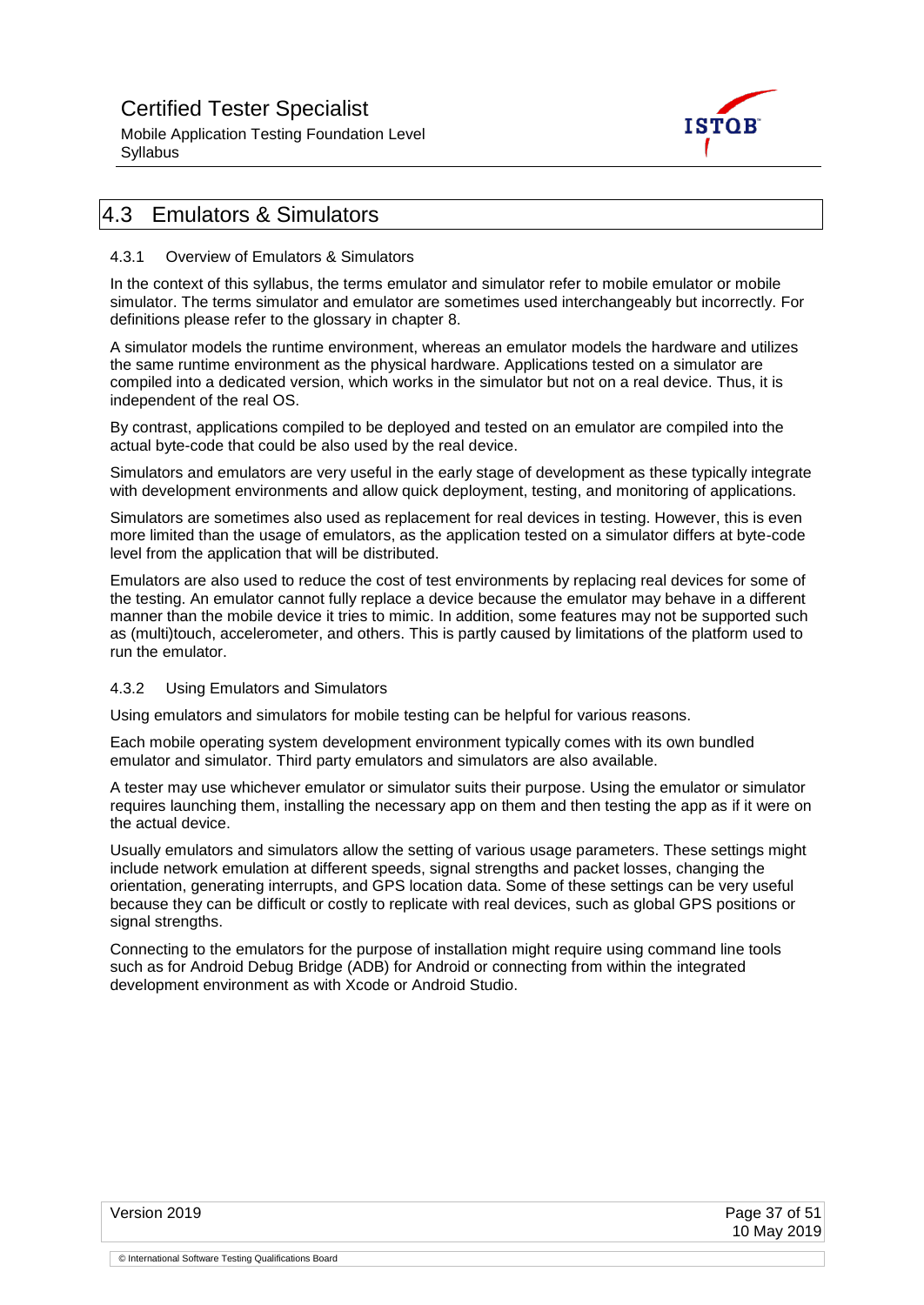## 4.3 Emulators & Simulators

### 4.3.1 Overview of Emulators & Simulators

In the context of this syllabus, the terms emulator and simulator refer to mobile emulator or mobile simulator. The terms simulator and emulator are sometimes used interchangeably but incorrectly. For definitions please refer to the glossary in chapter 8.

A simulator models the runtime environment, whereas an emulator models the hardware and utilizes the same runtime environment as the physical hardware. Applications tested on a simulator are compiled into a dedicated version, which works in the simulator but not on a real device. Thus, it is independent of the real OS.

By contrast, applications compiled to be deployed and tested on an emulator are compiled into the actual byte-code that could be also used by the real device.

Simulators and emulators are very useful in the early stage of development as these typically integrate with development environments and allow quick deployment, testing, and monitoring of applications.

Simulators are sometimes also used as replacement for real devices in testing. However, this is even more limited than the usage of emulators, as the application tested on a simulator differs at byte-code level from the application that will be distributed.

Emulators are also used to reduce the cost of test environments by replacing real devices for some of the testing. An emulator cannot fully replace a device because the emulator may behave in a different manner than the mobile device it tries to mimic. In addition, some features may not be supported such as (multi)touch, accelerometer, and others. This is partly caused by limitations of the platform used to run the emulator.

### 4.3.2 Using Emulators and Simulators

Using emulators and simulators for mobile testing can be helpful for various reasons.

Each mobile operating system development environment typically comes with its own bundled emulator and simulator. Third party emulators and simulators are also available.

A tester may use whichever emulator or simulator suits their purpose. Using the emulator or simulator requires launching them, installing the necessary app on them and then testing the app as if it were on the actual device.

Usually emulators and simulators allow the setting of various usage parameters. These settings might include network emulation at different speeds, signal strengths and packet losses, changing the orientation, generating interrupts, and GPS location data. Some of these settings can be very useful because they can be difficult or costly to replicate with real devices, such as global GPS positions or signal strengths.

Connecting to the emulators for the purpose of installation might require using command line tools such as for Android Debug Bridge (ADB) for Android or connecting from within the integrated development environment as with Xcode or Android Studio.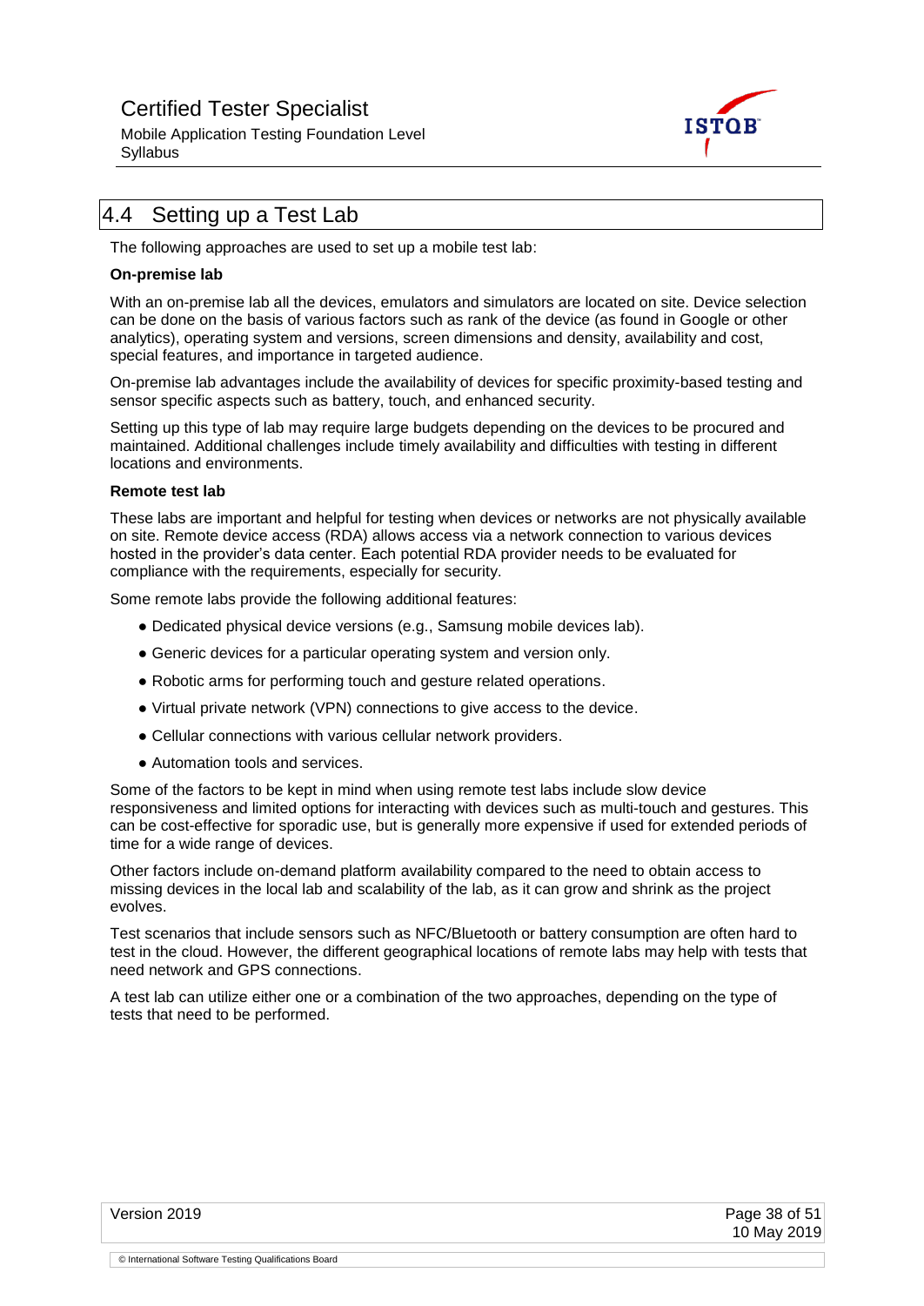## 4.4 Setting up a Test Lab

The following approaches are used to set up a mobile test lab:

**On-premise lab**

With an on-premise lab all the devices, emulators and simulators are located on site. Device selection can be done on the basis of various factors such as rank of the device (as found in Google or other analytics), operating system and versions, screen dimensions and density, availability and cost, special features, and importance in targeted audience.

On-premise lab advantages include the availability of devices for specific proximity-based testing and sensor specific aspects such as battery, touch, and enhanced security.

Setting up this type of lab may require large budgets depending on the devices to be procured and maintained. Additional challenges include timely availability and difficulties with testing in different locations and environments.

**Remote test lab**

These labs are important and helpful for testing when devices or networks are not physically available on site. Remote device access (RDA) allows access via a network connection to various devices hosted in the provider's data center. Each potential RDA provider needs to be evaluated for compliance with the requirements, especially for security.

Some remote labs provide the following additional features:

- Dedicated physical device versions (e.g., Samsung mobile devices lab).
- Generic devices for a particular operating system and version only.
- Robotic arms for performing touch and gesture related operations.
- Virtual private network (VPN) connections to give access to the device.
- Cellular connections with various cellular network providers.
- Automation tools and services.

Some of the factors to be kept in mind when using remote test labs include slow device responsiveness and limited options for interacting with devices such as multi-touch and gestures. This can be cost-effective for sporadic use, but is generally more expensive if used for extended periods of time for a wide range of devices.

Other factors include on-demand platform availability compared to the need to obtain access to missing devices in the local lab and scalability of the lab, as it can grow and shrink as the project evolves.

Test scenarios that include sensors such as NFC/Bluetooth or battery consumption are often hard to test in the cloud. However, the different geographical locations of remote labs may help with tests that need network and GPS connections.

A test lab can utilize either one or a combination of the two approaches, depending on the type of tests that need to be performed.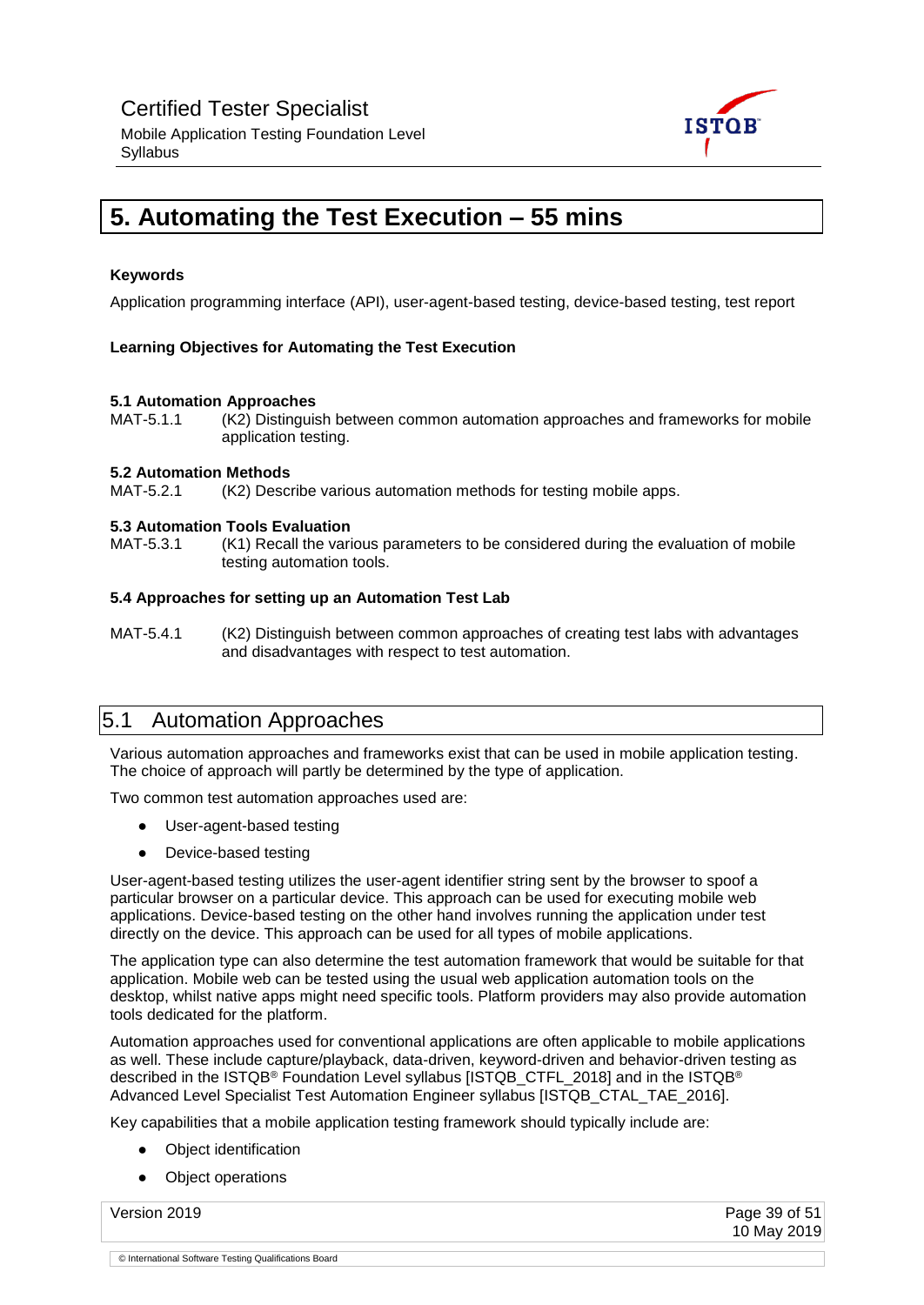# 5. Automating the Test Execution – 55 mins

**Keywords**

Application programming interface (API), user-agent-based testing, device-based testing, test report

**Learning Objectives for Automating the Test Execution**

**5.1 Automation Approaches**

MAT-5.1.1 (K2) Distinguish between common automation approaches and frameworks for mobile application testing.

**5.2 Automation Methods**

MAT-5.2.1 (K2) Describe various automation methods for testing mobile apps.

**5.3 Automation Tools Evaluation**

MAT-5.3.1 (K1) Recall the various parameters to be considered during the evaluation of mobile testing automation tools.

**5.4 Approaches for setting up an Automation Test Lab**

MAT-5.4.1 (K2) Distinguish between common approaches of creating test labs with advantages and disadvantages with respect to test automation.

## 5.1 Automation Approaches

Various automation approaches and frameworks exist that can be used in mobile application testing. The choice of approach will partly be determined by the type of application.

Two common test automation approaches used are:

- User-agent-based testing
- Device-based testing

User-agent-based testing utilizes the user-agent identifier string sent by the browser to spoof a particular browser on a particular device. This approach can be used for executing mobile web applications. Device-based testing on the other hand involves running the application under test directly on the device. This approach can be used for all types of mobile applications.

The application type can also determine the test automation framework that would be suitable for that application. Mobile web can be tested using the usual web application automation tools on the desktop, whilst native apps might need specific tools. Platform providers may also provide automation tools dedicated for the platform.

Automation approaches used for conventional applications are often applicable to mobile applications as well. These include capture/playback, data-driven, keyword-driven and behavior-driven testing as described in the ISTQB® Foundation Level syllabus [ISTQB_CTFL_2018] and in the ISTQB® Advanced Level Specialist Test Automation Engineer syllabus [ISTQB_CTAL_TAE_2016].

Key capabilities that a mobile application testing framework should typically include are:

- Object identification
- Object operations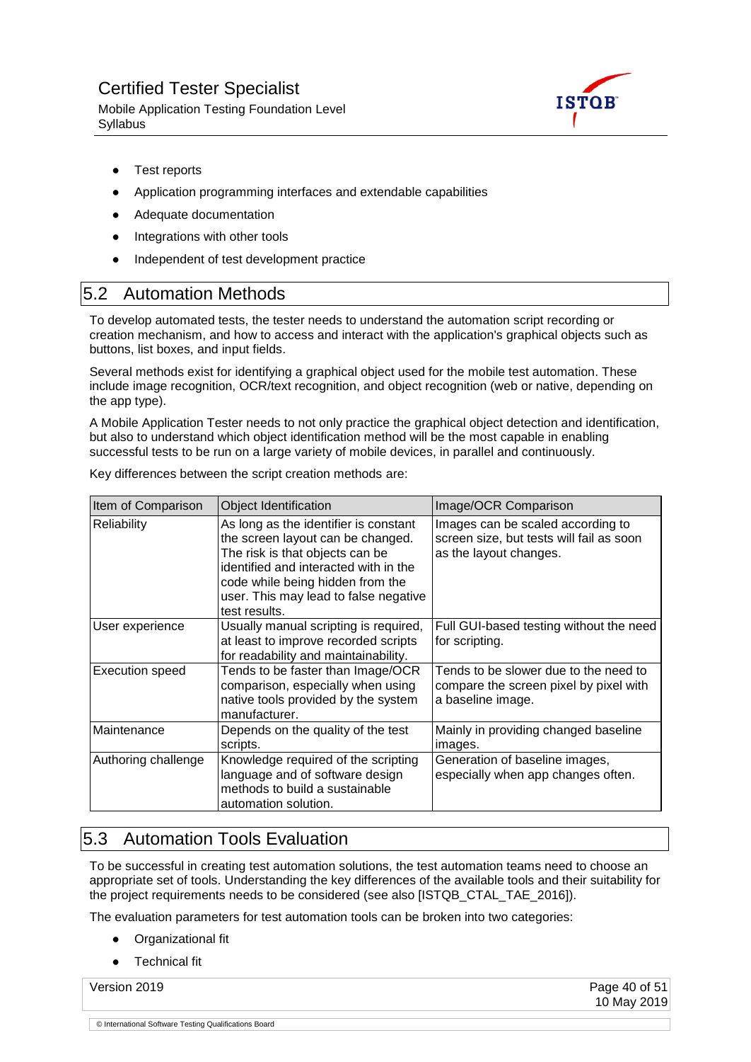- Test reports
- Application programming interfaces and extendable capabilities
- Adequate documentation
- Integrations with other tools
- Independent of test development practice

## 5.2 Automation Methods

To develop automated tests, the tester needs to understand the automation script recording or creation mechanism, and how to access and interact with the application's graphical objects such as buttons, list boxes, and input fields.

Several methods exist for identifying a graphical object used for the mobile test automation. These include image recognition, OCR/text recognition, and object recognition (web or native, depending on the app type).

A Mobile Application Tester needs to not only practice the graphical object detection and identification, but also to understand which object identification method will be the most capable in enabling successful tests to be run on a large variety of mobile devices, in parallel and continuously.

Key differences between the script creation methods are:

| Item of Comparison | Object Identification | Image/OCR Comparison |
|---|---|---|
| Reliability | As long as the identifier is constant the screen layout can be changed. The risk is that objects can be identified and interacted with in the code while being hidden from the user. This may lead to false negative test results. | Images can be scaled according to screen size, but tests will fail as soon as the layout changes. |
| User experience | Usually manual scripting is required, at least to improve recorded scripts for readability and maintainability. | Full GUI-based testing without the need for scripting. |
| Execution speed | Tends to be faster than Image/OCR comparison, especially when using native tools provided by the system manufacturer. | Tends to be slower due to the need to compare the screen pixel by pixel with a baseline image. |
| Maintenance | Depends on the quality of the test scripts. | Mainly in providing changed baseline images. |
| Authoring challenge | Knowledge required of the scripting language and of software design methods to build a sustainable automation solution. | Generation of baseline images, especially when app changes often. |

## 5.3 Automation Tools Evaluation

To be successful in creating test automation solutions, the test automation teams need to choose an appropriate set of tools. Understanding the key differences of the available tools and their suitability for the project requirements needs to be considered (see also [ISTQB_CTAL_TAE_2016]).

The evaluation parameters for test automation tools can be broken into two categories:

- Organizational fit
- Technical fit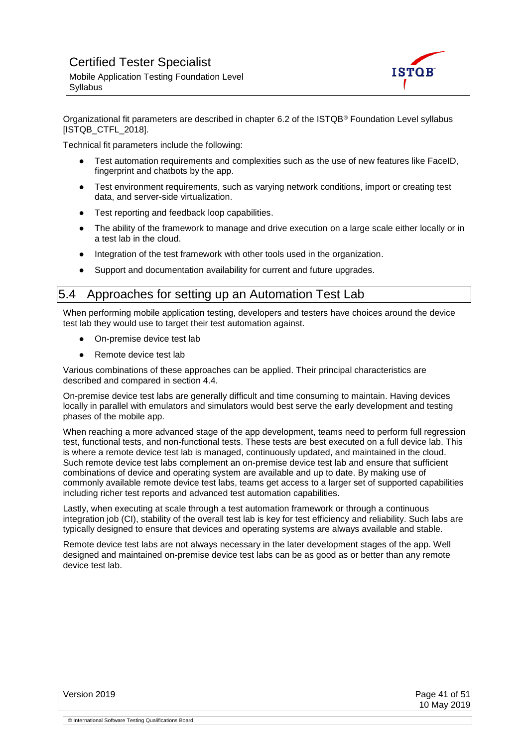Organizational fit parameters are described in chapter 6.2 of the ISTQB® Foundation Level syllabus [ISTQB_CTFL_2018].

Technical fit parameters include the following:

- Test automation requirements and complexities such as the use of new features like FaceID, fingerprint and chatbots by the app.
- Test environment requirements, such as varying network conditions, import or creating test data, and server-side virtualization.
- Test reporting and feedback loop capabilities.
- The ability of the framework to manage and drive execution on a large scale either locally or in a test lab in the cloud.
- Integration of the test framework with other tools used in the organization.
- Support and documentation availability for current and future upgrades.

## 5.4 Approaches for setting up an Automation Test Lab

When performing mobile application testing, developers and testers have choices around the device test lab they would use to target their test automation against.

- On-premise device test lab
- Remote device test lab

Various combinations of these approaches can be applied. Their principal characteristics are described and compared in section 4.4.

On-premise device test labs are generally difficult and time consuming to maintain. Having devices locally in parallel with emulators and simulators would best serve the early development and testing phases of the mobile app.

When reaching a more advanced stage of the app development, teams need to perform full regression test, functional tests, and non-functional tests. These tests are best executed on a full device lab. This is where a remote device test lab is managed, continuously updated, and maintained in the cloud. Such remote device test labs complement an on-premise device test lab and ensure that sufficient combinations of device and operating system are available and up to date. By making use of commonly available remote device test labs, teams get access to a larger set of supported capabilities including richer test reports and advanced test automation capabilities.

Lastly, when executing at scale through a test automation framework or through a continuous integration job (CI), stability of the overall test lab is key for test efficiency and reliability. Such labs are typically designed to ensure that devices and operating systems are always available and stable.

Remote device test labs are not always necessary in the later development stages of the app. Well designed and maintained on-premise device test labs can be as good as or better than any remote device test lab.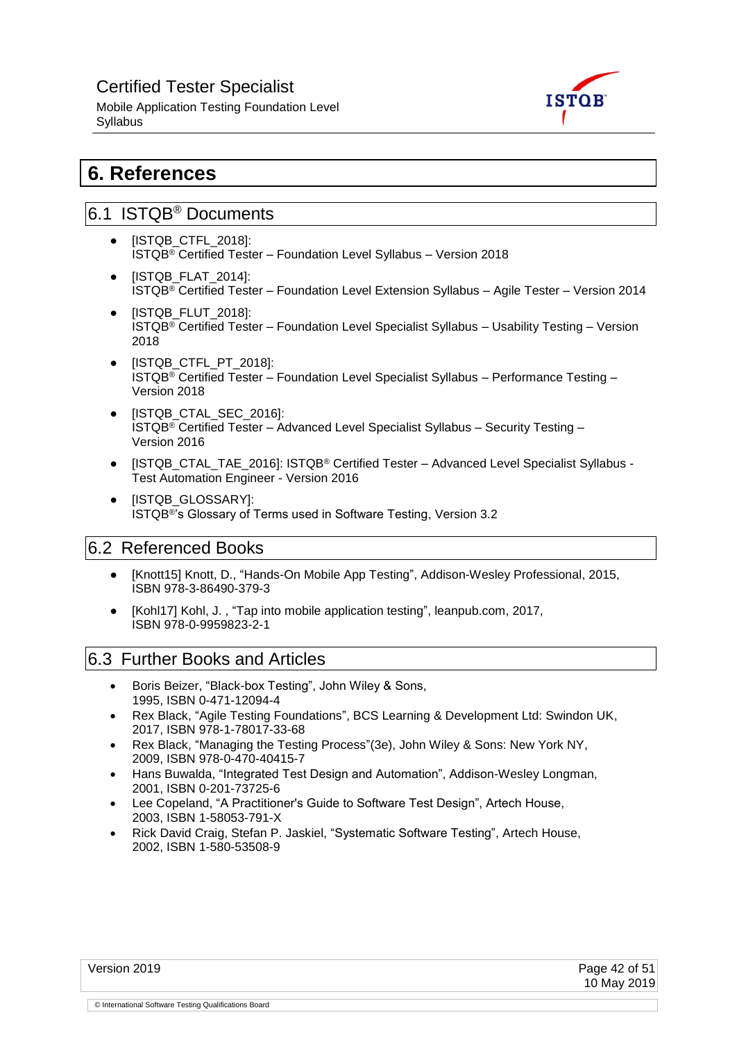# 6. References

## 6.1 ISTQB® Documents

- [ISTQB_CTFL_2018]:
  ISTQB® Certified Tester – Foundation Level Syllabus – Version 2018
- [ISTQB_FLAT_2014]:
  ISTQB® Certified Tester – Foundation Level Extension Syllabus – Agile Tester – Version 2014
- [ISTQB_FLUT_2018]:
  ISTQB® Certified Tester – Foundation Level Specialist Syllabus – Usability Testing – Version 2018
- [ISTQB_CTFL_PT_2018]:
  ISTQB® Certified Tester – Foundation Level Specialist Syllabus – Performance Testing – Version 2018
- [ISTQB_CTAL_SEC_2016]:
  ISTQB® Certified Tester – Advanced Level Specialist Syllabus – Security Testing – Version 2016
- [ISTQB_CTAL_TAE_2016]: ISTQB® Certified Tester – Advanced Level Specialist Syllabus - Test Automation Engineer - Version 2016
- [ISTQB_GLOSSARY]:
  ISTQB®'s Glossary of Terms used in Software Testing, Version 3.2

## 6.2 Referenced Books

- [Knott15] Knott, D., "Hands-On Mobile App Testing", Addison-Wesley Professional, 2015, ISBN 978-3-86490-379-3
- [Kohl17] Kohl, J. , "Tap into mobile application testing", leanpub.com, 2017, ISBN 978-0-9959823-2-1

## 6.3 Further Books and Articles

- Boris Beizer, "Black-box Testing", John Wiley & Sons, 1995, ISBN 0-471-12094-4
- Rex Black, "Agile Testing Foundations", BCS Learning & Development Ltd: Swindon UK, 2017, ISBN 978-1-78017-33-68
- Rex Black, "Managing the Testing Process"(3e), John Wiley & Sons: New York NY, 2009, ISBN 978-0-470-40415-7
- Hans Buwalda, "Integrated Test Design and Automation", Addison-Wesley Longman, 2001, ISBN 0-201-73725-6
- Lee Copeland, "A Practitioner's Guide to Software Test Design", Artech House, 2003, ISBN 1-58053-791-X
- Rick David Craig, Stefan P. Jaskiel, "Systematic Software Testing", Artech House, 2002, ISBN 1-580-53508-9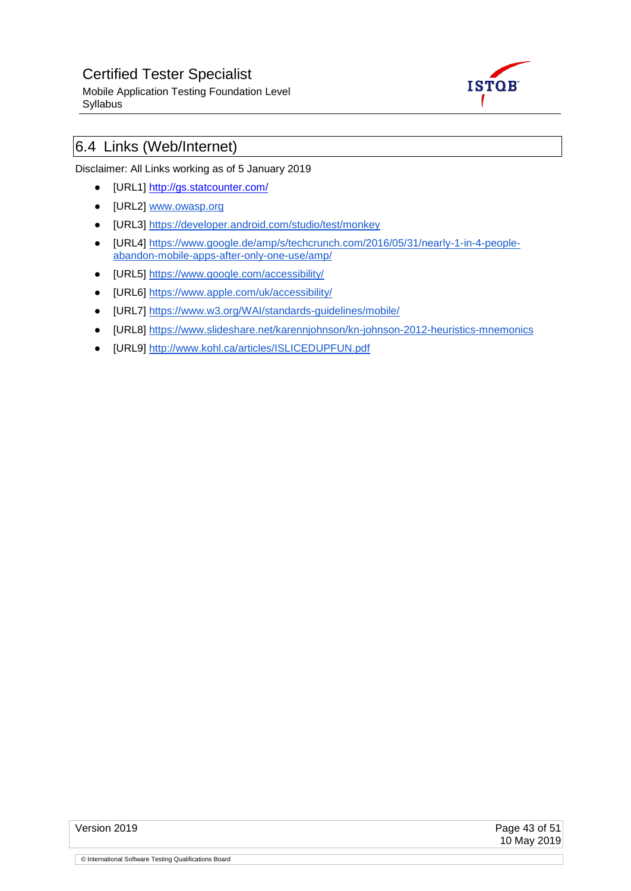## 6.4 Links (Web/Internet)

Disclaimer: All Links working as of 5 January 2019

- [URL1] http://gs.statcounter.com/
- [URL2] www.owasp.org
- [URL3] https://developer.android.com/studio/test/monkey
- [URL4] https://www.google.de/amp/s/techcrunch.com/2016/05/31/nearly-1-in-4-people-abandon-mobile-apps-after-only-one-use/amp/
- [URL5] https://www.google.com/accessibility/
- [URL6] https://www.apple.com/uk/accessibility/
- [URL7] https://www.w3.org/WAI/standards-guidelines/mobile/
- [URL8] https://www.slideshare.net/karennjohnson/kn-johnson-2012-heuristics-mnemonics
- [URL9] http://www.kohl.ca/articles/ISLICEDUPFUN.pdf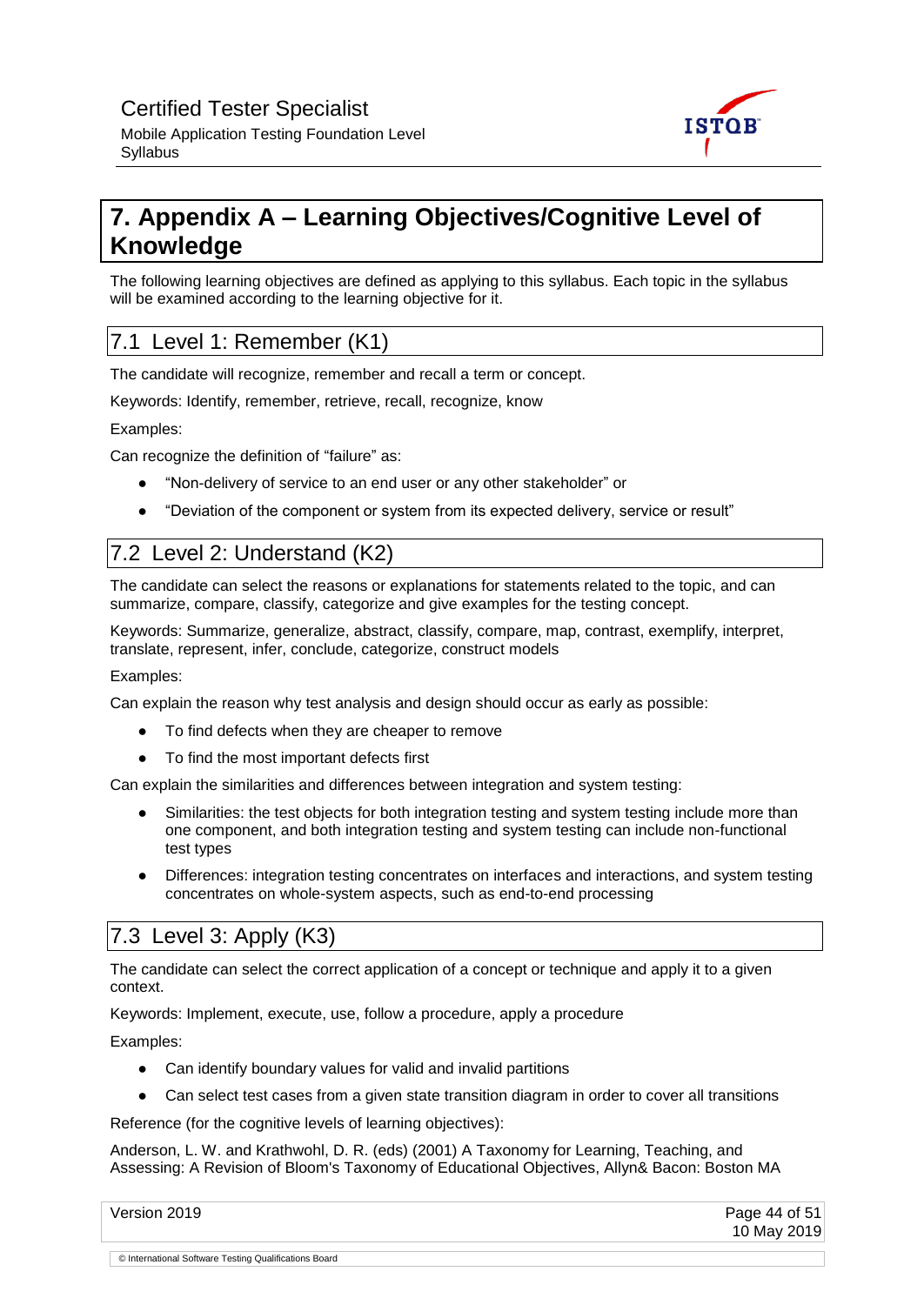# 7. Appendix A – Learning Objectives/Cognitive Level of Knowledge

The following learning objectives are defined as applying to this syllabus. Each topic in the syllabus will be examined according to the learning objective for it.

## 7.1 Level 1: Remember (K1)

The candidate will recognize, remember and recall a term or concept.

Keywords: Identify, remember, retrieve, recall, recognize, know

Examples:

Can recognize the definition of "failure" as:

- "Non-delivery of service to an end user or any other stakeholder" or
- "Deviation of the component or system from its expected delivery, service or result"

## 7.2 Level 2: Understand (K2)

The candidate can select the reasons or explanations for statements related to the topic, and can summarize, compare, classify, categorize and give examples for the testing concept.

Keywords: Summarize, generalize, abstract, classify, compare, map, contrast, exemplify, interpret, translate, represent, infer, conclude, categorize, construct models

Examples:

Can explain the reason why test analysis and design should occur as early as possible:

- To find defects when they are cheaper to remove
- To find the most important defects first

Can explain the similarities and differences between integration and system testing:

- Similarities: the test objects for both integration testing and system testing include more than one component, and both integration testing and system testing can include non-functional test types
- Differences: integration testing concentrates on interfaces and interactions, and system testing concentrates on whole-system aspects, such as end-to-end processing

## 7.3 Level 3: Apply (K3)

The candidate can select the correct application of a concept or technique and apply it to a given context.

Keywords: Implement, execute, use, follow a procedure, apply a procedure

Examples:

- Can identify boundary values for valid and invalid partitions
- Can select test cases from a given state transition diagram in order to cover all transitions

Reference (for the cognitive levels of learning objectives):

Anderson, L. W. and Krathwohl, D. R. (eds) (2001) A Taxonomy for Learning, Teaching, and Assessing: A Revision of Bloom's Taxonomy of Educational Objectives, Allyn& Bacon: Boston MA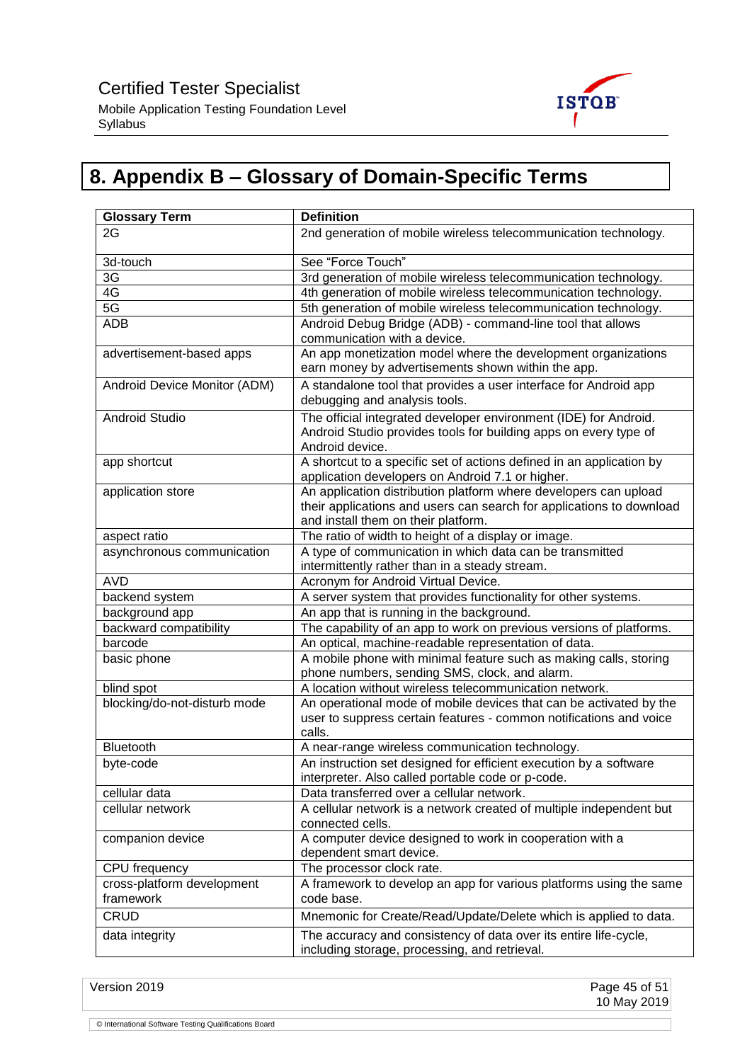# 8. Appendix B – Glossary of Domain-Specific Terms

| Glossary Term | Definition |
|---|---|
| 2G | 2nd generation of mobile wireless telecommunication technology. |
| 3d-touch | See "Force Touch" |
| 3G | 3rd generation of mobile wireless telecommunication technology. |
| 4G | 4th generation of mobile wireless telecommunication technology. |
| 5G | 5th generation of mobile wireless telecommunication technology. |
| ADB | Android Debug Bridge (ADB) - command-line tool that allows communication with a device. |
| advertisement-based apps | An app monetization model where the development organizations earn money by advertisements shown within the app. |
| Android Device Monitor (ADM) | A standalone tool that provides a user interface for Android app debugging and analysis tools. |
| Android Studio | The official integrated developer environment (IDE) for Android. Android Studio provides tools for building apps on every type of Android device. |
| app shortcut | A shortcut to a specific set of actions defined in an application by application developers on Android 7.1 or higher. |
| application store | An application distribution platform where developers can upload their applications and users can search for applications to download and install them on their platform. |
| aspect ratio | The ratio of width to height of a display or image. |
| asynchronous communication | A type of communication in which data can be transmitted intermittently rather than in a steady stream. |
| AVD | Acronym for Android Virtual Device. |
| backend system | A server system that provides functionality for other systems. |
| background app | An app that is running in the background. |
| backward compatibility | The capability of an app to work on previous versions of platforms. |
| barcode | An optical, machine-readable representation of data. |
| basic phone | A mobile phone with minimal feature such as making calls, storing phone numbers, sending SMS, clock, and alarm. |
| blind spot | A location without wireless telecommunication network. |
| blocking/do-not-disturb mode | An operational mode of mobile devices that can be activated by the user to suppress certain features - common notifications and voice calls. |
| Bluetooth | A near-range wireless communication technology. |
| byte-code | An instruction set designed for efficient execution by a software interpreter. Also called portable code or p-code. |
| cellular data | Data transferred over a cellular network. |
| cellular network | A cellular network is a network created of multiple independent but connected cells. |
| companion device | A computer device designed to work in cooperation with a dependent smart device. |
| CPU frequency | The processor clock rate. |
| cross-platform development framework | A framework to develop an app for various platforms using the same code base. |
| CRUD | Mnemonic for Create/Read/Update/Delete which is applied to data. |
| data integrity | The accuracy and consistency of data over its entire life-cycle, including storage, processing, and retrieval. |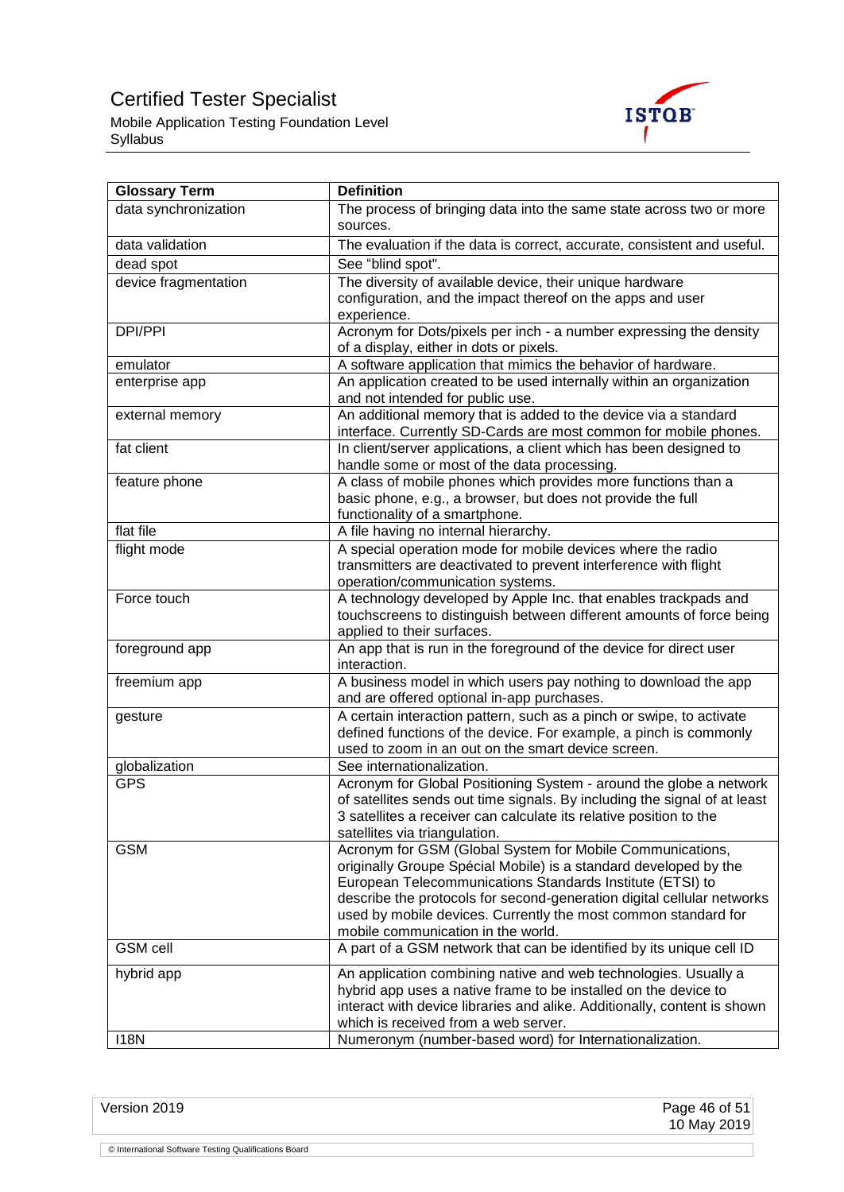| Glossary Term | Definition |
| --- | --- |
| data synchronization | The process of bringing data into the same state across two or more sources. |
| data validation | The evaluation if the data is correct, accurate, consistent and useful. |
| dead spot | See "blind spot". |
| device fragmentation | The diversity of available device, their unique hardware configuration, and the impact thereof on the apps and user experience. |
| DPI/PPI | Acronym for Dots/pixels per inch - a number expressing the density of a display, either in dots or pixels. |
| emulator | A software application that mimics the behavior of hardware. |
| enterprise app | An application created to be used internally within an organization and not intended for public use. |
| external memory | An additional memory that is added to the device via a standard interface. Currently SD-Cards are most common for mobile phones. |
| fat client | In client/server applications, a client which has been designed to handle some or most of the data processing. |
| feature phone | A class of mobile phones which provides more functions than a basic phone, e.g., a browser, but does not provide the full functionality of a smartphone. |
| flat file | A file having no internal hierarchy. |
| flight mode | A special operation mode for mobile devices where the radio transmitters are deactivated to prevent interference with flight operation/communication systems. |
| Force touch | A technology developed by Apple Inc. that enables trackpads and touchscreens to distinguish between different amounts of force being applied to their surfaces. |
| foreground app | An app that is run in the foreground of the device for direct user interaction. |
| freemium app | A business model in which users pay nothing to download the app and are offered optional in-app purchases. |
| gesture | A certain interaction pattern, such as a pinch or swipe, to activate defined functions of the device. For example, a pinch is commonly used to zoom in an out on the smart device screen. |
| globalization | See internationalization. |
| GPS | Acronym for Global Positioning System - around the globe a network of satellites sends out time signals. By including the signal of at least 3 satellites a receiver can calculate its relative position to the satellites via triangulation. |
| GSM | Acronym for GSM (Global System for Mobile Communications, originally Groupe Spécial Mobile) is a standard developed by the European Telecommunications Standards Institute (ETSI) to describe the protocols for second-generation digital cellular networks used by mobile devices. Currently the most common standard for mobile communication in the world. |
| GSM cell | A part of a GSM network that can be identified by its unique cell ID |
| hybrid app | An application combining native and web technologies. Usually a hybrid app uses a native frame to be installed on the device to interact with device libraries and alike. Additionally, content is shown which is received from a web server. |
| I18N | Numeronym (number-based word) for Internationalization. |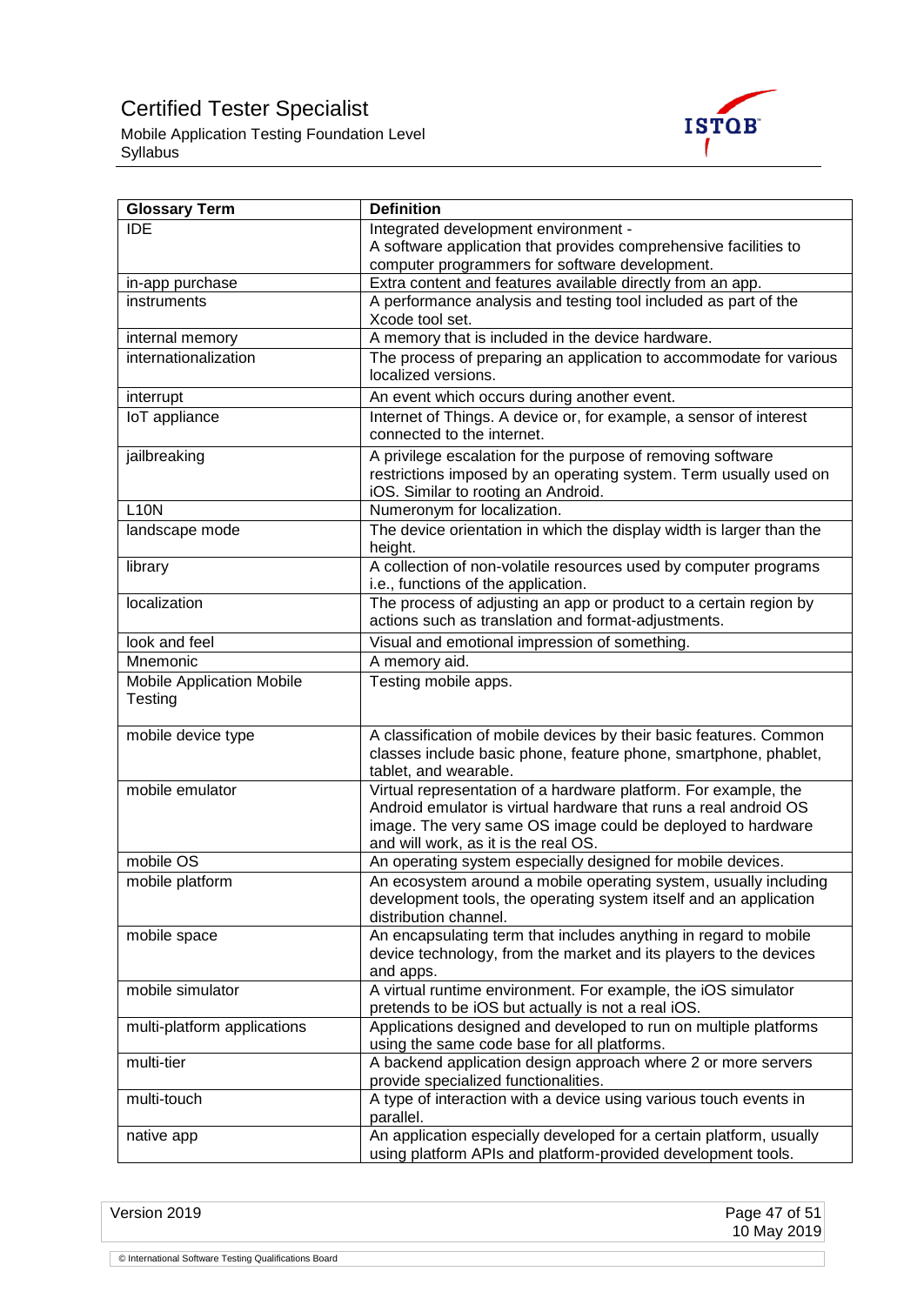| Glossary Term | Definition |
|---|---|
| IDE | Integrated development environment - A software application that provides comprehensive facilities to computer programmers for software development. |
| in-app purchase | Extra content and features available directly from an app. |
| instruments | A performance analysis and testing tool included as part of the Xcode tool set. |
| internal memory | A memory that is included in the device hardware. |
| internationalization | The process of preparing an application to accommodate for various localized versions. |
| interrupt | An event which occurs during another event. |
| IoT appliance | Internet of Things. A device or, for example, a sensor of interest connected to the internet. |
| jailbreaking | A privilege escalation for the purpose of removing software restrictions imposed by an operating system. Term usually used on iOS. Similar to rooting an Android. |
| L10N | Numeronym for localization. |
| landscape mode | The device orientation in which the display width is larger than the height. |
| library | A collection of non-volatile resources used by computer programs i.e., functions of the application. |
| localization | The process of adjusting an app or product to a certain region by actions such as translation and format-adjustments. |
| look and feel | Visual and emotional impression of something. |
| Mnemonic | A memory aid. |
| Mobile Application Mobile Testing | Testing mobile apps. |
| mobile device type | A classification of mobile devices by their basic features. Common classes include basic phone, feature phone, smartphone, phablet, tablet, and wearable. |
| mobile emulator | Virtual representation of a hardware platform. For example, the Android emulator is virtual hardware that runs a real android OS image. The very same OS image could be deployed to hardware and will work, as it is the real OS. |
| mobile OS | An operating system especially designed for mobile devices. |
| mobile platform | An ecosystem around a mobile operating system, usually including development tools, the operating system itself and an application distribution channel. |
| mobile space | An encapsulating term that includes anything in regard to mobile device technology, from the market and its players to the devices and apps. |
| mobile simulator | A virtual runtime environment. For example, the iOS simulator pretends to be iOS but actually is not a real iOS. |
| multi-platform applications | Applications designed and developed to run on multiple platforms using the same code base for all platforms. |
| multi-tier | A backend application design approach where 2 or more servers provide specialized functionalities. |
| multi-touch | A type of interaction with a device using various touch events in parallel. |
| native app | An application especially developed for a certain platform, usually using platform APIs and platform-provided development tools. |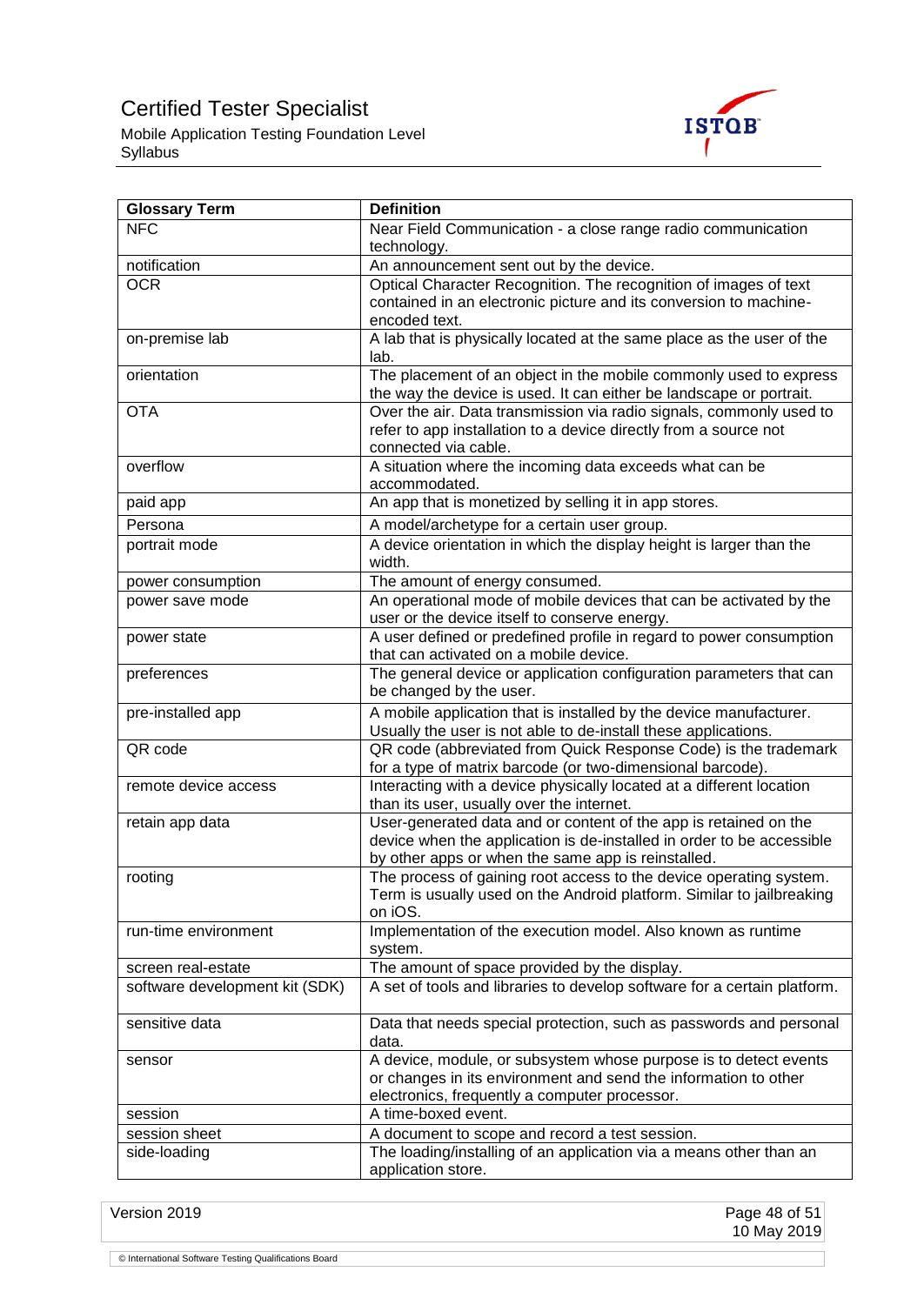| Glossary Term | Definition |
|---|---|
| NFC | Near Field Communication - a close range radio communication technology. |
| notification | An announcement sent out by the device. |
| OCR | Optical Character Recognition. The recognition of images of text contained in an electronic picture and its conversion to machine-encoded text. |
| on-premise lab | A lab that is physically located at the same place as the user of the lab. |
| orientation | The placement of an object in the mobile commonly used to express the way the device is used. It can either be landscape or portrait. |
| OTA | Over the air. Data transmission via radio signals, commonly used to refer to app installation to a device directly from a source not connected via cable. |
| overflow | A situation where the incoming data exceeds what can be accommodated. |
| paid app | An app that is monetized by selling it in app stores. |
| Persona | A model/archetype for a certain user group. |
| portrait mode | A device orientation in which the display height is larger than the width. |
| power consumption | The amount of energy consumed. |
| power save mode | An operational mode of mobile devices that can be activated by the user or the device itself to conserve energy. |
| power state | A user defined or predefined profile in regard to power consumption that can activated on a mobile device. |
| preferences | The general device or application configuration parameters that can be changed by the user. |
| pre-installed app | A mobile application that is installed by the device manufacturer. Usually the user is not able to de-install these applications. |
| QR code | QR code (abbreviated from Quick Response Code) is the trademark for a type of matrix barcode (or two-dimensional barcode). |
| remote device access | Interacting with a device physically located at a different location than its user, usually over the internet. |
| retain app data | User-generated data and or content of the app is retained on the device when the application is de-installed in order to be accessible by other apps or when the same app is reinstalled. |
| rooting | The process of gaining root access to the device operating system. Term is usually used on the Android platform. Similar to jailbreaking on iOS. |
| run-time environment | Implementation of the execution model. Also known as runtime system. |
| screen real-estate | The amount of space provided by the display. |
| software development kit (SDK) | A set of tools and libraries to develop software for a certain platform. |
| sensitive data | Data that needs special protection, such as passwords and personal data. |
| sensor | A device, module, or subsystem whose purpose is to detect events or changes in its environment and send the information to other electronics, frequently a computer processor. |
| session | A time-boxed event. |
| session sheet | A document to scope and record a test session. |
| side-loading | The loading/installing of an application via a means other than an application store. |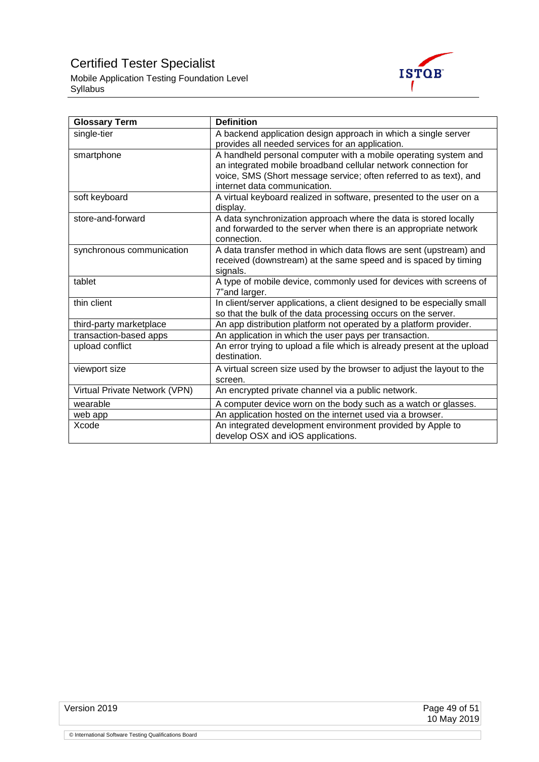| Glossary Term | Definition |
|---|---|
| single-tier | A backend application design approach in which a single server provides all needed services for an application. |
| smartphone | A handheld personal computer with a mobile operating system and an integrated mobile broadband cellular network connection for voice, SMS (Short message service; often referred to as text), and internet data communication. |
| soft keyboard | A virtual keyboard realized in software, presented to the user on a display. |
| store-and-forward | A data synchronization approach where the data is stored locally and forwarded to the server when there is an appropriate network connection. |
| synchronous communication | A data transfer method in which data flows are sent (upstream) and received (downstream) at the same speed and is spaced by timing signals. |
| tablet | A type of mobile device, commonly used for devices with screens of 7"and larger. |
| thin client | In client/server applications, a client designed to be especially small so that the bulk of the data processing occurs on the server. |
| third-party marketplace | An app distribution platform not operated by a platform provider. |
| transaction-based apps | An application in which the user pays per transaction. |
| upload conflict | An error trying to upload a file which is already present at the upload destination. |
| viewport size | A virtual screen size used by the browser to adjust the layout to the screen. |
| Virtual Private Network (VPN) | An encrypted private channel via a public network. |
| wearable | A computer device worn on the body such as a watch or glasses. |
| web app | An application hosted on the internet used via a browser. |
| Xcode | An integrated development environment provided by Apple to develop OSX and iOS applications. |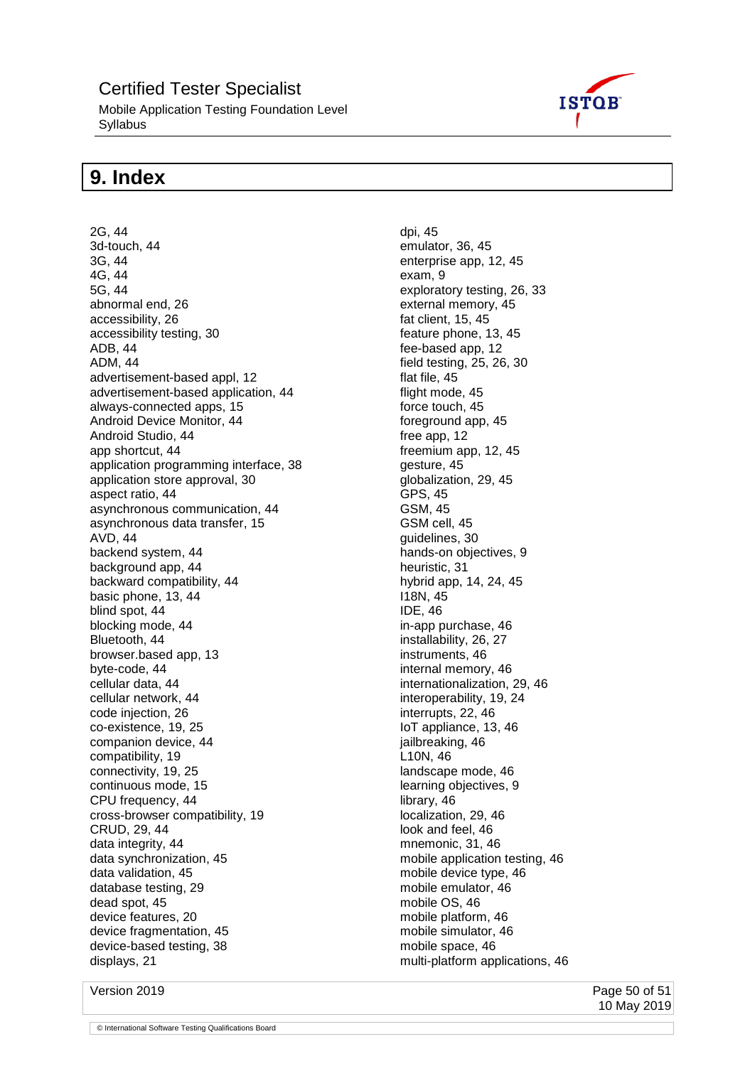# 9. Index

2G, 44
3d-touch, 44
3G, 44
4G, 44
5G, 44
abnormal end, 26
accessibility, 26
accessibility testing, 30
ADB, 44
ADM, 44
advertisement-based appl, 12
advertisement-based application, 44
always-connected apps, 15
Android Device Monitor, 44
Android Studio, 44
app shortcut, 44
application programming interface, 38
application store approval, 30
aspect ratio, 44
asynchronous communication, 44
asynchronous data transfer, 15
AVD, 44
backend system, 44
background app, 44
backward compatibility, 44
basic phone, 13, 44
blind spot, 44
blocking mode, 44
Bluetooth, 44
browser.based app, 13
byte-code, 44
cellular data, 44
cellular network, 44
code injection, 26
co-existence, 19, 25
companion device, 44
compatibility, 19
connectivity, 19, 25
continuous mode, 15
CPU frequency, 44
cross-browser compatibility, 19
CRUD, 29, 44
data integrity, 44
data synchronization, 45
data validation, 45
database testing, 29
dead spot, 45
device features, 20
device fragmentation, 45
device-based testing, 38
displays, 21
dpi, 45
emulator, 36, 45
enterprise app, 12, 45
exam, 9
exploratory testing, 26, 33
external memory, 45
fat client, 15, 45
feature phone, 13, 45
fee-based app, 12
field testing, 25, 26, 30
flat file, 45
flight mode, 45
force touch, 45
foreground app, 45
free app, 12
freemium app, 12, 45
gesture, 45
globalization, 29, 45
GPS, 45
GSM, 45
GSM cell, 45
guidelines, 30
hands-on objectives, 9
heuristic, 31
hybrid app, 14, 24, 45
I18N, 45
IDE, 46
in-app purchase, 46
installability, 26, 27
instruments, 46
internal memory, 46
internationalization, 29, 46
interoperability, 19, 24
interrupts, 22, 46
IoT appliance, 13, 46
jailbreaking, 46
L10N, 46
landscape mode, 46
learning objectives, 9
library, 46
localization, 29, 46
look and feel, 46
mnemonic, 31, 46
mobile application testing, 46
mobile device type, 46
mobile emulator, 46
mobile OS, 46
mobile platform, 46
mobile simulator, 46
mobile space, 46
multi-platform applications, 46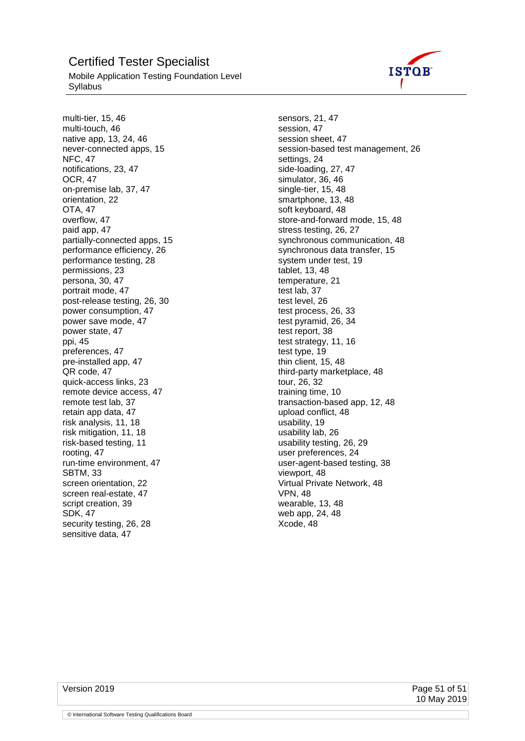multi-tier, 15, 46
multi-touch, 46
native app, 13, 24, 46
never-connected apps, 15
NFC, 47
notifications, 23, 47
OCR, 47
on-premise lab, 37, 47
orientation, 22
OTA, 47
overflow, 47
paid app, 47
partially-connected apps, 15
performance efficiency, 26
performance testing, 28
permissions, 23
persona, 30, 47
portrait mode, 47
post-release testing, 26, 30
power consumption, 47
power save mode, 47
power state, 47
ppi, 45
preferences, 47
pre-installed app, 47
QR code, 47
quick-access links, 23
remote device access, 47
remote test lab, 37
retain app data, 47
risk analysis, 11, 18
risk mitigation, 11, 18
risk-based testing, 11
rooting, 47
run-time environment, 47
SBTM, 33
screen orientation, 22
screen real-estate, 47
script creation, 39
SDK, 47
security testing, 26, 28
sensitive data, 47
sensors, 21, 47
session, 47
session sheet, 47
session-based test management, 26
settings, 24
side-loading, 27, 47
simulator, 36, 46
single-tier, 15, 48
smartphone, 13, 48
soft keyboard, 48
store-and-forward mode, 15, 48
stress testing, 26, 27
synchronous communication, 48
synchronous data transfer, 15
system under test, 19
tablet, 13, 48
temperature, 21
test lab, 37
test level, 26
test process, 26, 33
test pyramid, 26, 34
test report, 38
test strategy, 11, 16
test type, 19
thin client, 15, 48
third-party marketplace, 48
tour, 26, 32
training time, 10
transaction-based app, 12, 48
upload conflict, 48
usability, 19
usability lab, 26
usability testing, 26, 29
user preferences, 24
user-agent-based testing, 38
viewport, 48
Virtual Private Network, 48
VPN, 48
wearable, 13, 48
web app, 24, 48
Xcode, 48